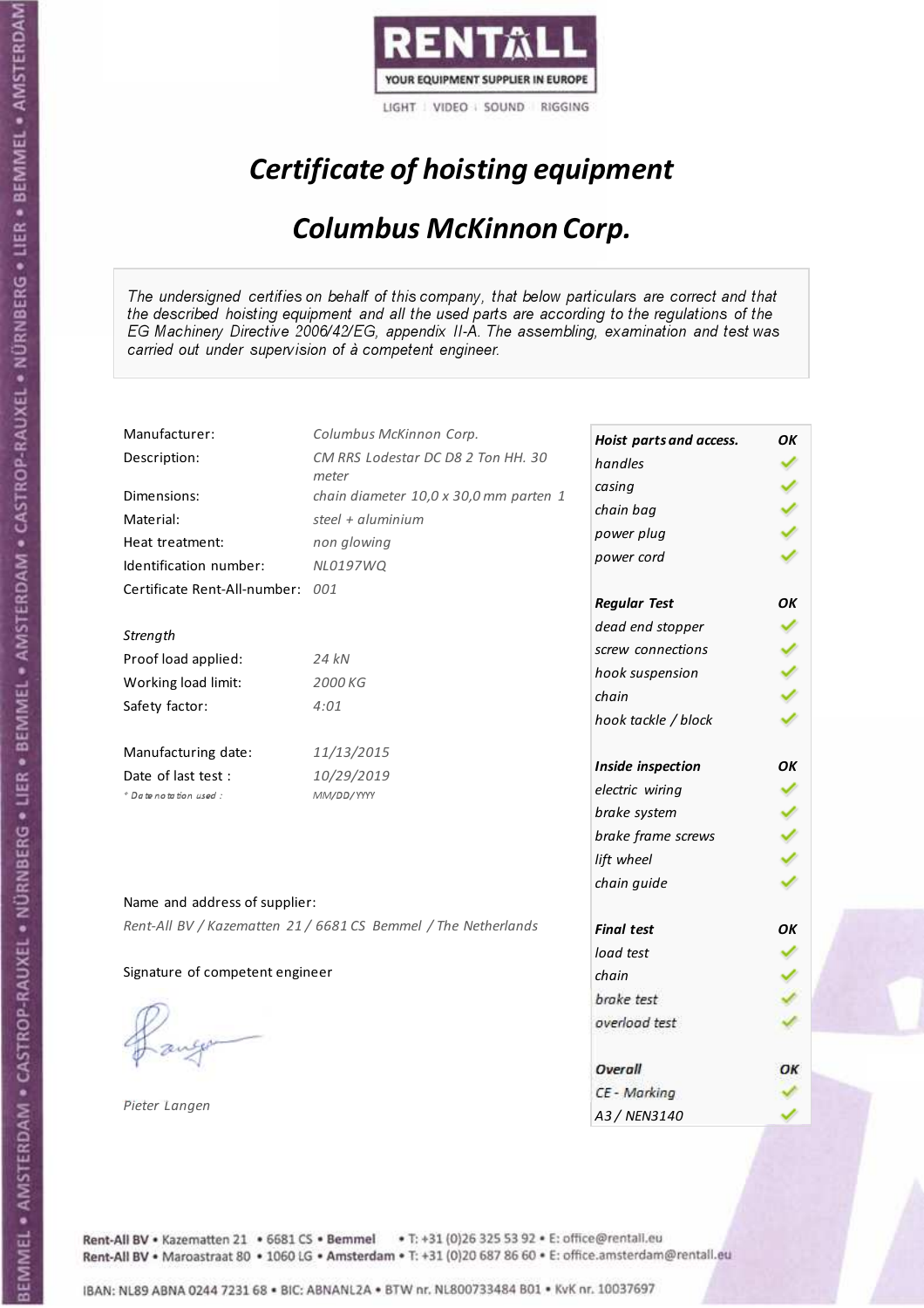RENTALL
YOUR EQUIPMENT SUPPLIER IN EUROPE
LIGHT | VIDEO | SOUND | RIGGING

# *Certificate of hoisting equipment*

## *Columbus McKinnon Corp.*

*The undersigned certifies on behalf of this company, that below particulars are correct and that the described hoisting equipment and all the used parts are according to the regulations of the EG Machinery Directive 2006/42/EG, appendix II-A. The assembling, examination and test was carried out under supervision of à competent engineer.*

| | |
|---|---|
| Manufacturer: | *Columbus McKinnon Corp.* |
| Description: | *CM RRS Lodestar DC D8 2 Ton HH. 30 meter* |
| Dimensions: | *chain diameter 10,0 x 30,0 mm parten 1* |
| Material: | *steel + aluminium* |
| Heat treatment: | *non glowing* |
| Identification number: | *NL0197WQ* |
| Certificate Rent-All-number: | *001* |

*Strength*

| | |
|---|---|
| Proof load applied: | *24 kN* |
| Working load limit: | *2000 KG* |
| Safety factor: | *4:01* |

| | |
|---|---|
| Manufacturing date: | *11/13/2015* |
| Date of last test : | *10/29/2019* |
| *\* Date notation used :* | *MM/DD/YYYY* |

Name and address of supplier:

*Rent-All BV / Kazematten 21 / 6681 CS Bemmel / The Netherlands*

Signature of competent engineer

*Pieter Langen*

| ***Hoist parts and access.*** | ***OK*** |
|---|---|
| *handles* | ✓ |
| *casing* | ✓ |
| *chain bag* | ✓ |
| *power plug* | ✓ |
| *power cord* | ✓ |
| ***Regular Test*** | ***OK*** |
| *dead end stopper* | ✓ |
| *screw connections* | ✓ |
| *hook suspension* | ✓ |
| *chain* | ✓ |
| *hook tackle / block* | ✓ |
| ***Inside inspection*** | ***OK*** |
| *electric wiring* | ✓ |
| *brake system* | ✓ |
| *brake frame screws* | ✓ |
| *lift wheel* | ✓ |
| *chain guide* | ✓ |
| ***Final test*** | ***OK*** |
| *load test* | ✓ |
| *chain* | ✓ |
| *brake test* | ✓ |
| *overload test* | ✓ |
| ***Overall*** | ***OK*** |
| *CE - Marking* | ✓ |
| *A3 / NEN3140* | ✓ |

Rent-All BV • Kazematten 21 • 6681 CS • Bemmel • T: +31 (0)26 325 53 92 • E: office@rentall.eu
Rent-All BV • Maroastraat 80 • 1060 LG • Amsterdam • T: +31 (0)20 687 86 60 • E: office.amsterdam@rentall.eu

IBAN: NL89 ABNA 0244 7231 68 • BIC: ABNANL2A • BTW nr. NL800733484 B01 • KvK nr. 10037697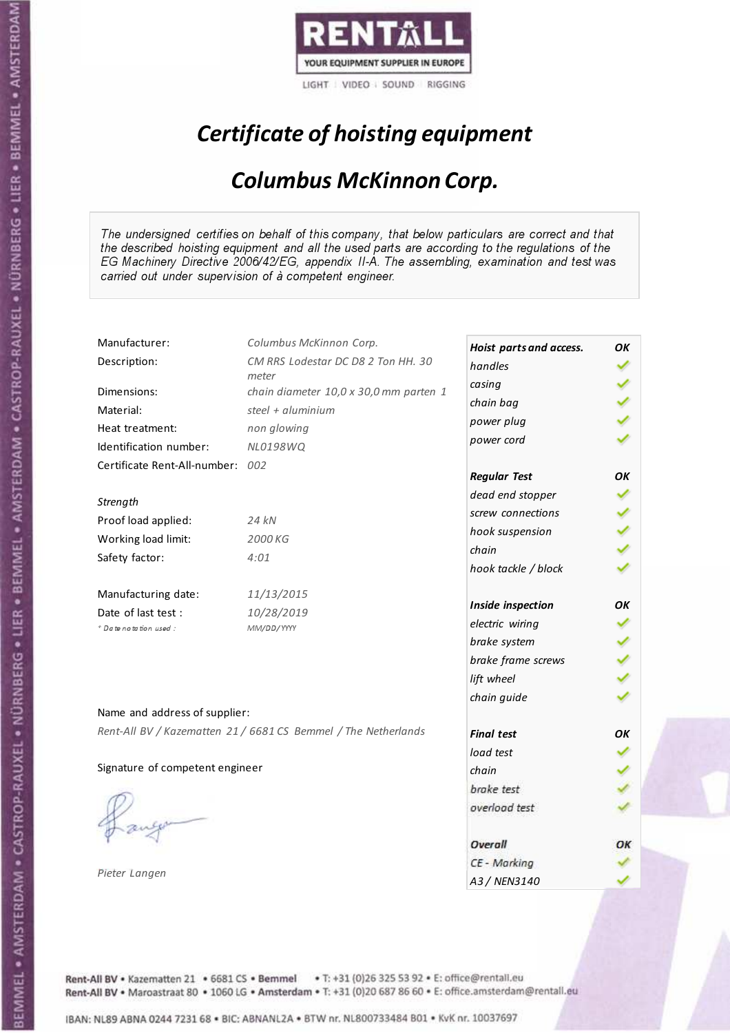RENTALL
YOUR EQUIPMENT SUPPLIER IN EUROPE
LIGHT | VIDEO | SOUND | RIGGING

# *Certificate of hoisting equipment*

## *Columbus McKinnon Corp.*

*The undersigned certifies on behalf of this company, that below particulars are correct and that the described hoisting equipment and all the used parts are according to the regulations of the EG Machinery Directive 2006/42/EG, appendix II-A. The assembling, examination and test was carried out under supervision of à competent engineer.*

| | |
|---|---|
| Manufacturer: | *Columbus McKinnon Corp.* |
| Description: | *CM RRS Lodestar DC D8 2 Ton HH. 30 meter* |
| Dimensions: | *chain diameter 10,0 x 30,0 mm parten 1* |
| Material: | *steel + aluminium* |
| Heat treatment: | *non glowing* |
| Identification number: | *NL0198WQ* |
| Certificate Rent-All-number: | *002* |
| *Strength* | |
| Proof load applied: | *24 kN* |
| Working load limit: | *2000 KG* |
| Safety factor: | *4:01* |
| Manufacturing date: | *11/13/2015* |
| Date of last test : | *10/28/2019* |
| *\* Date notation used :* | *MM/DD/YYYY* |

| *Hoist parts and access.* | *OK* |
|---|---|
| *handles* | ✓ |
| *casing* | ✓ |
| *chain bag* | ✓ |
| *power plug* | ✓ |
| *power cord* | ✓ |
| ***Regular Test*** | ***OK*** |
| *dead end stopper* | ✓ |
| *screw connections* | ✓ |
| *hook suspension* | ✓ |
| *chain* | ✓ |
| *hook tackle / block* | ✓ |
| ***Inside inspection*** | ***OK*** |
| *electric wiring* | ✓ |
| *brake system* | ✓ |
| *brake frame screws* | ✓ |
| *lift wheel* | ✓ |
| *chain guide* | ✓ |
| ***Final test*** | ***OK*** |
| *load test* | ✓ |
| *chain* | ✓ |
| *brake test* | ✓ |
| *overload test* | ✓ |
| ***Overall*** | ***OK*** |
| *CE - Marking* | ✓ |
| *A3 / NEN3140* | ✓ |

Name and address of supplier:

*Rent-All BV / Kazematten 21 / 6681 CS Bemmel / The Netherlands*

Signature of competent engineer

*Pieter Langen*

Rent-All BV • Kazematten 21 • 6681 CS • Bemmel • T: +31 (0)26 325 53 92 • E: office@rentall.eu
Rent-All BV • Maroastraat 80 • 1060 LG • Amsterdam • T: +31 (0)20 687 86 60 • E: office.amsterdam@rentall.eu

IBAN: NL89 ABNA 0244 7231 68 • BIC: ABNANL2A • BTW nr. NL800733484 B01 • KvK nr. 10037697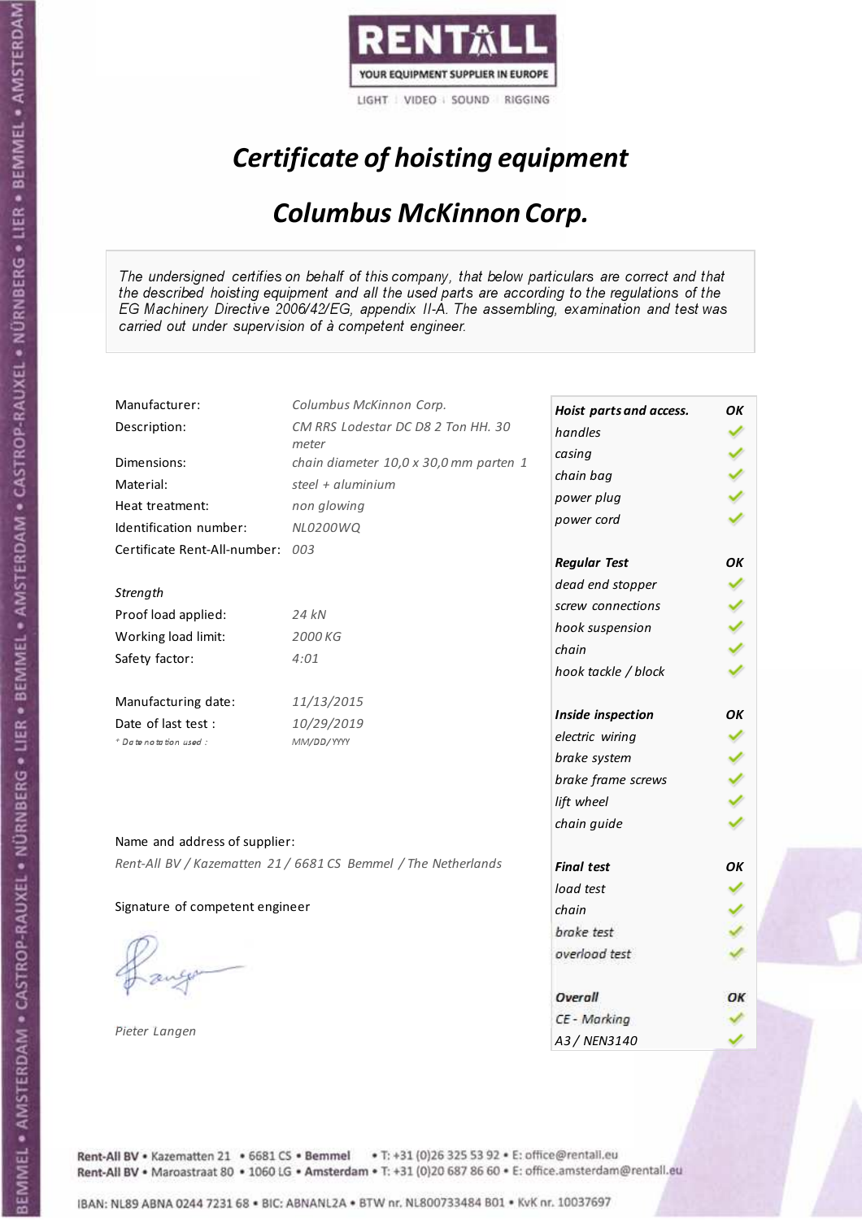RENTALL

YOUR EQUIPMENT SUPPLIER IN EUROPE

LIGHT | VIDEO | SOUND | RIGGING

# *Certificate of hoisting equipment*

## *Columbus McKinnon Corp.*

*The undersigned certifies on behalf of this company, that below particulars are correct and that the described hoisting equipment and all the used parts are according to the regulations of the EG Machinery Directive 2006/42/EG, appendix II-A. The assembling, examination and test was carried out under supervision of à competent engineer.*

| | |
|---|---|
| Manufacturer: | *Columbus McKinnon Corp.* |
| Description: | *CM RRS Lodestar DC D8 2 Ton HH. 30 meter* |
| Dimensions: | *chain diameter 10,0 x 30,0 mm parten 1* |
| Material: | *steel + aluminium* |
| Heat treatment: | *non glowing* |
| Identification number: | *NL0200WQ* |
| Certificate Rent-All-number: | *003* |
| *Strength* | |
| Proof load applied: | *24 kN* |
| Working load limit: | *2000 KG* |
| Safety factor: | *4:01* |
| Manufacturing date: | *11/13/2015* |
| Date of last test : | *10/29/2019* |
| *\* Date notation used :* | *MM/DD/YYYY* |

| | |
|---|---|
| ***Hoist parts and access.*** | ***OK*** |
| *handles* | ✓ |
| *casing* | ✓ |
| *chain bag* | ✓ |
| *power plug* | ✓ |
| *power cord* | ✓ |
| ***Regular Test*** | ***OK*** |
| *dead end stopper* | ✓ |
| *screw connections* | ✓ |
| *hook suspension* | ✓ |
| *chain* | ✓ |
| *hook tackle / block* | ✓ |
| ***Inside inspection*** | ***OK*** |
| *electric wiring* | ✓ |
| *brake system* | ✓ |
| *brake frame screws* | ✓ |
| *lift wheel* | ✓ |
| *chain guide* | ✓ |
| ***Final test*** | ***OK*** |
| *load test* | ✓ |
| *chain* | ✓ |
| *brake test* | ✓ |
| *overload test* | ✓ |
| ***Overall*** | ***OK*** |
| *CE - Marking* | ✓ |
| *A3 / NEN3140* | ✓ |

Name and address of supplier:

*Rent-All BV / Kazematten 21 / 6681 CS Bemmel / The Netherlands*

Signature of competent engineer

*Pieter Langen*

Rent-All BV • Kazematten 21 • 6681 CS • Bemmel • T: +31 (0)26 325 53 92 • E: office@rentall.eu
Rent-All BV • Maroastraat 80 • 1060 LG • Amsterdam • T: +31 (0)20 687 86 60 • E: office.amsterdam@rentall.eu

IBAN: NL89 ABNA 0244 7231 68 • BIC: ABNANL2A • BTW nr. NL800733484 B01 • KvK nr. 10037697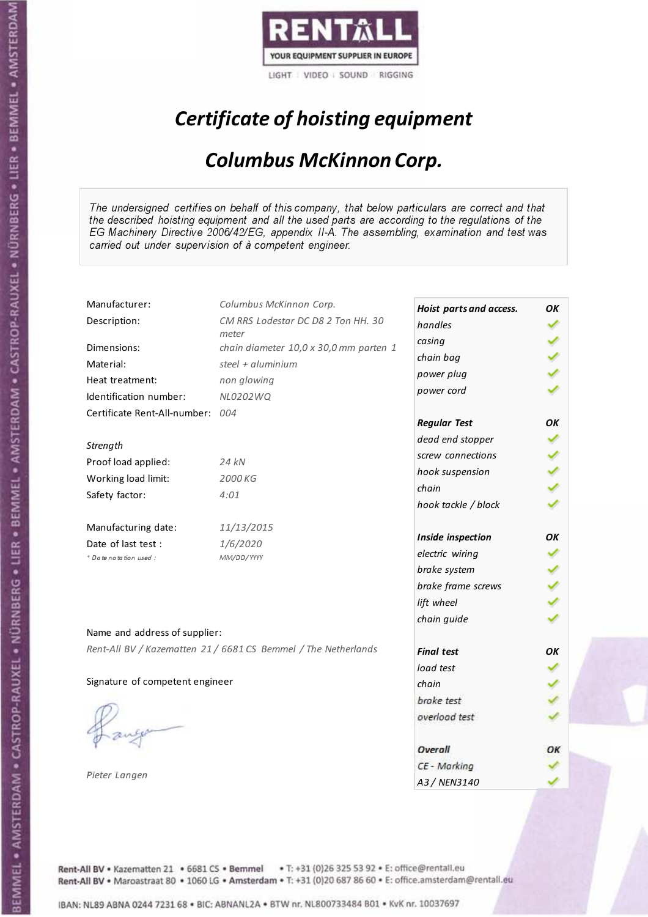RENTALL

YOUR EQUIPMENT SUPPLIER IN EUROPE

LIGHT | VIDEO | SOUND | RIGGING

# *Certificate of hoisting equipment*

## *Columbus McKinnon Corp.*

*The undersigned certifies on behalf of this company, that below particulars are correct and that the described hoisting equipment and all the used parts are according to the regulations of the EG Machinery Directive 2006/42/EG, appendix II-A. The assembling, examination and test was carried out under supervision of à competent engineer.*

| | |
|---|---|
| Manufacturer: | *Columbus McKinnon Corp.* |
| Description: | *CM RRS Lodestar DC D8 2 Ton HH. 30 meter* |
| Dimensions: | *chain diameter 10,0 x 30,0 mm parten 1* |
| Material: | *steel + aluminium* |
| Heat treatment: | *non glowing* |
| Identification number: | *NL0202WQ* |
| Certificate Rent-All-number: | *004* |

*Strength*

| | |
|---|---|
| Proof load applied: | *24 kN* |
| Working load limit: | *2000 KG* |
| Safety factor: | *4:01* |

| | |
|---|---|
| Manufacturing date: | *11/13/2015* |
| Date of last test : | *1/6/2020* |
| *\* Date notation used :* | *MM/DD/YYYY* |

| | |
|---|---|
| ***Hoist parts and access.*** | ***OK*** |
| *handles* | ✓ |
| *casing* | ✓ |
| *chain bag* | ✓ |
| *power plug* | ✓ |
| *power cord* | ✓ |
| ***Regular Test*** | ***OK*** |
| *dead end stopper* | ✓ |
| *screw connections* | ✓ |
| *hook suspension* | ✓ |
| *chain* | ✓ |
| *hook tackle / block* | ✓ |
| ***Inside inspection*** | ***OK*** |
| *electric wiring* | ✓ |
| *brake system* | ✓ |
| *brake frame screws* | ✓ |
| *lift wheel* | ✓ |
| *chain guide* | ✓ |
| ***Final test*** | ***OK*** |
| *load test* | ✓ |
| *chain* | ✓ |
| *brake test* | ✓ |
| *overload test* | ✓ |
| ***Overall*** | ***OK*** |
| *CE - Marking* | ✓ |
| *A3 / NEN3140* | ✓ |

Name and address of supplier:

*Rent-All BV / Kazematten 21 / 6681 CS Bemmel / The Netherlands*

Signature of competent engineer

*Pieter Langen*

Rent-All BV • Kazematten 21 • 6681 CS • Bemmel • T: +31 (0)26 325 53 92 • E: office@rentall.eu
Rent-All BV • Maroastraat 80 • 1060 LG • Amsterdam • T: +31 (0)20 687 86 60 • E: office.amsterdam@rentall.eu

IBAN: NL89 ABNA 0244 7231 68 • BIC: ABNANL2A • BTW nr. NL800733484 B01 • KvK nr. 10037697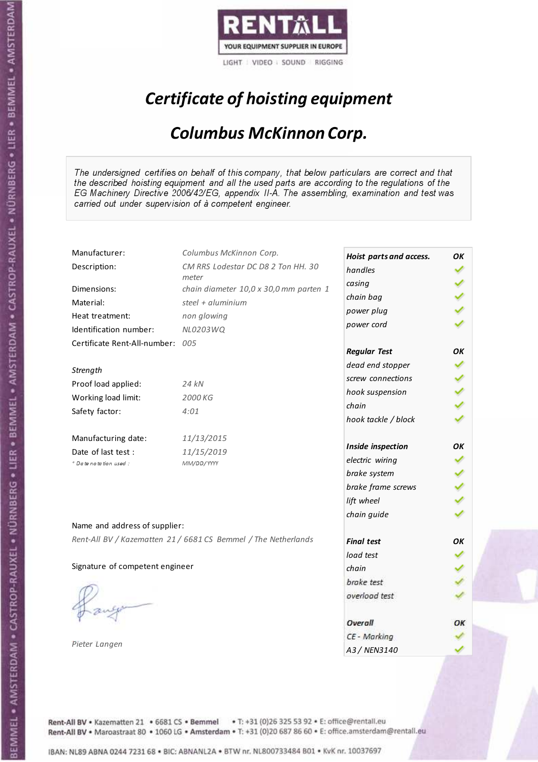RENTALL

YOUR EQUIPMENT SUPPLIER IN EUROPE

LIGHT | VIDEO | SOUND | RIGGING

# *Certificate of hoisting equipment*

## *Columbus McKinnon Corp.*

*The undersigned certifies on behalf of this company, that below particulars are correct and that the described hoisting equipment and all the used parts are according to the regulations of the EG Machinery Directive 2006/42/EG, appendix II-A. The assembling, examination and test was carried out under supervision of à competent engineer.*

| | |
|---|---|
| Manufacturer: | *Columbus McKinnon Corp.* |
| Description: | *CM RRS Lodestar DC D8 2 Ton HH. 30 meter* |
| Dimensions: | *chain diameter 10,0 x 30,0 mm parten 1* |
| Material: | *steel + aluminium* |
| Heat treatment: | *non glowing* |
| Identification number: | *NL0203WQ* |
| Certificate Rent-All-number: | *005* |

*Strength*

| | |
|---|---|
| Proof load applied: | *24 kN* |
| Working load limit: | *2000 KG* |
| Safety factor: | *4:01* |

| | |
|---|---|
| Manufacturing date: | *11/13/2015* |
| Date of last test : | *11/15/2019* |
| *\* Date notation used :* | *MM/DD/YYYY* |

Name and address of supplier:

*Rent-All BV / Kazematten 21 / 6681 CS Bemmel / The Netherlands*

Signature of competent engineer

*Pieter Langen*

| ***Hoist parts and access.*** | ***OK*** |
|---|---|
| *handles* | ✓ |
| *casing* | ✓ |
| *chain bag* | ✓ |
| *power plug* | ✓ |
| *power cord* | ✓ |
| ***Regular Test*** | ***OK*** |
| *dead end stopper* | ✓ |
| *screw connections* | ✓ |
| *hook suspension* | ✓ |
| *chain* | ✓ |
| *hook tackle / block* | ✓ |
| ***Inside inspection*** | ***OK*** |
| *electric wiring* | ✓ |
| *brake system* | ✓ |
| *brake frame screws* | ✓ |
| *lift wheel* | ✓ |
| *chain guide* | ✓ |
| ***Final test*** | ***OK*** |
| *load test* | ✓ |
| *chain* | ✓ |
| *brake test* | ✓ |
| *overload test* | ✓ |
| ***Overall*** | ***OK*** |
| *CE - Marking* | ✓ |
| *A3 / NEN3140* | ✓ |

**Rent-All BV** • Kazematten 21 • 6681 CS • **Bemmel** • T: +31 (0)26 325 53 92 • E: office@rentall.eu
**Rent-All BV** • Maroastraat 80 • 1060 LG • **Amsterdam** • T: +31 (0)20 687 86 60 • E: office.amsterdam@rentall.eu

IBAN: NL89 ABNA 0244 7231 68 • BIC: ABNANL2A • BTW nr. NL800733484 B01 • KvK nr. 10037697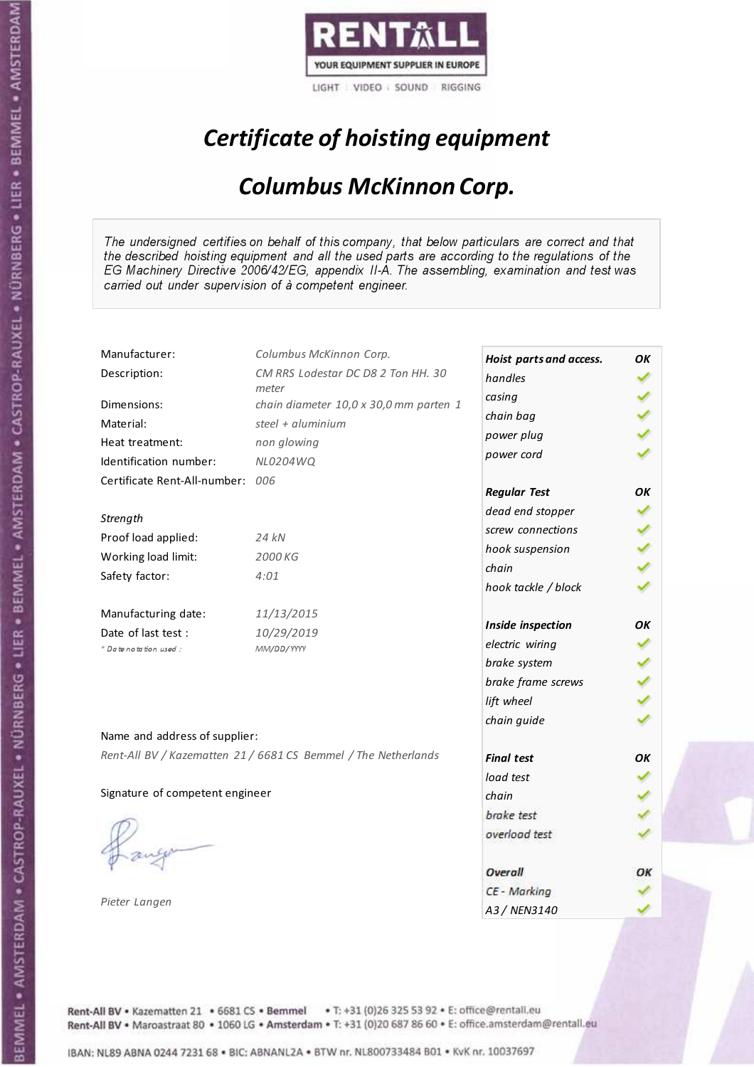RENTALL

YOUR EQUIPMENT SUPPLIER IN EUROPE

LIGHT | VIDEO | SOUND | RIGGING

# *Certificate of hoisting equipment*

## *Columbus McKinnon Corp.*

*The undersigned certifies on behalf of this company, that below particulars are correct and that the described hoisting equipment and all the used parts are according to the regulations of the EG Machinery Directive 2006/42/EG, appendix II-A. The assembling, examination and test was carried out under supervision of à competent engineer.*

| | |
|---|---|
| Manufacturer: | *Columbus McKinnon Corp.* |
| Description: | *CM RRS Lodestar DC D8 2 Ton HH. 30 meter* |
| Dimensions: | *chain diameter 10,0 x 30,0 mm parten 1* |
| Material: | *steel + aluminium* |
| Heat treatment: | *non glowing* |
| Identification number: | *NL0204WQ* |
| Certificate Rent-All-number: | *006* |

*Strength*

| | |
|---|---|
| Proof load applied: | *24 kN* |
| Working load limit: | *2000 KG* |
| Safety factor: | *4:01* |

| | |
|---|---|
| Manufacturing date: | *11/13/2015* |
| Date of last test : | *10/29/2019* |
| * Date notation used : | *MM/DD/YYYY* |

Name and address of supplier:

*Rent-All BV / Kazematten 21 / 6681 CS Bemmel / The Netherlands*

Signature of competent engineer

*Pieter Langen*

| ***Hoist parts and access.*** | ***OK*** |
|---|---|
| *handles* | ✓ |
| *casing* | ✓ |
| *chain bag* | ✓ |
| *power plug* | ✓ |
| *power cord* | ✓ |
| ***Regular Test*** | ***OK*** |
| *dead end stopper* | ✓ |
| *screw connections* | ✓ |
| *hook suspension* | ✓ |
| *chain* | ✓ |
| *hook tackle / block* | ✓ |
| ***Inside inspection*** | ***OK*** |
| *electric wiring* | ✓ |
| *brake system* | ✓ |
| *brake frame screws* | ✓ |
| *lift wheel* | ✓ |
| *chain guide* | ✓ |
| ***Final test*** | ***OK*** |
| *load test* | ✓ |
| *chain* | ✓ |
| *brake test* | ✓ |
| *overload test* | ✓ |
| ***Overall*** | ***OK*** |
| *CE - Marking* | ✓ |
| *A3 / NEN3140* | ✓ |

Rent-All BV • Kazematten 21 • 6681 CS • Bemmel • T: +31 (0)26 325 53 92 • E: office@rentall.eu
Rent-All BV • Maroastraat 80 • 1060 LG • Amsterdam • T: +31 (0)20 687 86 60 • E: office.amsterdam@rentall.eu

IBAN: NL89 ABNA 0244 7231 68 • BIC: ABNANL2A • BTW nr. NL800733484 B01 • KvK nr. 10037697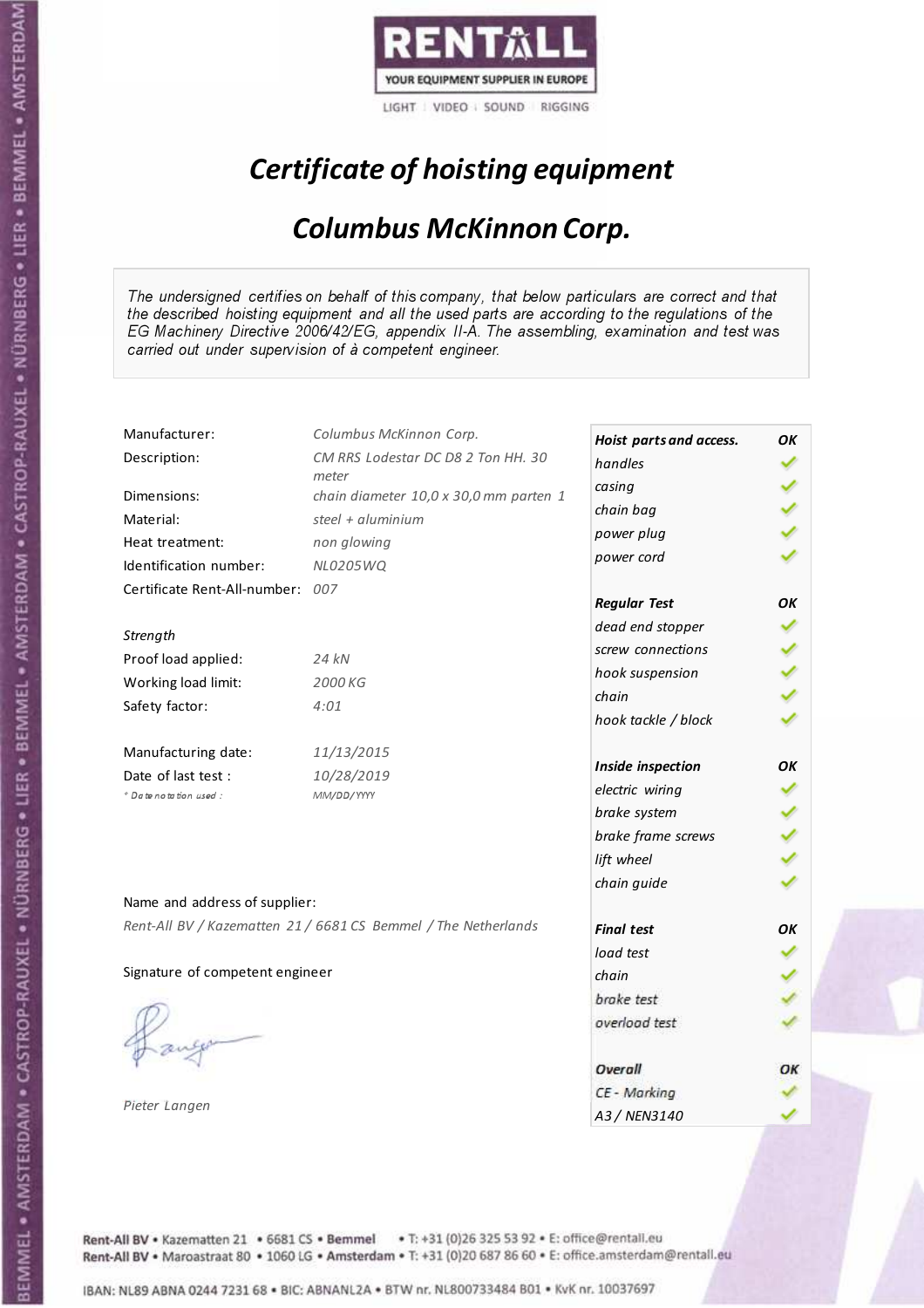RENTALL

YOUR EQUIPMENT SUPPLIER IN EUROPE

LIGHT | VIDEO | SOUND | RIGGING

# *Certificate of hoisting equipment*

## *Columbus McKinnon Corp.*

*The undersigned certifies on behalf of this company, that below particulars are correct and that the described hoisting equipment and all the used parts are according to the regulations of the EG Machinery Directive 2006/42/EG, appendix II-A. The assembling, examination and test was carried out under supervision of à competent engineer.*

| | |
|---|---|
| Manufacturer: | *Columbus McKinnon Corp.* |
| Description: | *CM RRS Lodestar DC D8 2 Ton HH. 30 meter* |
| Dimensions: | *chain diameter 10,0 x 30,0 mm parten 1* |
| Material: | *steel + aluminium* |
| Heat treatment: | *non glowing* |
| Identification number: | *NL0205WQ* |
| Certificate Rent-All-number: | *007* |

*Strength*

| | |
|---|---|
| Proof load applied: | *24 kN* |
| Working load limit: | *2000 KG* |
| Safety factor: | *4:01* |

| | |
|---|---|
| Manufacturing date: | *11/13/2015* |
| Date of last test : | *10/28/2019* |
| *\* Date notation used :* | *MM/DD/YYYY* |

| | |
|---|---|
| ***Hoist parts and access.*** | ***OK*** |
| *handles* | ✓ |
| *casing* | ✓ |
| *chain bag* | ✓ |
| *power plug* | ✓ |
| *power cord* | ✓ |
| ***Regular Test*** | ***OK*** |
| *dead end stopper* | ✓ |
| *screw connections* | ✓ |
| *hook suspension* | ✓ |
| *chain* | ✓ |
| *hook tackle / block* | ✓ |
| ***Inside inspection*** | ***OK*** |
| *electric wiring* | ✓ |
| *brake system* | ✓ |
| *brake frame screws* | ✓ |
| *lift wheel* | ✓ |
| *chain guide* | ✓ |
| ***Final test*** | ***OK*** |
| *load test* | ✓ |
| *chain* | ✓ |
| *brake test* | ✓ |
| *overload test* | ✓ |
| ***Overall*** | ***OK*** |
| *CE - Marking* | ✓ |
| *A3 / NEN3140* | ✓ |

Name and address of supplier:

*Rent-All BV / Kazematten 21 / 6681 CS Bemmel / The Netherlands*

Signature of competent engineer

*Pieter Langen*

Rent-All BV • Kazematten 21 • 6681 CS • **Bemmel** • T: +31 (0)26 325 53 92 • E: office@rentall.eu
Rent-All BV • Maroastraat 80 • 1060 LG • **Amsterdam** • T: +31 (0)20 687 86 60 • E: office.amsterdam@rentall.eu

IBAN: NL89 ABNA 0244 7231 68 • BIC: ABNANL2A • BTW nr. NL800733484 B01 • KvK nr. 10037697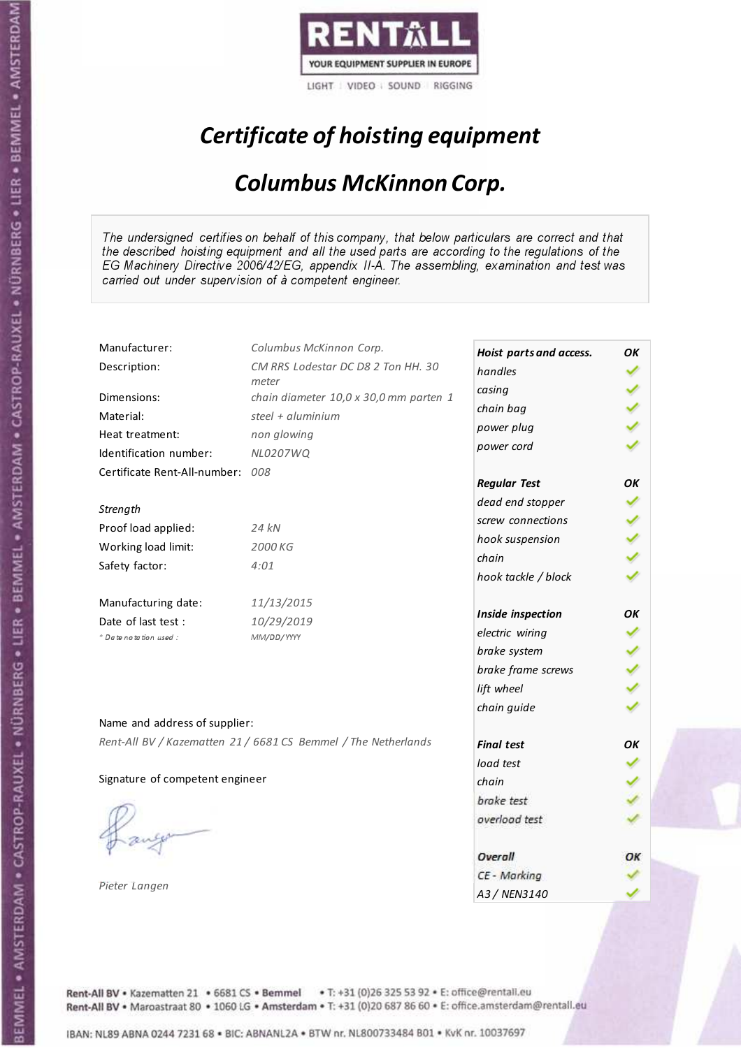RENTALL

YOUR EQUIPMENT SUPPLIER IN EUROPE

LIGHT | VIDEO | SOUND | RIGGING

# *Certificate of hoisting equipment*

## *Columbus McKinnon Corp.*

*The undersigned certifies on behalf of this company, that below particulars are correct and that the described hoisting equipment and all the used parts are according to the regulations of the EG Machinery Directive 2006/42/EG, appendix II-A. The assembling, examination and test was carried out under supervision of à competent engineer.*

| | |
|---|---|
| Manufacturer: | *Columbus McKinnon Corp.* |
| Description: | *CM RRS Lodestar DC D8 2 Ton HH. 30 meter* |
| Dimensions: | *chain diameter 10,0 x 30,0 mm parten 1* |
| Material: | *steel + aluminium* |
| Heat treatment: | *non glowing* |
| Identification number: | *NL0207WQ* |
| Certificate Rent-All-number: | *008* |

*Strength*

| | |
|---|---|
| Proof load applied: | *24 kN* |
| Working load limit: | *2000 KG* |
| Safety factor: | *4:01* |

| | |
|---|---|
| Manufacturing date: | *11/13/2015* |
| Date of last test : | *10/29/2019* |
| *\* Date notation used :* | *MM/DD/YYYY* |

| | |
|---|---|
| ***Hoist parts and access.*** | ***OK*** |
| *handles* | ✓ |
| *casing* | ✓ |
| *chain bag* | ✓ |
| *power plug* | ✓ |
| *power cord* | ✓ |
| ***Regular Test*** | ***OK*** |
| *dead end stopper* | ✓ |
| *screw connections* | ✓ |
| *hook suspension* | ✓ |
| *chain* | ✓ |
| *hook tackle / block* | ✓ |
| ***Inside inspection*** | ***OK*** |
| *electric wiring* | ✓ |
| *brake system* | ✓ |
| *brake frame screws* | ✓ |
| *lift wheel* | ✓ |
| *chain guide* | ✓ |
| ***Final test*** | ***OK*** |
| *load test* | ✓ |
| *chain* | ✓ |
| *brake test* | ✓ |
| *overload test* | ✓ |
| ***Overall*** | ***OK*** |
| *CE - Marking* | ✓ |
| *A3 / NEN3140* | ✓ |

Name and address of supplier:

*Rent-All BV / Kazematten 21 / 6681 CS Bemmel / The Netherlands*

Signature of competent engineer

*Pieter Langen*

Rent-All BV • Kazematten 21 • 6681 CS • **Bemmel** • T: +31 (0)26 325 53 92 • E: office@rentall.eu
Rent-All BV • Maroastraat 80 • 1060 LG • **Amsterdam** • T: +31 (0)20 687 86 60 • E: office.amsterdam@rentall.eu

IBAN: NL89 ABNA 0244 7231 68 • BIC: ABNANL2A • BTW nr. NL800733484 B01 • KvK nr. 10037697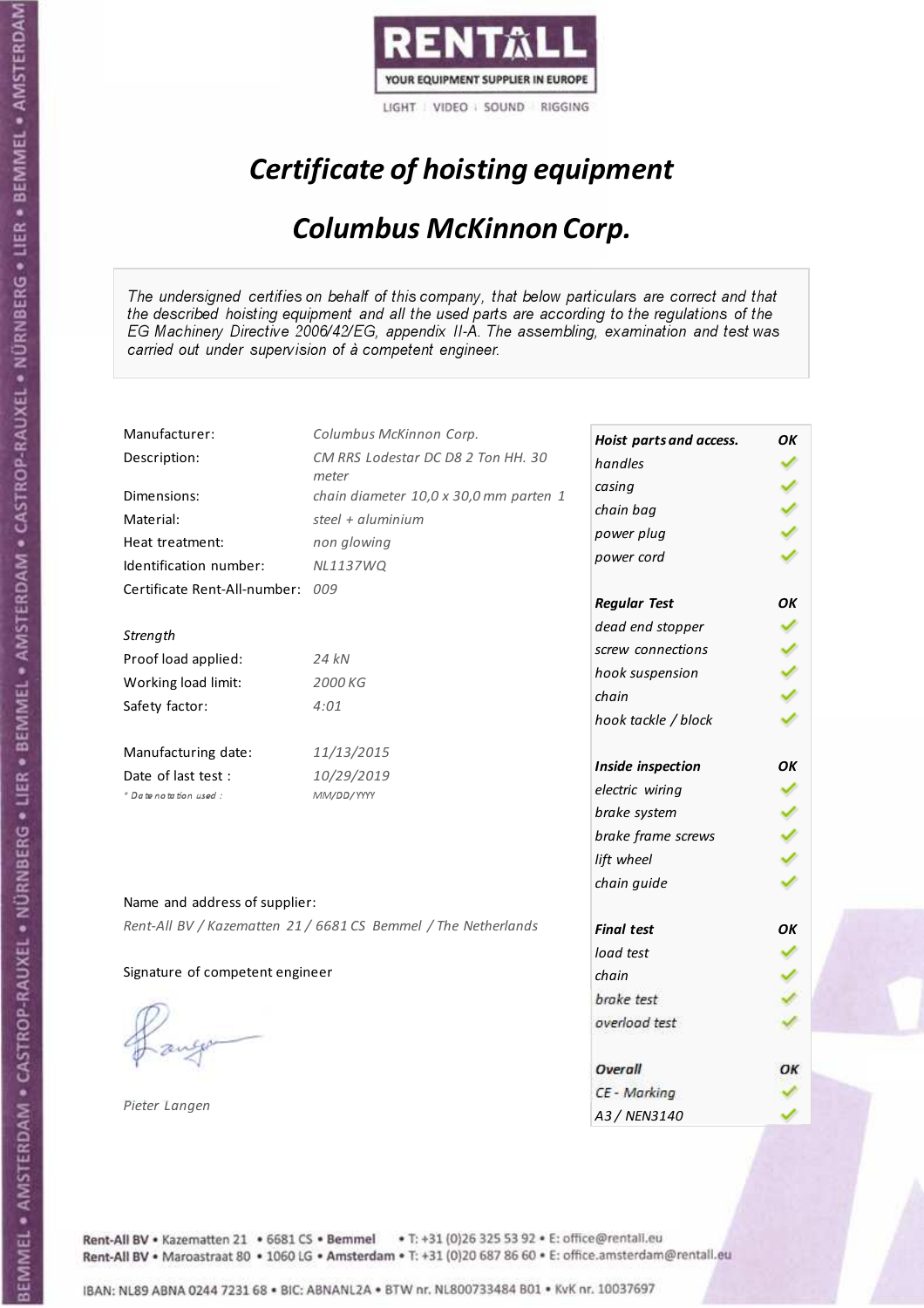RENTALL

YOUR EQUIPMENT SUPPLIER IN EUROPE

LIGHT | VIDEO | SOUND | RIGGING

# *Certificate of hoisting equipment*

## *Columbus McKinnon Corp.*

*The undersigned certifies on behalf of this company, that below particulars are correct and that the described hoisting equipment and all the used parts are according to the regulations of the EG Machinery Directive 2006/42/EG, appendix II-A. The assembling, examination and test was carried out under supervision of à competent engineer.*

| | |
|---|---|
| Manufacturer: | *Columbus McKinnon Corp.* |
| Description: | *CM RRS Lodestar DC D8 2 Ton HH. 30 meter* |
| Dimensions: | *chain diameter 10,0 x 30,0 mm parten 1* |
| Material: | *steel + aluminium* |
| Heat treatment: | *non glowing* |
| Identification number: | *NL1137WQ* |
| Certificate Rent-All-number: | *009* |
| *Strength* | |
| Proof load applied: | *24 kN* |
| Working load limit: | *2000 KG* |
| Safety factor: | *4:01* |
| Manufacturing date: | *11/13/2015* |
| Date of last test : | *10/29/2019* |
| *\* Date notation used :* | *MM/DD/YYYY* |

| ***Hoist parts and access.*** | ***OK*** |
|---|---|
| *handles* | ✓ |
| *casing* | ✓ |
| *chain bag* | ✓ |
| *power plug* | ✓ |
| *power cord* | ✓ |
| ***Regular Test*** | ***OK*** |
| *dead end stopper* | ✓ |
| *screw connections* | ✓ |
| *hook suspension* | ✓ |
| *chain* | ✓ |
| *hook tackle / block* | ✓ |
| ***Inside inspection*** | ***OK*** |
| *electric wiring* | ✓ |
| *brake system* | ✓ |
| *brake frame screws* | ✓ |
| *lift wheel* | ✓ |
| *chain guide* | ✓ |
| ***Final test*** | ***OK*** |
| *load test* | ✓ |
| *chain* | ✓ |
| *brake test* | ✓ |
| *overload test* | ✓ |
| ***Overall*** | ***OK*** |
| *CE - Marking* | ✓ |
| *A3 / NEN3140* | ✓ |

Name and address of supplier:

*Rent-All BV / Kazematten 21 / 6681 CS Bemmel / The Netherlands*

Signature of competent engineer

*Pieter Langen*

Rent-All BV • Kazematten 21 • 6681 CS • **Bemmel** • T: +31 (0)26 325 53 92 • E: office@rentall.eu
Rent-All BV • Maroastraat 80 • 1060 LG • **Amsterdam** • T: +31 (0)20 687 86 60 • E: office.amsterdam@rentall.eu

IBAN: NL89 ABNA 0244 7231 68 • BIC: ABNANL2A • BTW nr. NL800733484 B01 • KvK nr. 10037697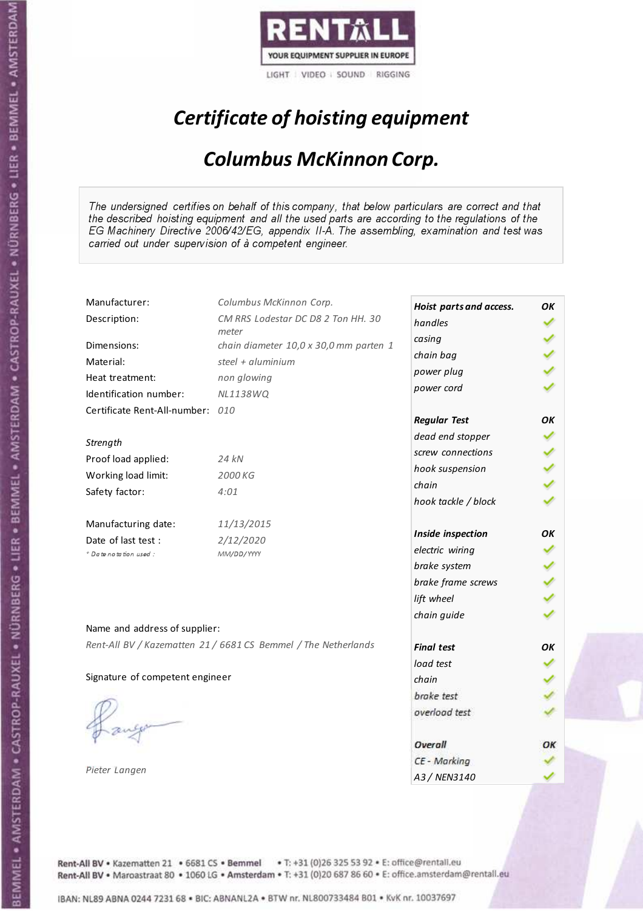RENTALL

YOUR EQUIPMENT SUPPLIER IN EUROPE

LIGHT | VIDEO | SOUND | RIGGING

# *Certificate of hoisting equipment*

## *Columbus McKinnon Corp.*

*The undersigned certifies on behalf of this company, that below particulars are correct and that the described hoisting equipment and all the used parts are according to the regulations of the EG Machinery Directive 2006/42/EG, appendix II-A. The assembling, examination and test was carried out under supervision of à competent engineer.*

| | |
|---|---|
| Manufacturer: | *Columbus McKinnon Corp.* |
| Description: | *CM RRS Lodestar DC D8 2 Ton HH. 30 meter* |
| Dimensions: | *chain diameter 10,0 x 30,0 mm parten 1* |
| Material: | *steel + aluminium* |
| Heat treatment: | *non glowing* |
| Identification number: | *NL1138WQ* |
| Certificate Rent-All-number: | *010* |

*Strength*

| | |
|---|---|
| Proof load applied: | *24 kN* |
| Working load limit: | *2000 KG* |
| Safety factor: | *4:01* |

| | |
|---|---|
| Manufacturing date: | *11/13/2015* |
| Date of last test : | *2/12/2020* |
| *\* Date notation used :* | *MM/DD/YYYY* |

| | |
|---|---|
| ***Hoist parts and access.*** | ***OK*** |
| *handles* | ✓ |
| *casing* | ✓ |
| *chain bag* | ✓ |
| *power plug* | ✓ |
| *power cord* | ✓ |
| ***Regular Test*** | ***OK*** |
| *dead end stopper* | ✓ |
| *screw connections* | ✓ |
| *hook suspension* | ✓ |
| *chain* | ✓ |
| *hook tackle / block* | ✓ |
| ***Inside inspection*** | ***OK*** |
| *electric wiring* | ✓ |
| *brake system* | ✓ |
| *brake frame screws* | ✓ |
| *lift wheel* | ✓ |
| *chain guide* | ✓ |
| ***Final test*** | ***OK*** |
| *load test* | ✓ |
| *chain* | ✓ |
| *brake test* | ✓ |
| *overload test* | ✓ |
| ***Overall*** | ***OK*** |
| *CE - Marking* | ✓ |
| *A3 / NEN3140* | ✓ |

Name and address of supplier:

*Rent-All BV / Kazematten 21 / 6681 CS Bemmel / The Netherlands*

Signature of competent engineer

*Pieter Langen*

Rent-All BV • Kazematten 21 • 6681 CS • **Bemmel** • T: +31 (0)26 325 53 92 • E: office@rentall.eu
Rent-All BV • Maroastraat 80 • 1060 LG • **Amsterdam** • T: +31 (0)20 687 86 60 • E: office.amsterdam@rentall.eu

IBAN: NL89 ABNA 0244 7231 68 • BIC: ABNANL2A • BTW nr. NL800733484 B01 • KvK nr. 10037697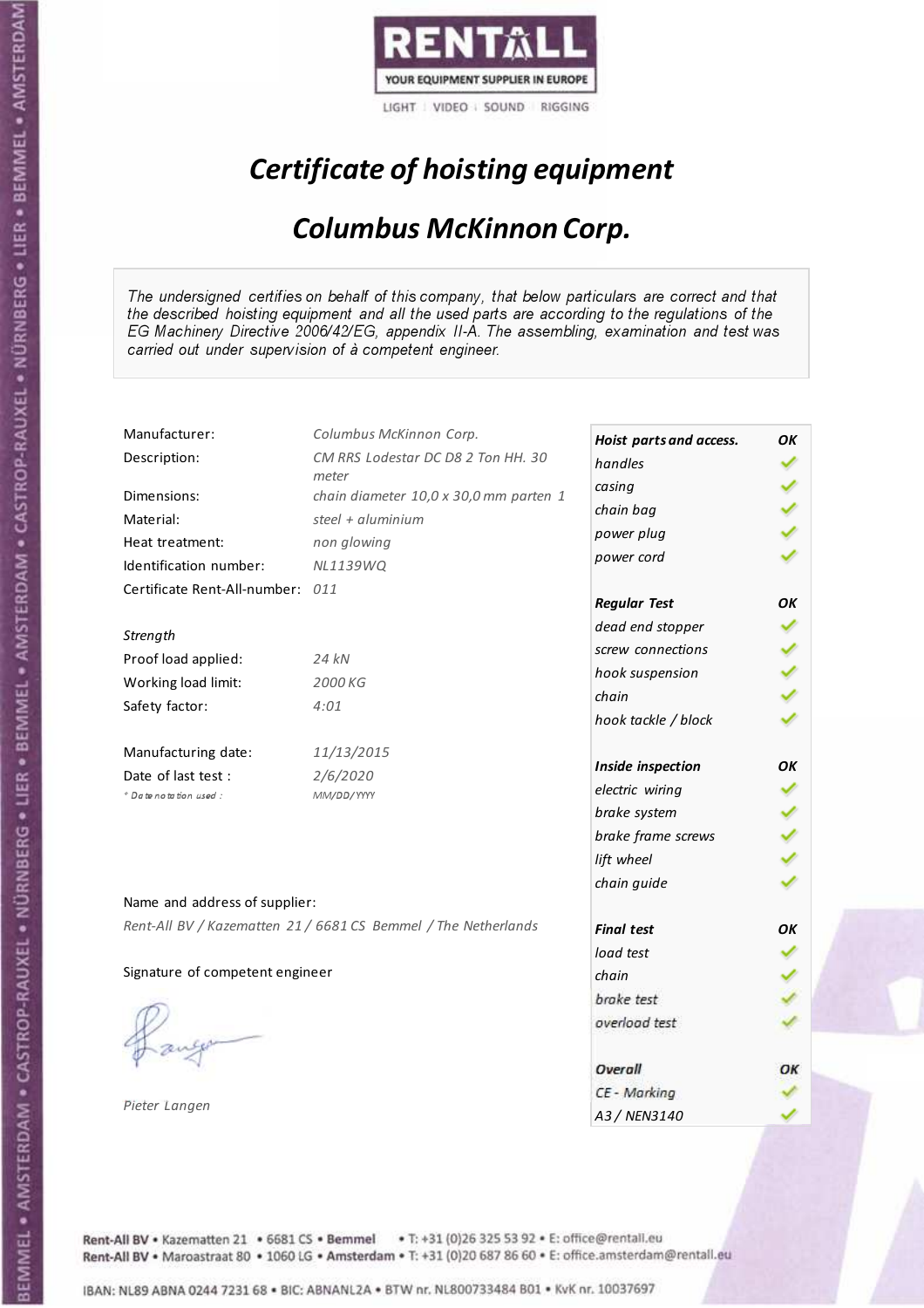RENTALL

YOUR EQUIPMENT SUPPLIER IN EUROPE

LIGHT | VIDEO | SOUND | RIGGING

# *Certificate of hoisting equipment*

## *Columbus McKinnon Corp.*

*The undersigned certifies on behalf of this company, that below particulars are correct and that the described hoisting equipment and all the used parts are according to the regulations of the EG Machinery Directive 2006/42/EG, appendix II-A. The assembling, examination and test was carried out under supervision of à competent engineer.*

| | |
|---|---|
| Manufacturer: | *Columbus McKinnon Corp.* |
| Description: | *CM RRS Lodestar DC D8 2 Ton HH. 30 meter* |
| Dimensions: | *chain diameter 10,0 x 30,0 mm parten 1* |
| Material: | *steel + aluminium* |
| Heat treatment: | *non glowing* |
| Identification number: | *NL1139WQ* |
| Certificate Rent-All-number: | *011* |

*Strength*

| | |
|---|---|
| Proof load applied: | *24 kN* |
| Working load limit: | *2000 KG* |
| Safety factor: | *4:01* |

| | |
|---|---|
| Manufacturing date: | *11/13/2015* |
| Date of last test : | *2/6/2020* |
| *\* Date notation used :* | *MM/DD/YYYY* |

| ***Hoist parts and access.*** | ***OK*** |
|---|---|
| *handles* | ✓ |
| *casing* | ✓ |
| *chain bag* | ✓ |
| *power plug* | ✓ |
| *power cord* | ✓ |
| ***Regular Test*** | ***OK*** |
| *dead end stopper* | ✓ |
| *screw connections* | ✓ |
| *hook suspension* | ✓ |
| *chain* | ✓ |
| *hook tackle / block* | ✓ |
| ***Inside inspection*** | ***OK*** |
| *electric wiring* | ✓ |
| *brake system* | ✓ |
| *brake frame screws* | ✓ |
| *lift wheel* | ✓ |
| *chain guide* | ✓ |
| ***Final test*** | ***OK*** |
| *load test* | ✓ |
| *chain* | ✓ |
| *brake test* | ✓ |
| *overload test* | ✓ |
| ***Overall*** | ***OK*** |
| *CE - Marking* | ✓ |
| *A3 / NEN3140* | ✓ |

Name and address of supplier:

*Rent-All BV / Kazematten 21 / 6681 CS Bemmel / The Netherlands*

Signature of competent engineer

*Pieter Langen*

Rent-All BV • Kazematten 21 • 6681 CS • **Bemmel** • T: +31 (0)26 325 53 92 • E: office@rentall.eu
Rent-All BV • Maroastraat 80 • 1060 LG • **Amsterdam** • T: +31 (0)20 687 86 60 • E: office.amsterdam@rentall.eu

IBAN: NL89 ABNA 0244 7231 68 • BIC: ABNANL2A • BTW nr. NL800733484 B01 • KvK nr. 10037697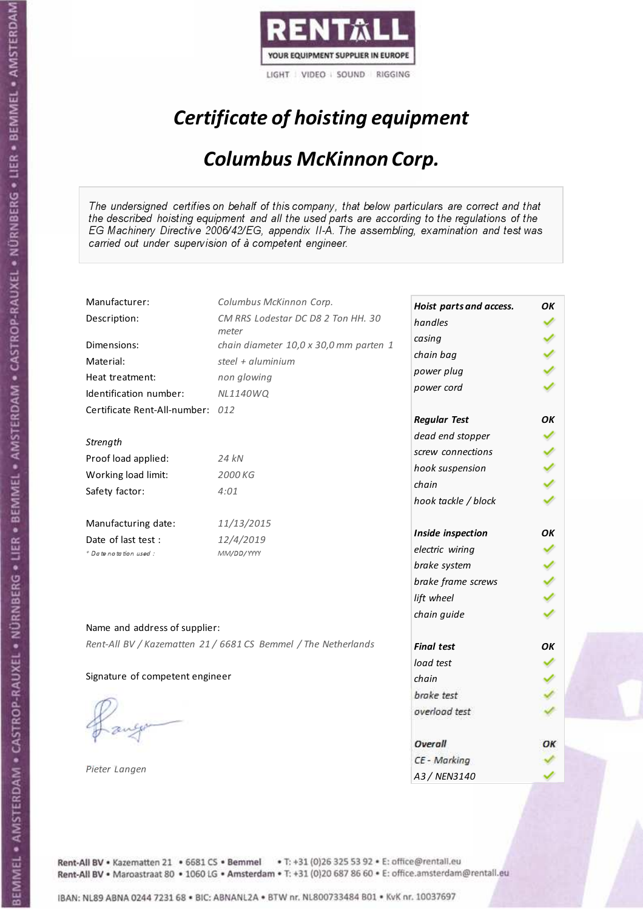RENTALL

YOUR EQUIPMENT SUPPLIER IN EUROPE

LIGHT | VIDEO | SOUND | RIGGING

# *Certificate of hoisting equipment*

## *Columbus McKinnon Corp.*

*The undersigned certifies on behalf of this company, that below particulars are correct and that the described hoisting equipment and all the used parts are according to the regulations of the EG Machinery Directive 2006/42/EG, appendix II-A. The assembling, examination and test was carried out under supervision of à competent engineer.*

| | |
|---|---|
| Manufacturer: | *Columbus McKinnon Corp.* |
| Description: | *CM RRS Lodestar DC D8 2 Ton HH. 30 meter* |
| Dimensions: | *chain diameter 10,0 x 30,0 mm parten 1* |
| Material: | *steel + aluminium* |
| Heat treatment: | *non glowing* |
| Identification number: | *NL1140WQ* |
| Certificate Rent-All-number: | *012* |
| *Strength* | |
| Proof load applied: | *24 kN* |
| Working load limit: | *2000 KG* |
| Safety factor: | *4:01* |
| Manufacturing date: | *11/13/2015* |
| Date of last test : | *12/4/2019* |
| *\* Date notation used :* | *MM/DD/YYYY* |

| **Hoist parts and access.** | **OK** |
|---|---|
| *handles* | ✓ |
| *casing* | ✓ |
| *chain bag* | ✓ |
| *power plug* | ✓ |
| *power cord* | ✓ |
| ***Regular Test*** | **OK** |
| *dead end stopper* | ✓ |
| *screw connections* | ✓ |
| *hook suspension* | ✓ |
| *chain* | ✓ |
| *hook tackle / block* | ✓ |
| ***Inside inspection*** | **OK** |
| *electric wiring* | ✓ |
| *brake system* | ✓ |
| *brake frame screws* | ✓ |
| *lift wheel* | ✓ |
| *chain guide* | ✓ |
| ***Final test*** | **OK** |
| *load test* | ✓ |
| *chain* | ✓ |
| *brake test* | ✓ |
| *overload test* | ✓ |
| ***Overall*** | **OK** |
| *CE - Marking* | ✓ |
| *A3 / NEN3140* | ✓ |

Name and address of supplier:

*Rent-All BV / Kazematten 21 / 6681 CS Bemmel / The Netherlands*

Signature of competent engineer

*Pieter Langen*

Rent-All BV • Kazematten 21 • 6681 CS • **Bemmel** • T: +31 (0)26 325 53 92 • E: office@rentall.eu
Rent-All BV • Maroastraat 80 • 1060 LG • **Amsterdam** • T: +31 (0)20 687 86 60 • E: office.amsterdam@rentall.eu

IBAN: NL89 ABNA 0244 7231 68 • BIC: ABNANL2A • BTW nr. NL800733484 B01 • KvK nr. 10037697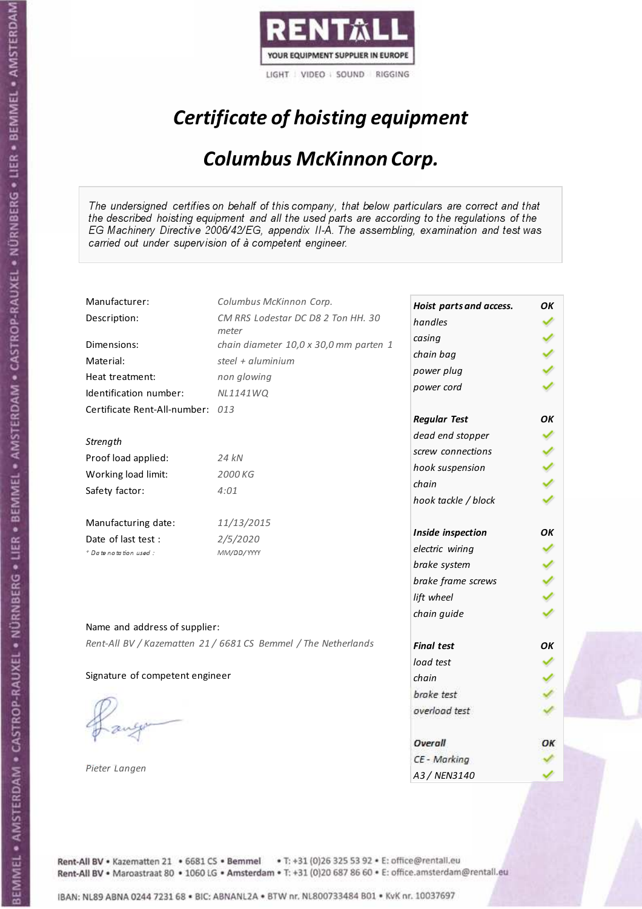RENTALL

YOUR EQUIPMENT SUPPLIER IN EUROPE

LIGHT | VIDEO | SOUND | RIGGING

# *Certificate of hoisting equipment*

## *Columbus McKinnon Corp.*

*The undersigned certifies on behalf of this company, that below particulars are correct and that the described hoisting equipment and all the used parts are according to the regulations of the EG Machinery Directive 2006/42/EG, appendix II-A. The assembling, examination and test was carried out under supervision of à competent engineer.*

| | |
|---|---|
| Manufacturer: | *Columbus McKinnon Corp.* |
| Description: | *CM RRS Lodestar DC D8 2 Ton HH. 30 meter* |
| Dimensions: | *chain diameter 10,0 x 30,0 mm parten 1* |
| Material: | *steel + aluminium* |
| Heat treatment: | *non glowing* |
| Identification number: | *NL1141WQ* |
| Certificate Rent-All-number: | *013* |

*Strength*

| | |
|---|---|
| Proof load applied: | *24 kN* |
| Working load limit: | *2000 KG* |
| Safety factor: | *4:01* |

| | |
|---|---|
| Manufacturing date: | *11/13/2015* |
| Date of last test : | *2/5/2020* |
| *Date notation used :* | *MM/DD/YYYY* |

Name and address of supplier:

*Rent-All BV / Kazematten 21 / 6681 CS Bemmel / The Netherlands*

Signature of competent engineer

*Pieter Langen*

| ***Hoist parts and access.*** | ***OK*** |
|---|---|
| *handles* | ✓ |
| *casing* | ✓ |
| *chain bag* | ✓ |
| *power plug* | ✓ |
| *power cord* | ✓ |
| ***Regular Test*** | ***OK*** |
| *dead end stopper* | ✓ |
| *screw connections* | ✓ |
| *hook suspension* | ✓ |
| *chain* | ✓ |
| *hook tackle / block* | ✓ |
| ***Inside inspection*** | ***OK*** |
| *electric wiring* | ✓ |
| *brake system* | ✓ |
| *brake frame screws* | ✓ |
| *lift wheel* | ✓ |
| *chain guide* | ✓ |
| ***Final test*** | ***OK*** |
| *load test* | ✓ |
| *chain* | ✓ |
| *brake test* | ✓ |
| *overload test* | ✓ |
| ***Overall*** | ***OK*** |
| *CE - Marking* | ✓ |
| *A3 / NEN3140* | ✓ |

Rent-All BV • Kazematten 21 • 6681 CS • Bemmel • T: +31 (0)26 325 53 92 • E: office@rentall.eu
Rent-All BV • Maroastraat 80 • 1060 LG • Amsterdam • T: +31 (0)20 687 86 60 • E: office.amsterdam@rentall.eu

IBAN: NL89 ABNA 0244 7231 68 • BIC: ABNANL2A • BTW nr. NL800733484 B01 • KvK nr. 10037697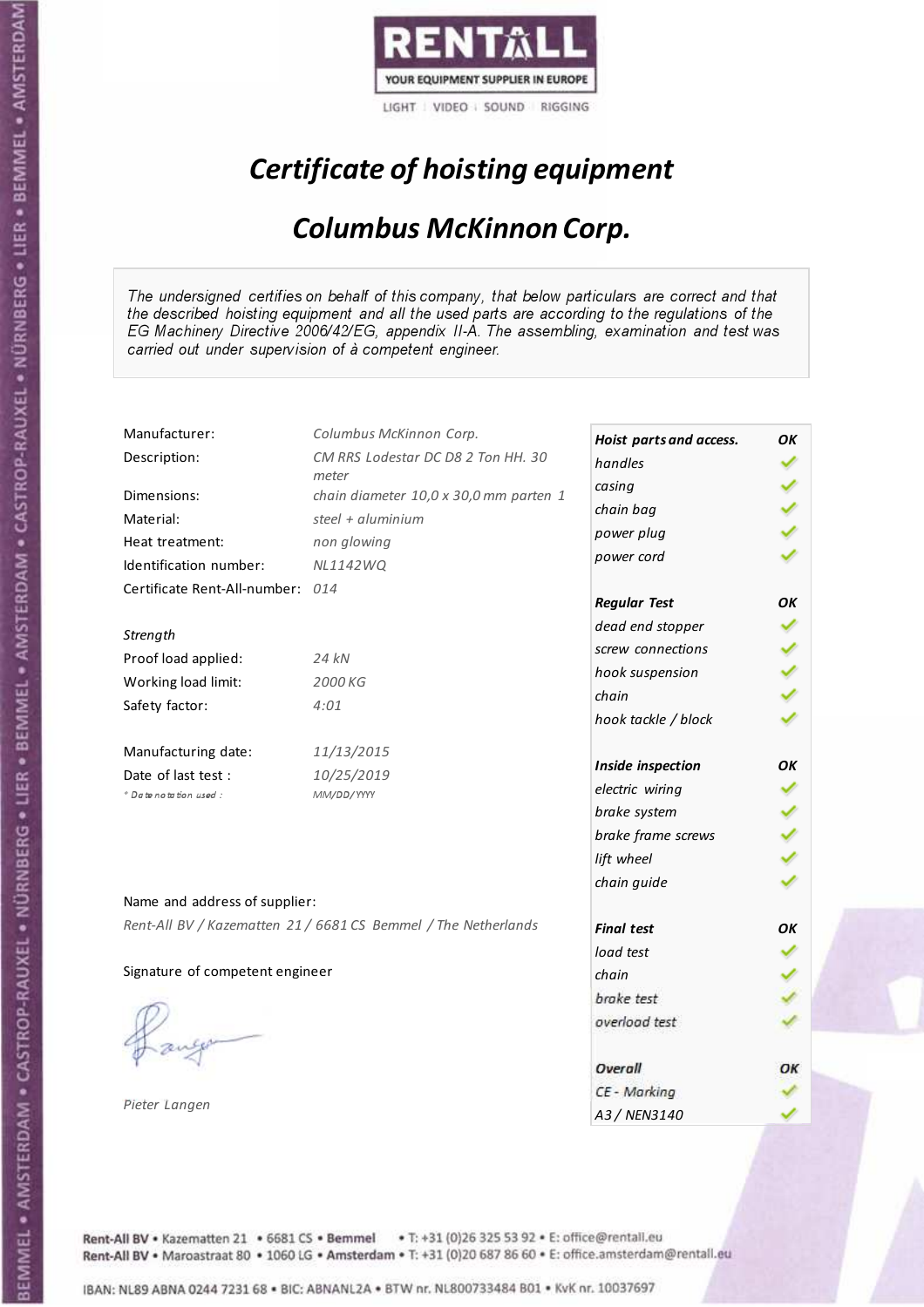RENTALL

YOUR EQUIPMENT SUPPLIER IN EUROPE

LIGHT | VIDEO | SOUND | RIGGING

# *Certificate of hoisting equipment*

## *Columbus McKinnon Corp.*

*The undersigned certifies on behalf of this company, that below particulars are correct and that the described hoisting equipment and all the used parts are according to the regulations of the EG Machinery Directive 2006/42/EG, appendix II-A. The assembling, examination and test was carried out under supervision of à competent engineer.*

| | |
|---|---|
| Manufacturer: | *Columbus McKinnon Corp.* |
| Description: | *CM RRS Lodestar DC D8 2 Ton HH. 30 meter* |
| Dimensions: | *chain diameter 10,0 x 30,0 mm parten 1* |
| Material: | *steel + aluminium* |
| Heat treatment: | *non glowing* |
| Identification number: | *NL1142WQ* |
| Certificate Rent-All-number: | *014* |
| *Strength* | |
| Proof load applied: | *24 kN* |
| Working load limit: | *2000 KG* |
| Safety factor: | *4:01* |
| Manufacturing date: | *11/13/2015* |
| Date of last test : | *10/25/2019* |
| *\* Date notation used :* | *MM/DD/YYYY* |

| | |
|---|---|
| ***Hoist parts and access.*** | ***OK*** |
| *handles* | ✓ |
| *casing* | ✓ |
| *chain bag* | ✓ |
| *power plug* | ✓ |
| *power cord* | ✓ |
| ***Regular Test*** | ***OK*** |
| *dead end stopper* | ✓ |
| *screw connections* | ✓ |
| *hook suspension* | ✓ |
| *chain* | ✓ |
| *hook tackle / block* | ✓ |
| ***Inside inspection*** | ***OK*** |
| *electric wiring* | ✓ |
| *brake system* | ✓ |
| *brake frame screws* | ✓ |
| *lift wheel* | ✓ |
| *chain guide* | ✓ |
| ***Final test*** | ***OK*** |
| *load test* | ✓ |
| *chain* | ✓ |
| *brake test* | ✓ |
| *overload test* | ✓ |
| ***Overall*** | ***OK*** |
| *CE - Marking* | ✓ |
| *A3 / NEN3140* | ✓ |

Name and address of supplier:

*Rent-All BV / Kazematten 21 / 6681 CS Bemmel / The Netherlands*

Signature of competent engineer

*Pieter Langen*

Rent-All BV • Kazematten 21 • 6681 CS • **Bemmel** • T: +31 (0)26 325 53 92 • E: office@rentall.eu
Rent-All BV • Maroastraat 80 • 1060 LG • **Amsterdam** • T: +31 (0)20 687 86 60 • E: office.amsterdam@rentall.eu

IBAN: NL89 ABNA 0244 7231 68 • BIC: ABNANL2A • BTW nr. NL800733484 B01 • KvK nr. 10037697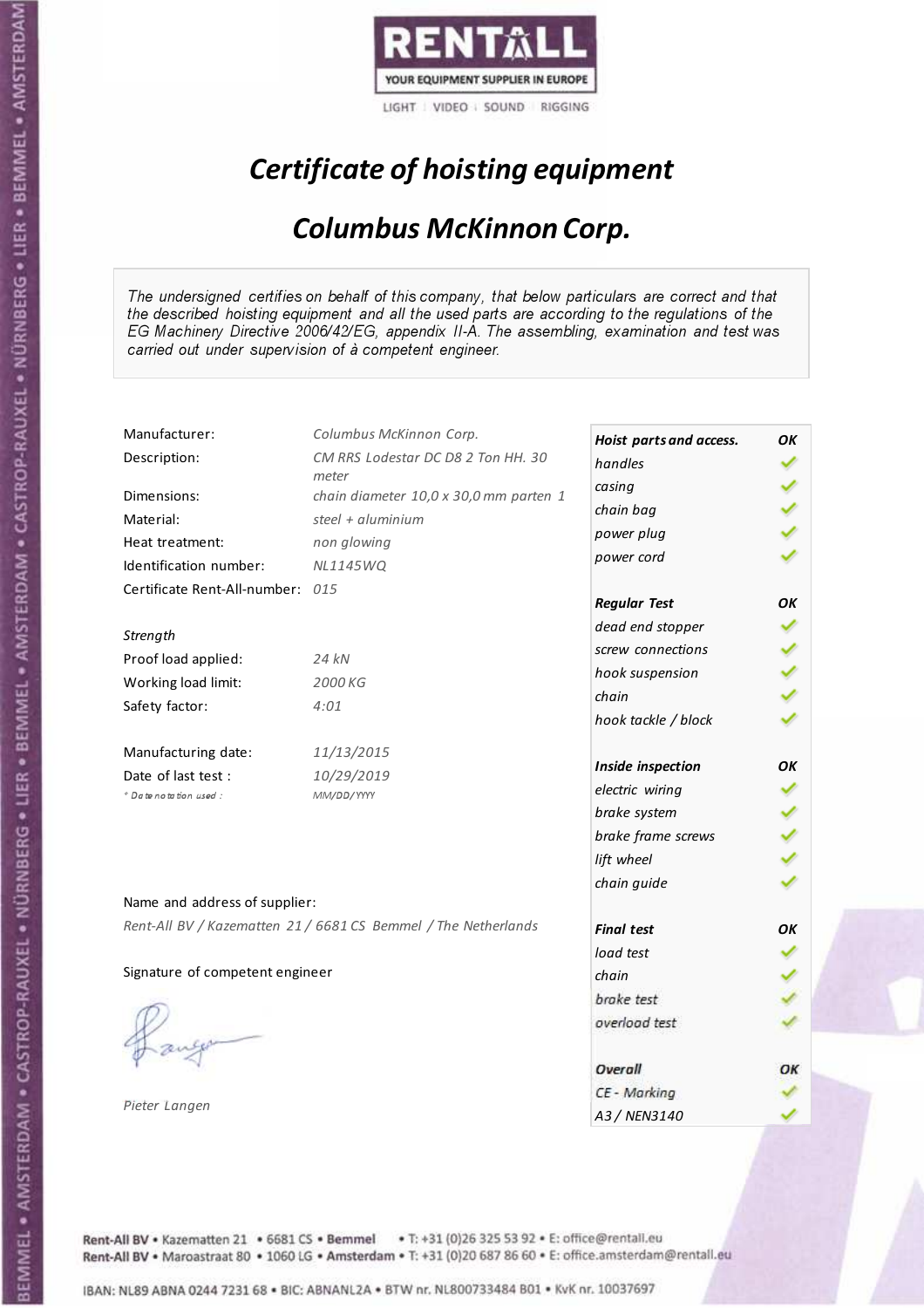**RENTALL**
YOUR EQUIPMENT SUPPLIER IN EUROPE
LIGHT | VIDEO | SOUND | RIGGING

# *Certificate of hoisting equipment*

## *Columbus McKinnon Corp.*

*The undersigned certifies on behalf of this company, that below particulars are correct and that the described hoisting equipment and all the used parts are according to the regulations of the EG Machinery Directive 2006/42/EG, appendix II-A. The assembling, examination and test was carried out under supervision of à competent engineer.*

| | |
|---|---|
| Manufacturer: | *Columbus McKinnon Corp.* |
| Description: | *CM RRS Lodestar DC D8 2 Ton HH. 30 meter* |
| Dimensions: | *chain diameter 10,0 x 30,0 mm parten 1* |
| Material: | *steel + aluminium* |
| Heat treatment: | *non glowing* |
| Identification number: | *NL1145WQ* |
| Certificate Rent-All-number: | *015* |

*Strength*

| | |
|---|---|
| Proof load applied: | *24 kN* |
| Working load limit: | *2000 KG* |
| Safety factor: | *4:01* |

| | |
|---|---|
| Manufacturing date: | *11/13/2015* |
| Date of last test : | *10/29/2019* |
| *\* Date notation used :* | *MM/DD/YYYY* |

| **Hoist parts and access.** | **OK** |
|---|---|
| handles | ✓ |
| casing | ✓ |
| chain bag | ✓ |
| power plug | ✓ |
| power cord | ✓ |
| **Regular Test** | **OK** |
| dead end stopper | ✓ |
| screw connections | ✓ |
| hook suspension | ✓ |
| chain | ✓ |
| hook tackle / block | ✓ |
| **Inside inspection** | **OK** |
| electric wiring | ✓ |
| brake system | ✓ |
| brake frame screws | ✓ |
| lift wheel | ✓ |
| chain guide | ✓ |
| **Final test** | **OK** |
| load test | ✓ |
| chain | ✓ |
| brake test | ✓ |
| overload test | ✓ |
| **Overall** | **OK** |
| CE - Marking | ✓ |
| A3 / NEN3140 | ✓ |

Name and address of supplier:

*Rent-All BV / Kazematten 21 / 6681 CS Bemmel / The Netherlands*

Signature of competent engineer

*Pieter Langen*

Rent-All BV • Kazematten 21 • 6681 CS • Bemmel • T: +31 (0)26 325 53 92 • E: office@rentall.eu
Rent-All BV • Maroastraat 80 • 1060 LG • Amsterdam • T: +31 (0)20 687 86 60 • E: office.amsterdam@rentall.eu

IBAN: NL89 ABNA 0244 7231 68 • BIC: ABNANL2A • BTW nr. NL800733484 B01 • KvK nr. 10037697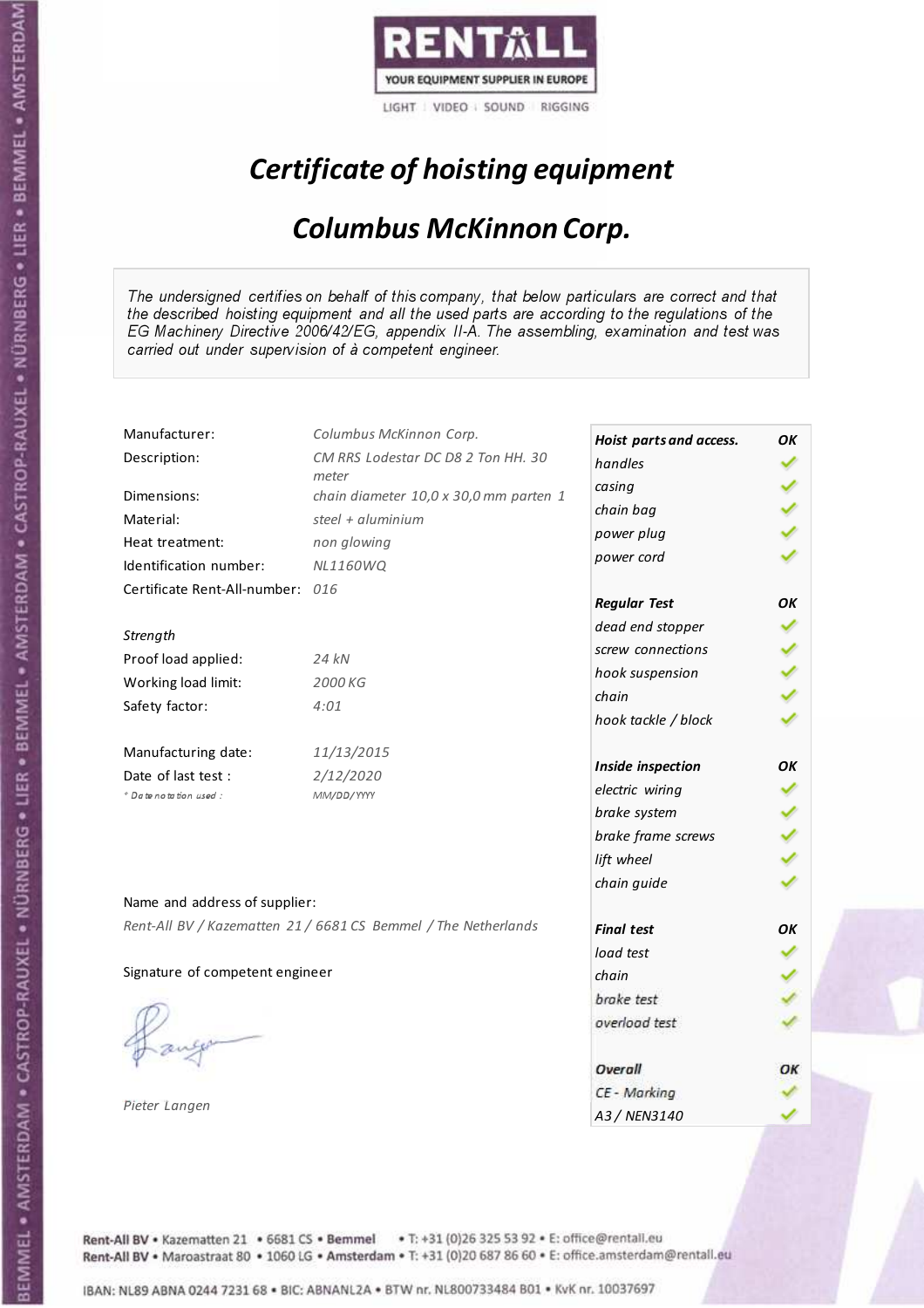RENTALL
YOUR EQUIPMENT SUPPLIER IN EUROPE

LIGHT | VIDEO | SOUND | RIGGING

# *Certificate of hoisting equipment*

## *Columbus McKinnon Corp.*

*The undersigned certifies on behalf of this company, that below particulars are correct and that the described hoisting equipment and all the used parts are according to the regulations of the EG Machinery Directive 2006/42/EG, appendix II-A. The assembling, examination and test was carried out under supervision of à competent engineer.*

| | |
|---|---|
| Manufacturer: | *Columbus McKinnon Corp.* |
| Description: | *CM RRS Lodestar DC D8 2 Ton HH. 30 meter* |
| Dimensions: | *chain diameter 10,0 x 30,0 mm parten 1* |
| Material: | *steel + aluminium* |
| Heat treatment: | *non glowing* |
| Identification number: | *NL1160WQ* |
| Certificate Rent-All-number: | *016* |
| *Strength* | |
| Proof load applied: | *24 kN* |
| Working load limit: | *2000 KG* |
| Safety factor: | *4:01* |
| Manufacturing date: | *11/13/2015* |
| Date of last test : | *2/12/2020* |
| * *Date notation used :* | *MM/DD/YYYY* |

| | |
|---|---|
| ***Hoist parts and access.*** | ***OK*** |
| *handles* | ✓ |
| *casing* | ✓ |
| *chain bag* | ✓ |
| *power plug* | ✓ |
| *power cord* | ✓ |
| ***Regular Test*** | ***OK*** |
| *dead end stopper* | ✓ |
| *screw connections* | ✓ |
| *hook suspension* | ✓ |
| *chain* | ✓ |
| *hook tackle / block* | ✓ |
| ***Inside inspection*** | ***OK*** |
| *electric wiring* | ✓ |
| *brake system* | ✓ |
| *brake frame screws* | ✓ |
| *lift wheel* | ✓ |
| *chain guide* | ✓ |
| ***Final test*** | ***OK*** |
| *load test* | ✓ |
| *chain* | ✓ |
| *brake test* | ✓ |
| *overload test* | ✓ |
| ***Overall*** | ***OK*** |
| *CE - Marking* | ✓ |
| *A3 / NEN3140* | ✓ |

Name and address of supplier:

*Rent-All BV / Kazematten 21 / 6681 CS Bemmel / The Netherlands*

Signature of competent engineer

*Pieter Langen*

Rent-All BV • Kazematten 21 • 6681 CS • **Bemmel** • T: +31 (0)26 325 53 92 • E: office@rentall.eu
Rent-All BV • Maroastraat 80 • 1060 LG • **Amsterdam** • T: +31 (0)20 687 86 60 • E: office.amsterdam@rentall.eu

IBAN: NL89 ABNA 0244 7231 68 • BIC: ABNANL2A • BTW nr. NL800733484 B01 • KvK nr. 10037697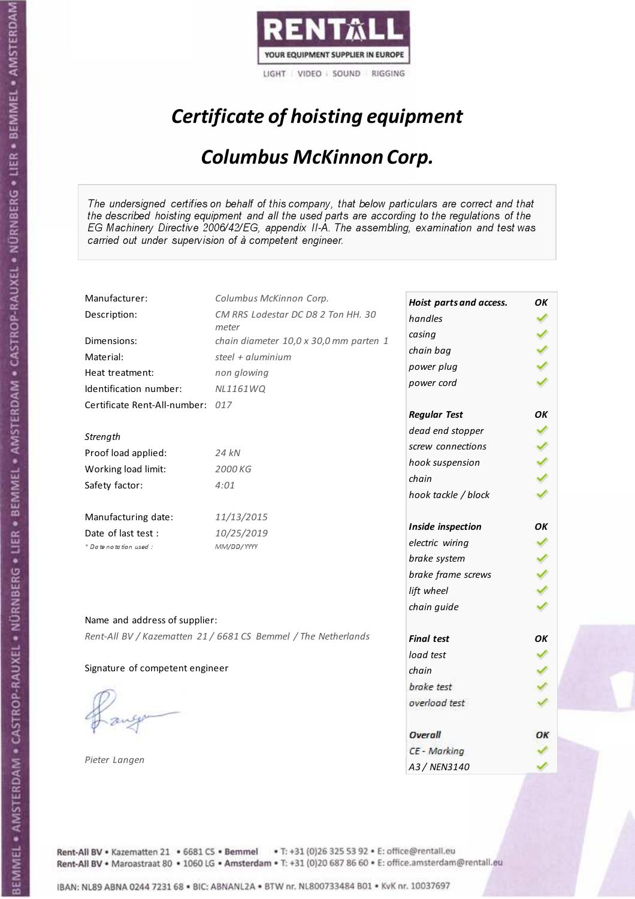RENTALL

YOUR EQUIPMENT SUPPLIER IN EUROPE

LIGHT | VIDEO | SOUND | RIGGING

# *Certificate of hoisting equipment*

## *Columbus McKinnon Corp.*

*The undersigned certifies on behalf of this company, that below particulars are correct and that the described hoisting equipment and all the used parts are according to the regulations of the EG Machinery Directive 2006/42/EG, appendix II-A. The assembling, examination and test was carried out under supervision of à competent engineer.*

| | |
|---|---|
| Manufacturer: | *Columbus McKinnon Corp.* |
| Description: | *CM RRS Lodestar DC D8 2 Ton HH. 30 meter* |
| Dimensions: | *chain diameter 10,0 x 30,0 mm parten 1* |
| Material: | *steel + aluminium* |
| Heat treatment: | *non glowing* |
| Identification number: | *NL1161WQ* |
| Certificate Rent-All-number: | *017* |
| *Strength* | |
| Proof load applied: | *24 kN* |
| Working load limit: | *2000 KG* |
| Safety factor: | *4:01* |
| Manufacturing date: | *11/13/2015* |
| Date of last test : | *10/25/2019* |
| *\* Date notation used :* | *MM/DD/YYYY* |

| | |
|---|---|
| ***Hoist parts and access.*** | ***OK*** |
| *handles* | ✓ |
| *casing* | ✓ |
| *chain bag* | ✓ |
| *power plug* | ✓ |
| *power cord* | ✓ |
| ***Regular Test*** | ***OK*** |
| *dead end stopper* | ✓ |
| *screw connections* | ✓ |
| *hook suspension* | ✓ |
| *chain* | ✓ |
| *hook tackle / block* | ✓ |
| ***Inside inspection*** | ***OK*** |
| *electric wiring* | ✓ |
| *brake system* | ✓ |
| *brake frame screws* | ✓ |
| *lift wheel* | ✓ |
| *chain guide* | ✓ |
| ***Final test*** | ***OK*** |
| *load test* | ✓ |
| *chain* | ✓ |
| *brake test* | ✓ |
| *overload test* | ✓ |
| ***Overall*** | ***OK*** |
| *CE - Marking* | ✓ |
| *A3 / NEN3140* | ✓ |

Name and address of supplier:

*Rent-All BV / Kazematten 21 / 6681 CS Bemmel / The Netherlands*

Signature of competent engineer

*Pieter Langen*

Rent-All BV • Kazematten 21 • 6681 CS • Bemmel • T: +31 (0)26 325 53 92 • E: office@rentall.eu
Rent-All BV • Maroastraat 80 • 1060 LG • Amsterdam • T: +31 (0)20 687 86 60 • E: office.amsterdam@rentall.eu

IBAN: NL89 ABNA 0244 7231 68 • BIC: ABNANL2A • BTW nr. NL800733484 B01 • KvK nr. 10037697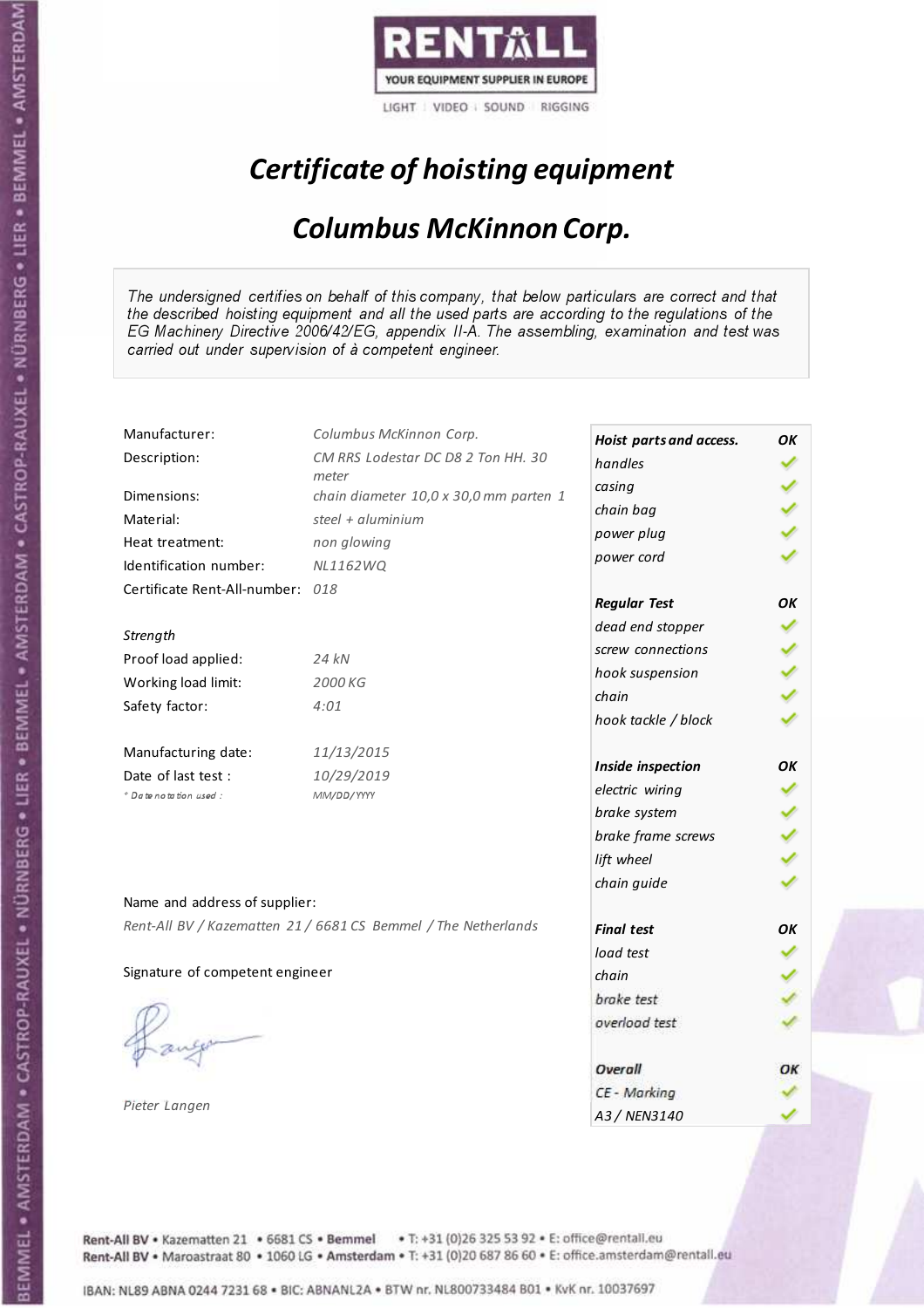RENTALL
YOUR EQUIPMENT SUPPLIER IN EUROPE
LIGHT | VIDEO | SOUND | RIGGING

# *Certificate of hoisting equipment*

## *Columbus McKinnon Corp.*

*The undersigned certifies on behalf of this company, that below particulars are correct and that the described hoisting equipment and all the used parts are according to the regulations of the EG Machinery Directive 2006/42/EG, appendix II-A. The assembling, examination and test was carried out under supervision of à competent engineer.*

| | |
|---|---|
| Manufacturer: | *Columbus McKinnon Corp.* |
| Description: | *CM RRS Lodestar DC D8 2 Ton HH. 30 meter* |
| Dimensions: | *chain diameter 10,0 x 30,0 mm parten 1* |
| Material: | *steel + aluminium* |
| Heat treatment: | *non glowing* |
| Identification number: | *NL1162WQ* |
| Certificate Rent-All-number: | *018* |

*Strength*

| | |
|---|---|
| Proof load applied: | *24 kN* |
| Working load limit: | *2000 KG* |
| Safety factor: | *4:01* |

| | |
|---|---|
| Manufacturing date: | *11/13/2015* |
| Date of last test : | *10/29/2019* |
| *\* Date notation used :* | *MM/DD/YYYY* |

| | |
|---|---|
| ***Hoist parts and access.*** | ***OK*** |
| *handles* | ✓ |
| *casing* | ✓ |
| *chain bag* | ✓ |
| *power plug* | ✓ |
| *power cord* | ✓ |
| ***Regular Test*** | ***OK*** |
| *dead end stopper* | ✓ |
| *screw connections* | ✓ |
| *hook suspension* | ✓ |
| *chain* | ✓ |
| *hook tackle / block* | ✓ |
| ***Inside inspection*** | ***OK*** |
| *electric wiring* | ✓ |
| *brake system* | ✓ |
| *brake frame screws* | ✓ |
| *lift wheel* | ✓ |
| *chain guide* | ✓ |
| ***Final test*** | ***OK*** |
| *load test* | ✓ |
| *chain* | ✓ |
| *brake test* | ✓ |
| *overload test* | ✓ |
| ***Overall*** | ***OK*** |
| *CE - Marking* | ✓ |
| *A3 / NEN3140* | ✓ |

Name and address of supplier:

*Rent-All BV / Kazematten 21 / 6681 CS Bemmel / The Netherlands*

Signature of competent engineer

*Pieter Langen*

Rent-All BV • Kazematten 21 • 6681 CS • Bemmel • T: +31 (0)26 325 53 92 • E: office@rentall.eu
Rent-All BV • Maroastraat 80 • 1060 LG • Amsterdam • T: +31 (0)20 687 86 60 • E: office.amsterdam@rentall.eu

IBAN: NL89 ABNA 0244 7231 68 • BIC: ABNANL2A • BTW nr. NL800733484 B01 • KvK nr. 10037697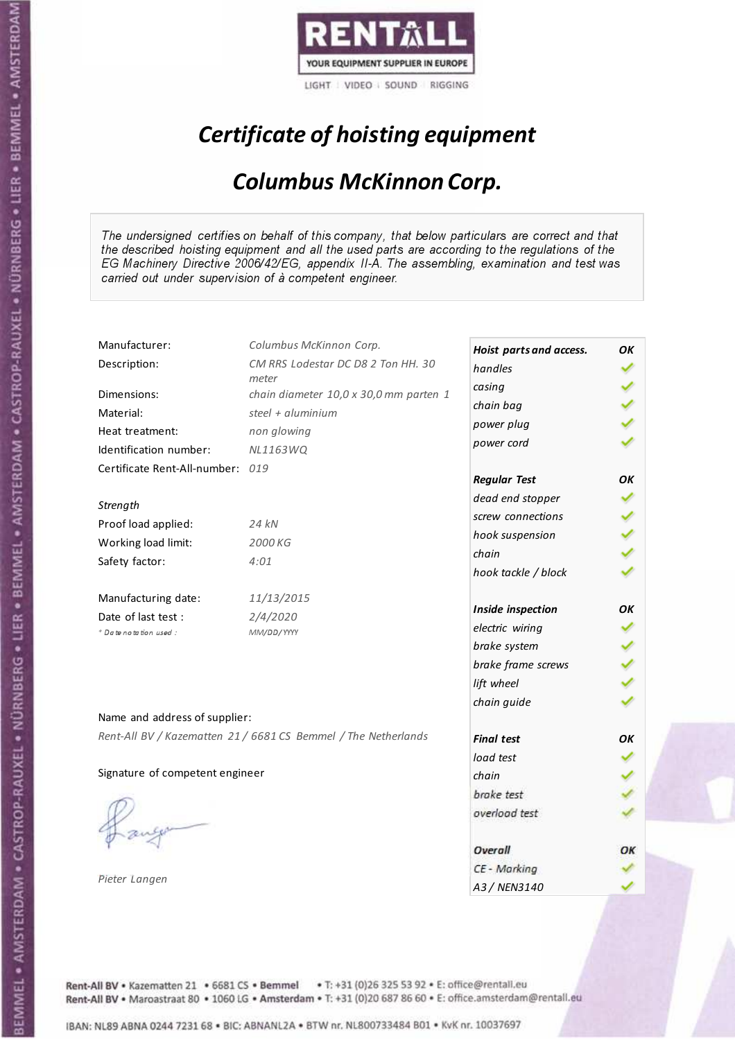RENTALL
YOUR EQUIPMENT SUPPLIER IN EUROPE
LIGHT | VIDEO | SOUND | RIGGING

# *Certificate of hoisting equipment*

## *Columbus McKinnon Corp.*

*The undersigned certifies on behalf of this company, that below particulars are correct and that the described hoisting equipment and all the used parts are according to the regulations of the EG Machinery Directive 2006/42/EG, appendix II-A. The assembling, examination and test was carried out under supervision of à competent engineer.*

| | |
|---|---|
| Manufacturer: | *Columbus McKinnon Corp.* |
| Description: | *CM RRS Lodestar DC D8 2 Ton HH. 30 meter* |
| Dimensions: | *chain diameter 10,0 x 30,0 mm parten 1* |
| Material: | *steel + aluminium* |
| Heat treatment: | *non glowing* |
| Identification number: | *NL1163WQ* |
| Certificate Rent-All-number: | *019* |
| *Strength* | |
| Proof load applied: | *24 kN* |
| Working load limit: | *2000 KG* |
| Safety factor: | *4:01* |
| Manufacturing date: | *11/13/2015* |
| Date of last test : | *2/4/2020* |
| *\* Date notation used :* | *MM/DD/YYYY* |

| ***Hoist parts and access.*** | ***OK*** |
|---|---|
| *handles* | ✓ |
| *casing* | ✓ |
| *chain bag* | ✓ |
| *power plug* | ✓ |
| *power cord* | ✓ |
| ***Regular Test*** | ***OK*** |
| *dead end stopper* | ✓ |
| *screw connections* | ✓ |
| *hook suspension* | ✓ |
| *chain* | ✓ |
| *hook tackle / block* | ✓ |
| ***Inside inspection*** | ***OK*** |
| *electric wiring* | ✓ |
| *brake system* | ✓ |
| *brake frame screws* | ✓ |
| *lift wheel* | ✓ |
| *chain guide* | ✓ |
| ***Final test*** | ***OK*** |
| *load test* | ✓ |
| *chain* | ✓ |
| *brake test* | ✓ |
| *overload test* | ✓ |
| ***Overall*** | ***OK*** |
| *CE - Marking* | ✓ |
| *A3 / NEN3140* | ✓ |

Name and address of supplier:

*Rent-All BV / Kazematten 21 / 6681 CS Bemmel / The Netherlands*

Signature of competent engineer

*Pieter Langen*

Rent-All BV • Kazematten 21 • 6681 CS • **Bemmel** • T: +31 (0)26 325 53 92 • E: office@rentall.eu
Rent-All BV • Maroastraat 80 • 1060 LG • **Amsterdam** • T: +31 (0)20 687 86 60 • E: office.amsterdam@rentall.eu

IBAN: NL89 ABNA 0244 7231 68 • BIC: ABNANL2A • BTW nr. NL800733484 B01 • KvK nr. 10037697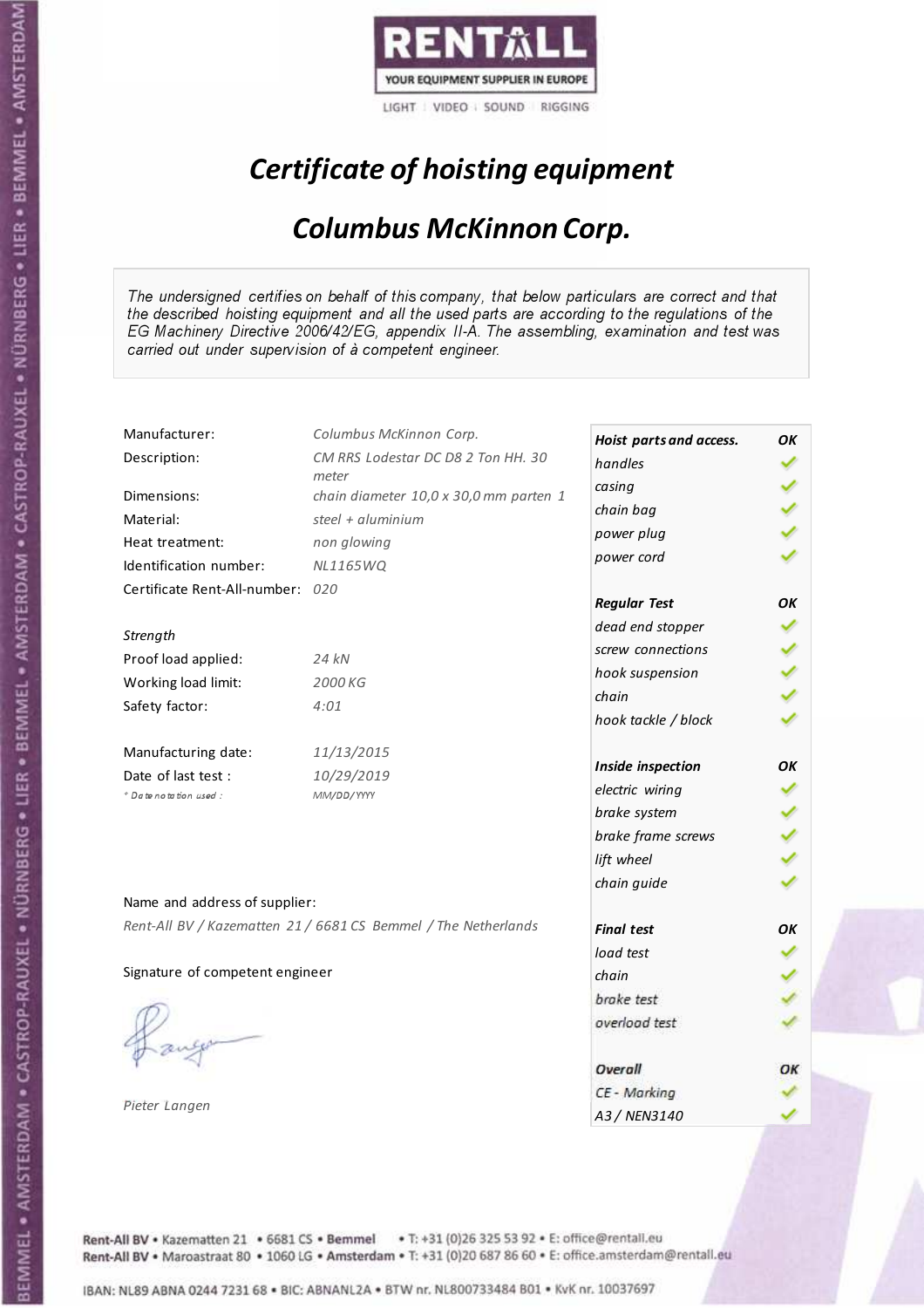RENTALL

YOUR EQUIPMENT SUPPLIER IN EUROPE

LIGHT | VIDEO | SOUND | RIGGING

# *Certificate of hoisting equipment*

## *Columbus McKinnon Corp.*

*The undersigned certifies on behalf of this company, that below particulars are correct and that the described hoisting equipment and all the used parts are according to the regulations of the EG Machinery Directive 2006/42/EG, appendix II-A. The assembling, examination and test was carried out under supervision of à competent engineer.*

| | |
|---|---|
| Manufacturer: | *Columbus McKinnon Corp.* |
| Description: | *CM RRS Lodestar DC D8 2 Ton HH. 30 meter* |
| Dimensions: | *chain diameter 10,0 x 30,0 mm parten 1* |
| Material: | *steel + aluminium* |
| Heat treatment: | *non glowing* |
| Identification number: | *NL1165WQ* |
| Certificate Rent-All-number: | *020* |
| *Strength* | |
| Proof load applied: | *24 kN* |
| Working load limit: | *2000 KG* |
| Safety factor: | *4:01* |
| Manufacturing date: | *11/13/2015* |
| Date of last test : | *10/29/2019* |
| *\* Date notation used :* | *MM/DD/YYYY* |

| | |
|---|---|
| ***Hoist parts and access.*** | ***OK*** |
| *handles* | ✓ |
| *casing* | ✓ |
| *chain bag* | ✓ |
| *power plug* | ✓ |
| *power cord* | ✓ |
| ***Regular Test*** | ***OK*** |
| *dead end stopper* | ✓ |
| *screw connections* | ✓ |
| *hook suspension* | ✓ |
| *chain* | ✓ |
| *hook tackle / block* | ✓ |
| ***Inside inspection*** | ***OK*** |
| *electric wiring* | ✓ |
| *brake system* | ✓ |
| *brake frame screws* | ✓ |
| *lift wheel* | ✓ |
| *chain guide* | ✓ |
| ***Final test*** | ***OK*** |
| *load test* | ✓ |
| *chain* | ✓ |
| *brake test* | ✓ |
| *overload test* | ✓ |
| ***Overall*** | ***OK*** |
| *CE - Marking* | ✓ |
| *A3 / NEN3140* | ✓ |

Name and address of supplier:

*Rent-All BV / Kazematten 21 / 6681 CS Bemmel / The Netherlands*

Signature of competent engineer

*Pieter Langen*

Rent-All BV • Kazematten 21 • 6681 CS • **Bemmel** • T: +31 (0)26 325 53 92 • E: office@rentall.eu
Rent-All BV • Maroastraat 80 • 1060 LG • **Amsterdam** • T: +31 (0)20 687 86 60 • E: office.amsterdam@rentall.eu

IBAN: NL89 ABNA 0244 7231 68 • BIC: ABNANL2A • BTW nr. NL800733484 B01 • KvK nr. 10037697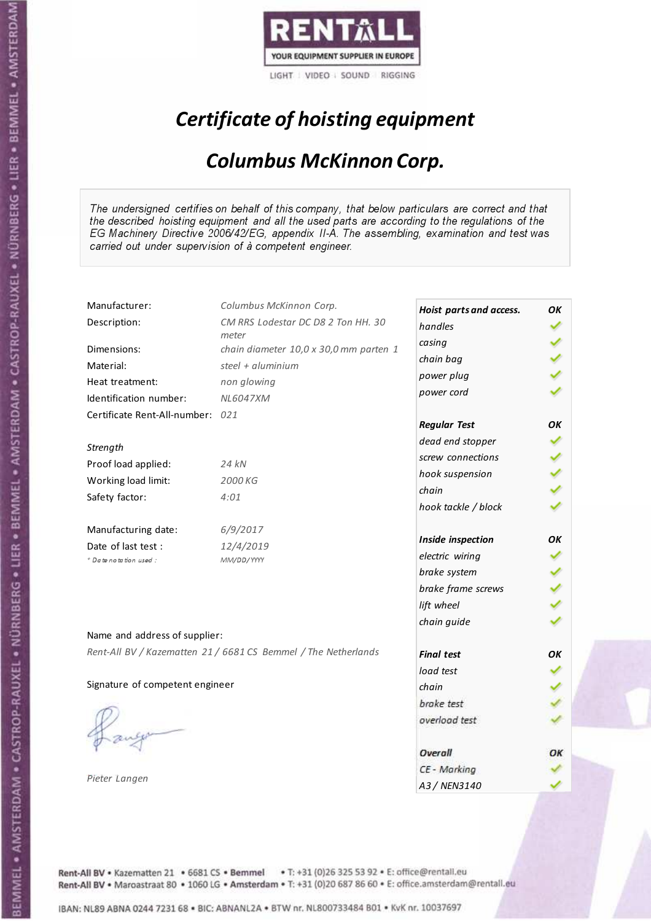RENTALL

YOUR EQUIPMENT SUPPLIER IN EUROPE

LIGHT | VIDEO | SOUND | RIGGING

# *Certificate of hoisting equipment*

## *Columbus McKinnon Corp.*

*The undersigned certifies on behalf of this company, that below particulars are correct and that the described hoisting equipment and all the used parts are according to the regulations of the EG Machinery Directive 2006/42/EG, appendix II-A. The assembling, examination and test was carried out under supervision of à competent engineer.*

| | |
|---|---|
| Manufacturer: | *Columbus McKinnon Corp.* |
| Description: | *CM RRS Lodestar DC D8 2 Ton HH. 30 meter* |
| Dimensions: | *chain diameter 10,0 x 30,0 mm parten 1* |
| Material: | *steel + aluminium* |
| Heat treatment: | *non glowing* |
| Identification number: | *NL6047XM* |
| Certificate Rent-All-number: | *021* |

*Strength*

| | |
|---|---|
| Proof load applied: | *24 kN* |
| Working load limit: | *2000 KG* |
| Safety factor: | *4:01* |

| | |
|---|---|
| Manufacturing date: | *6/9/2017* |
| Date of last test : | *12/4/2019* |
| *\* Date notation used :* | *MM/DD/YYYY* |

| | |
|---|---|
| ***Hoist parts and access.*** | ***OK*** |
| *handles* | ✓ |
| *casing* | ✓ |
| *chain bag* | ✓ |
| *power plug* | ✓ |
| *power cord* | ✓ |
| ***Regular Test*** | ***OK*** |
| *dead end stopper* | ✓ |
| *screw connections* | ✓ |
| *hook suspension* | ✓ |
| *chain* | ✓ |
| *hook tackle / block* | ✓ |
| ***Inside inspection*** | ***OK*** |
| *electric wiring* | ✓ |
| *brake system* | ✓ |
| *brake frame screws* | ✓ |
| *lift wheel* | ✓ |
| *chain guide* | ✓ |
| ***Final test*** | ***OK*** |
| *load test* | ✓ |
| *chain* | ✓ |
| *brake test* | ✓ |
| *overload test* | ✓ |
| ***Overall*** | ***OK*** |
| *CE - Marking* | ✓ |
| *A3 / NEN3140* | ✓ |

Name and address of supplier:

*Rent-All BV / Kazematten 21 / 6681 CS Bemmel / The Netherlands*

Signature of competent engineer

*Pieter Langen*

Rent-All BV • Kazematten 21 • 6681 CS • Bemmel • T: +31 (0)26 325 53 92 • E: office@rentall.eu
Rent-All BV • Maroastraat 80 • 1060 LG • Amsterdam • T: +31 (0)20 687 86 60 • E: office.amsterdam@rentall.eu

IBAN: NL89 ABNA 0244 7231 68 • BIC: ABNANL2A • BTW nr. NL800733484 B01 • KvK nr. 10037697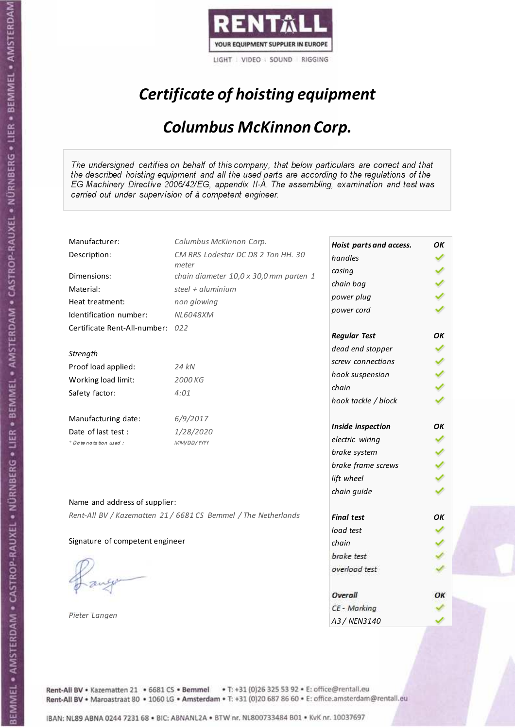RENTALL
YOUR EQUIPMENT SUPPLIER IN EUROPE
LIGHT | VIDEO | SOUND | RIGGING

# *Certificate of hoisting equipment*

## *Columbus McKinnon Corp.*

*The undersigned certifies on behalf of this company, that below particulars are correct and that the described hoisting equipment and all the used parts are according to the regulations of the EG Machinery Directive 2006/42/EG, appendix II-A. The assembling, examination and test was carried out under supervision of à competent engineer.*

| | |
|---|---|
| Manufacturer: | *Columbus McKinnon Corp.* |
| Description: | *CM RRS Lodestar DC D8 2 Ton HH. 30 meter* |
| Dimensions: | *chain diameter 10,0 x 30,0 mm parten 1* |
| Material: | *steel + aluminium* |
| Heat treatment: | *non glowing* |
| Identification number: | *NL6048XM* |
| Certificate Rent-All-number: | *022* |
| *Strength* | |
| Proof load applied: | *24 kN* |
| Working load limit: | *2000 KG* |
| Safety factor: | *4:01* |
| Manufacturing date: | *6/9/2017* |
| Date of last test : | *1/28/2020* |
| *\* Date notation used :* | *MM/DD/YYYY* |

| ***Hoist parts and access.*** | ***OK*** |
|---|---|
| *handles* | ✓ |
| *casing* | ✓ |
| *chain bag* | ✓ |
| *power plug* | ✓ |
| *power cord* | ✓ |
| ***Regular Test*** | ***OK*** |
| *dead end stopper* | ✓ |
| *screw connections* | ✓ |
| *hook suspension* | ✓ |
| *chain* | ✓ |
| *hook tackle / block* | ✓ |
| ***Inside inspection*** | ***OK*** |
| *electric wiring* | ✓ |
| *brake system* | ✓ |
| *brake frame screws* | ✓ |
| *lift wheel* | ✓ |
| *chain guide* | ✓ |
| ***Final test*** | ***OK*** |
| *load test* | ✓ |
| *chain* | ✓ |
| *brake test* | ✓ |
| *overload test* | ✓ |
| ***Overall*** | ***OK*** |
| *CE - Marking* | ✓ |
| *A3 / NEN3140* | ✓ |

Name and address of supplier:

*Rent-All BV / Kazematten 21 / 6681 CS Bemmel / The Netherlands*

Signature of competent engineer

*Pieter Langen*

Rent-All BV • Kazematten 21 • 6681 CS • **Bemmel** • T: +31 (0)26 325 53 92 • E: office@rentall.eu
Rent-All BV • Maroastraat 80 • 1060 LG • **Amsterdam** • T: +31 (0)20 687 86 60 • E: office.amsterdam@rentall.eu

IBAN: NL89 ABNA 0244 7231 68 • BIC: ABNANL2A • BTW nr. NL800733484 B01 • KvK nr. 10037697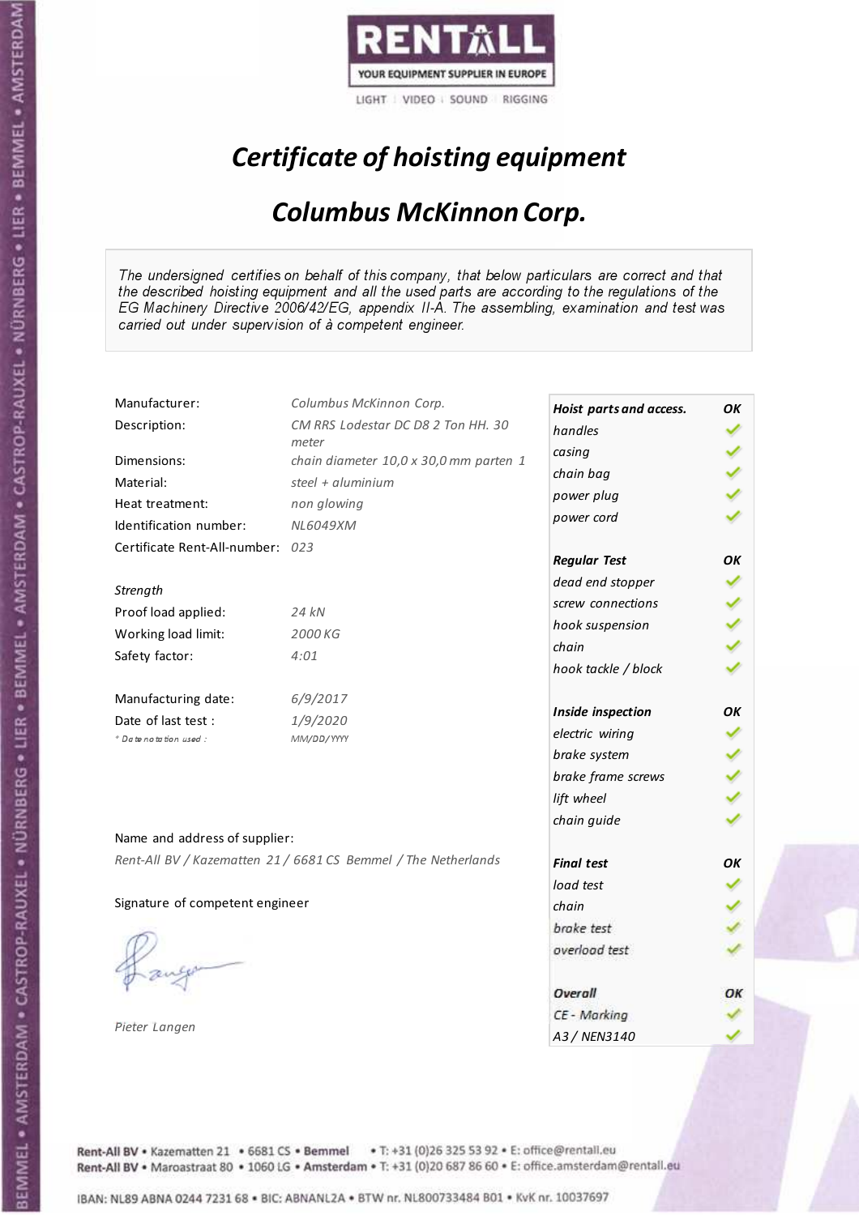RENTALL
YOUR EQUIPMENT SUPPLIER IN EUROPE
LIGHT | VIDEO | SOUND | RIGGING

# *Certificate of hoisting equipment*

## *Columbus McKinnon Corp.*

*The undersigned certifies on behalf of this company, that below particulars are correct and that the described hoisting equipment and all the used parts are according to the regulations of the EG Machinery Directive 2006/42/EG, appendix II-A. The assembling, examination and test was carried out under supervision of à competent engineer.*

| | |
|---|---|
| Manufacturer: | *Columbus McKinnon Corp.* |
| Description: | *CM RRS Lodestar DC D8 2 Ton HH. 30 meter* |
| Dimensions: | *chain diameter 10,0 x 30,0 mm parten 1* |
| Material: | *steel + aluminium* |
| Heat treatment: | *non glowing* |
| Identification number: | *NL6049XM* |
| Certificate Rent-All-number: | *023* |

*Strength*

| | |
|---|---|
| Proof load applied: | *24 kN* |
| Working load limit: | *2000 KG* |
| Safety factor: | *4:01* |

| | |
|---|---|
| Manufacturing date: | *6/9/2017* |
| Date of last test : | *1/9/2020* |
| *\* Date notation used :* | *MM/DD/YYYY* |

| **Hoist parts and access.** | **OK** |
|---|---|
| handles | ✓ |
| casing | ✓ |
| chain bag | ✓ |
| power plug | ✓ |
| power cord | ✓ |
| **Regular Test** | **OK** |
| dead end stopper | ✓ |
| screw connections | ✓ |
| hook suspension | ✓ |
| chain | ✓ |
| hook tackle / block | ✓ |
| **Inside inspection** | **OK** |
| electric wiring | ✓ |
| brake system | ✓ |
| brake frame screws | ✓ |
| lift wheel | ✓ |
| chain guide | ✓ |
| **Final test** | **OK** |
| load test | ✓ |
| chain | ✓ |
| brake test | ✓ |
| overload test | ✓ |
| **Overall** | **OK** |
| CE - Marking | ✓ |
| A3 / NEN3140 | ✓ |

Name and address of supplier:

*Rent-All BV / Kazematten 21 / 6681 CS Bemmel / The Netherlands*

Signature of competent engineer

*Pieter Langen*

Rent-All BV • Kazematten 21 • 6681 CS • Bemmel • T: +31 (0)26 325 53 92 • E: office@rentall.eu
Rent-All BV • Maroastraat 80 • 1060 LG • Amsterdam • T: +31 (0)20 687 86 60 • E: office.amsterdam@rentall.eu

IBAN: NL89 ABNA 0244 7231 68 • BIC: ABNANL2A • BTW nr. NL800733484 B01 • KvK nr. 10037697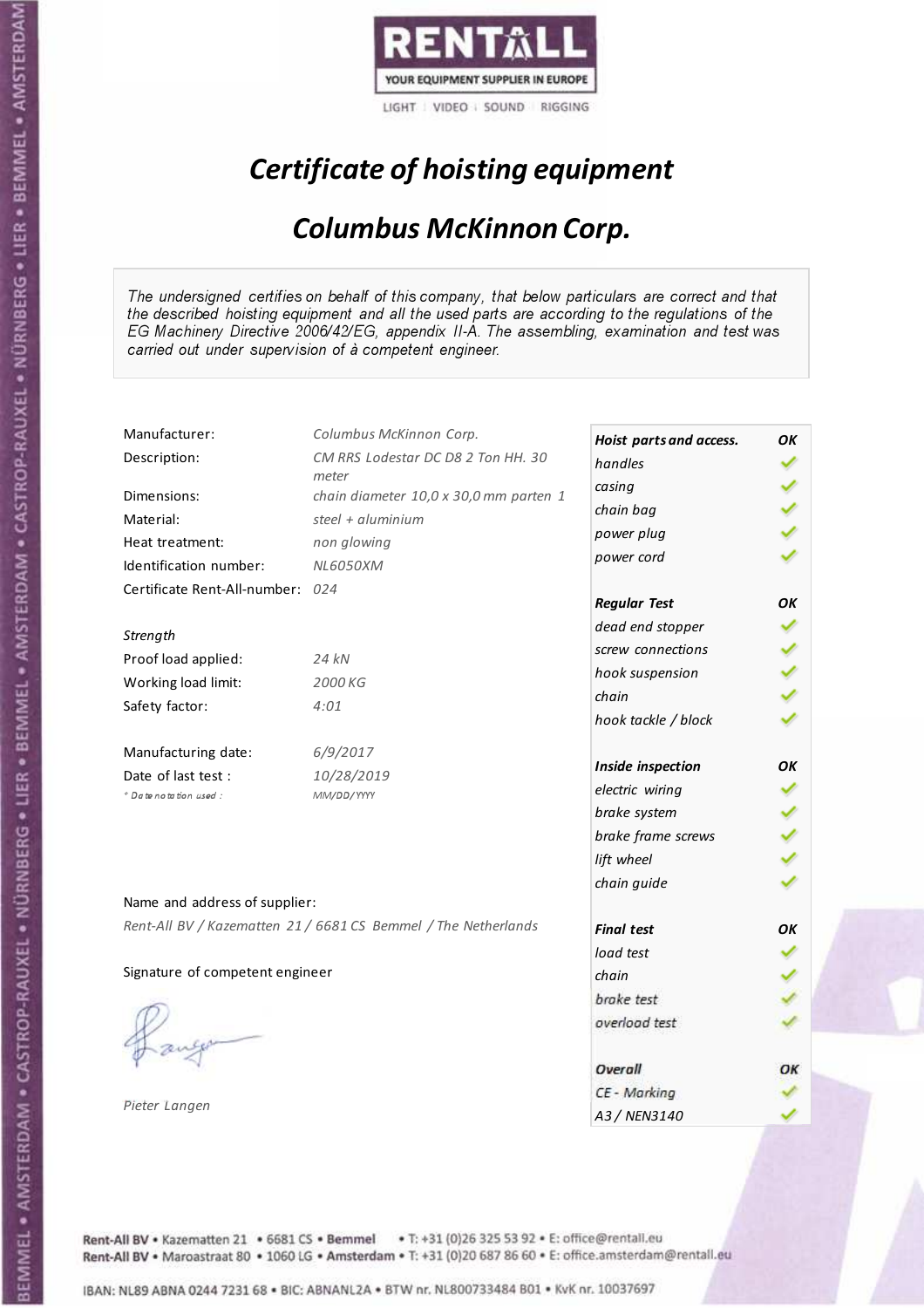RENTALL

YOUR EQUIPMENT SUPPLIER IN EUROPE

LIGHT | VIDEO | SOUND | RIGGING

# *Certificate of hoisting equipment*

## *Columbus McKinnon Corp.*

*The undersigned certifies on behalf of this company, that below particulars are correct and that the described hoisting equipment and all the used parts are according to the regulations of the EG Machinery Directive 2006/42/EG, appendix II-A. The assembling, examination and test was carried out under supervision of à competent engineer.*

| | |
|---|---|
| Manufacturer: | *Columbus McKinnon Corp.* |
| Description: | *CM RRS Lodestar DC D8 2 Ton HH. 30 meter* |
| Dimensions: | *chain diameter 10,0 x 30,0 mm parten 1* |
| Material: | *steel + aluminium* |
| Heat treatment: | *non glowing* |
| Identification number: | *NL6050XM* |
| Certificate Rent-All-number: | *024* |
| | |
| *Strength* | |
| Proof load applied: | *24 kN* |
| Working load limit: | *2000 KG* |
| Safety factor: | *4:01* |
| | |
| Manufacturing date: | *6/9/2017* |
| Date of last test : | *10/28/2019* |
| *\* Date notation used :* | *MM/DD/YYYY* |

| ***Hoist parts and access.*** | ***OK*** |
|---|---|
| *handles* | ✓ |
| *casing* | ✓ |
| *chain bag* | ✓ |
| *power plug* | ✓ |
| *power cord* | ✓ |
| ***Regular Test*** | ***OK*** |
| *dead end stopper* | ✓ |
| *screw connections* | ✓ |
| *hook suspension* | ✓ |
| *chain* | ✓ |
| *hook tackle / block* | ✓ |
| ***Inside inspection*** | ***OK*** |
| *electric wiring* | ✓ |
| *brake system* | ✓ |
| *brake frame screws* | ✓ |
| *lift wheel* | ✓ |
| *chain guide* | ✓ |
| ***Final test*** | ***OK*** |
| *load test* | ✓ |
| *chain* | ✓ |
| *brake test* | ✓ |
| *overload test* | ✓ |
| ***Overall*** | ***OK*** |
| *CE - Marking* | ✓ |
| *A3 / NEN3140* | ✓ |

Name and address of supplier:

*Rent-All BV / Kazematten 21 / 6681 CS Bemmel / The Netherlands*

Signature of competent engineer

*Pieter Langen*

Rent-All BV • Kazematten 21 • 6681 CS • **Bemmel** • T: +31 (0)26 325 53 92 • E: office@rentall.eu
Rent-All BV • Maroastraat 80 • 1060 LG • **Amsterdam** • T: +31 (0)20 687 86 60 • E: office.amsterdam@rentall.eu

IBAN: NL89 ABNA 0244 7231 68 • BIC: ABNANL2A • BTW nr. NL800733484 B01 • KvK nr. 10037697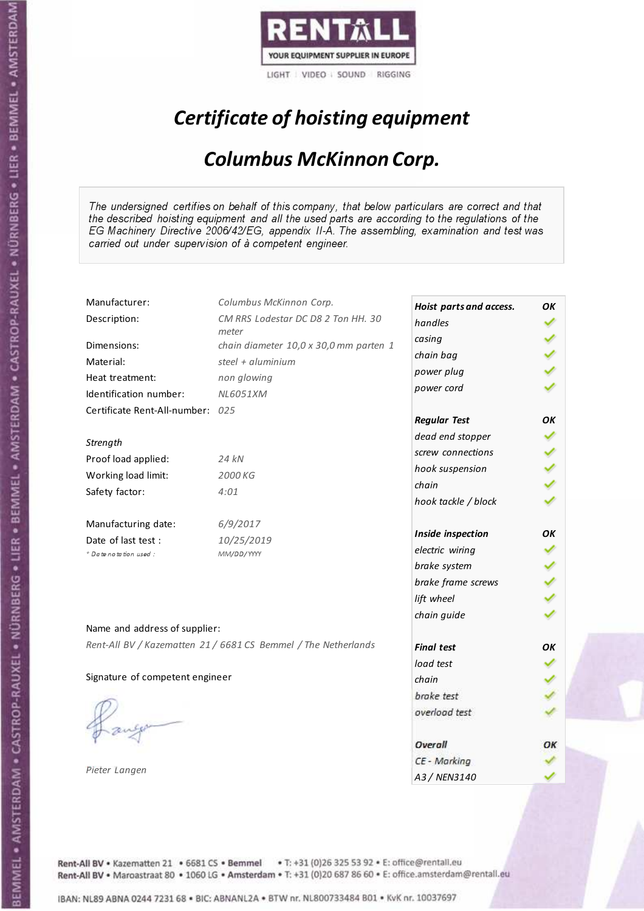RENTALL

YOUR EQUIPMENT SUPPLIER IN EUROPE

LIGHT | VIDEO | SOUND | RIGGING

# *Certificate of hoisting equipment*

## *Columbus McKinnon Corp.*

*The undersigned certifies on behalf of this company, that below particulars are correct and that the described hoisting equipment and all the used parts are according to the regulations of the EG Machinery Directive 2006/42/EG, appendix II-A. The assembling, examination and test was carried out under supervision of à competent engineer.*

| | |
|---|---|
| Manufacturer: | *Columbus McKinnon Corp.* |
| Description: | *CM RRS Lodestar DC D8 2 Ton HH. 30 meter* |
| Dimensions: | *chain diameter 10,0 x 30,0 mm parten 1* |
| Material: | *steel + aluminium* |
| Heat treatment: | *non glowing* |
| Identification number: | *NL6051XM* |
| Certificate Rent-All-number: | *025* |

*Strength*

| | |
|---|---|
| Proof load applied: | *24 kN* |
| Working load limit: | *2000 KG* |
| Safety factor: | *4:01* |

| | |
|---|---|
| Manufacturing date: | *6/9/2017* |
| Date of last test : | *10/25/2019* |
| *\* Date notation used :* | *MM/DD/YYYY* |

| **Hoist parts and access.** | **OK** |
|---|---|
| *handles* | ✓ |
| *casing* | ✓ |
| *chain bag* | ✓ |
| *power plug* | ✓ |
| *power cord* | ✓ |
| **Regular Test** | **OK** |
| *dead end stopper* | ✓ |
| *screw connections* | ✓ |
| *hook suspension* | ✓ |
| *chain* | ✓ |
| *hook tackle / block* | ✓ |
| **Inside inspection** | **OK** |
| *electric wiring* | ✓ |
| *brake system* | ✓ |
| *brake frame screws* | ✓ |
| *lift wheel* | ✓ |
| *chain guide* | ✓ |
| **Final test** | **OK** |
| *load test* | ✓ |
| *chain* | ✓ |
| *brake test* | ✓ |
| *overload test* | ✓ |
| **Overall** | **OK** |
| *CE - Marking* | ✓ |
| *A3 / NEN3140* | ✓ |

Name and address of supplier:

*Rent-All BV / Kazematten 21 / 6681 CS Bemmel / The Netherlands*

Signature of competent engineer

*Pieter Langen*

Rent-All BV • Kazematten 21 • 6681 CS • Bemmel • T: +31 (0)26 325 53 92 • E: office@rentall.eu
Rent-All BV • Maroastraat 80 • 1060 LG • Amsterdam • T: +31 (0)20 687 86 60 • E: office.amsterdam@rentall.eu

IBAN: NL89 ABNA 0244 7231 68 • BIC: ABNANL2A • BTW nr. NL800733484 B01 • KvK nr. 10037697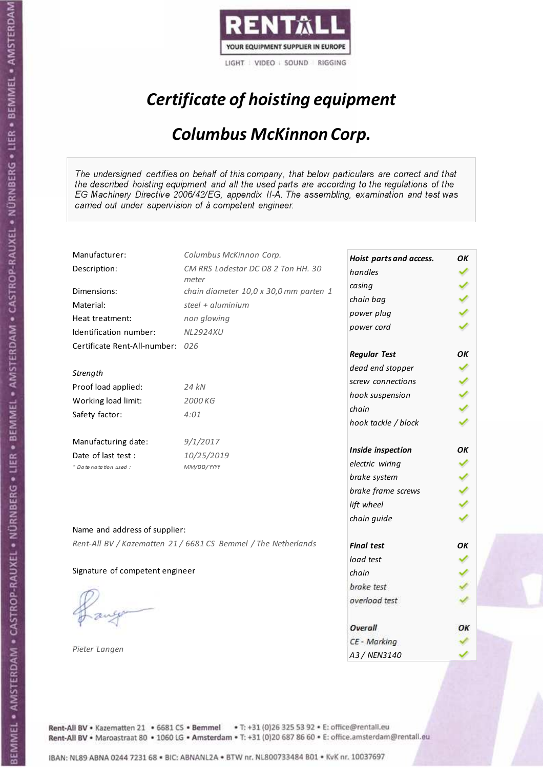RENTALL
YOUR EQUIPMENT SUPPLIER IN EUROPE
LIGHT | VIDEO | SOUND | RIGGING

# *Certificate of hoisting equipment*

## *Columbus McKinnon Corp.*

*The undersigned certifies on behalf of this company, that below particulars are correct and that the described hoisting equipment and all the used parts are according to the regulations of the EG Machinery Directive 2006/42/EG, appendix II-A. The assembling, examination and test was carried out under supervision of à competent engineer.*

| | |
|---|---|
| Manufacturer: | *Columbus McKinnon Corp.* |
| Description: | *CM RRS Lodestar DC D8 2 Ton HH. 30 meter* |
| Dimensions: | *chain diameter 10,0 x 30,0 mm parten 1* |
| Material: | *steel + aluminium* |
| Heat treatment: | *non glowing* |
| Identification number: | *NL2924XU* |
| Certificate Rent-All-number: | *026* |
| *Strength* | |
| Proof load applied: | *24 kN* |
| Working load limit: | *2000 KG* |
| Safety factor: | *4:01* |
| Manufacturing date: | *9/1/2017* |
| Date of last test : | *10/25/2019* |
| *\* Date notation used :* | *MM/DD/YYYY* |

| | |
|---|---|
| ***Hoist parts and access.*** | ***OK*** |
| *handles* | ✓ |
| *casing* | ✓ |
| *chain bag* | ✓ |
| *power plug* | ✓ |
| *power cord* | ✓ |
| ***Regular Test*** | ***OK*** |
| *dead end stopper* | ✓ |
| *screw connections* | ✓ |
| *hook suspension* | ✓ |
| *chain* | ✓ |
| *hook tackle / block* | ✓ |
| ***Inside inspection*** | ***OK*** |
| *electric wiring* | ✓ |
| *brake system* | ✓ |
| *brake frame screws* | ✓ |
| *lift wheel* | ✓ |
| *chain guide* | ✓ |
| ***Final test*** | ***OK*** |
| *load test* | ✓ |
| *chain* | ✓ |
| *brake test* | ✓ |
| *overload test* | ✓ |
| ***Overall*** | ***OK*** |
| *CE - Marking* | ✓ |
| *A3 / NEN3140* | ✓ |

Name and address of supplier:

*Rent-All BV / Kazematten 21 / 6681 CS Bemmel / The Netherlands*

Signature of competent engineer

*Pieter Langen*

Rent-All BV • Kazematten 21 • 6681 CS • Bemmel • T: +31 (0)26 325 53 92 • E: office@rentall.eu
Rent-All BV • Maroastraat 80 • 1060 LG • Amsterdam • T: +31 (0)20 687 86 60 • E: office.amsterdam@rentall.eu

IBAN: NL89 ABNA 0244 7231 68 • BIC: ABNANL2A • BTW nr. NL800733484 B01 • KvK nr. 10037697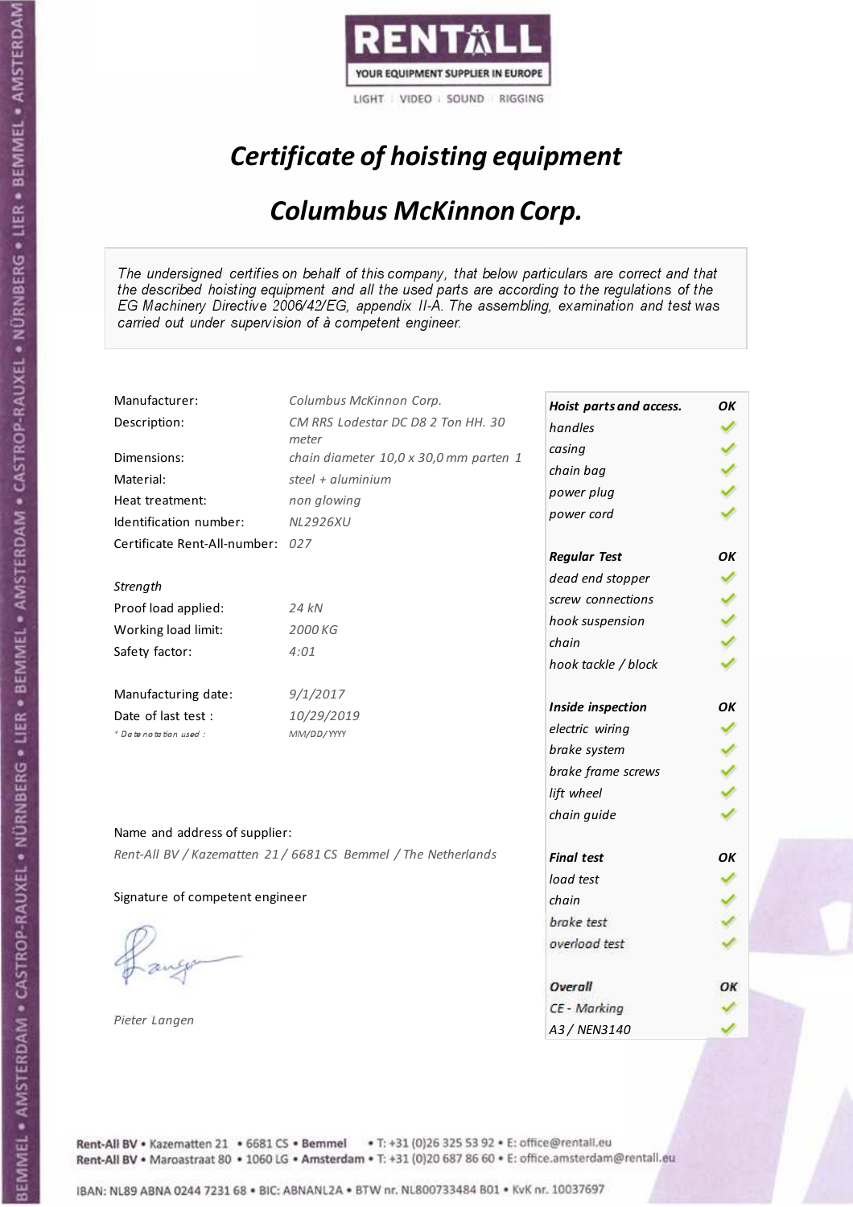RENTALL
YOUR EQUIPMENT SUPPLIER IN EUROPE
LIGHT | VIDEO | SOUND | RIGGING

# *Certificate of hoisting equipment*

## *Columbus McKinnon Corp.*

*The undersigned certifies on behalf of this company, that below particulars are correct and that the described hoisting equipment and all the used parts are according to the regulations of the EG Machinery Directive 2006/42/EG, appendix II-A. The assembling, examination and test was carried out under supervision of à competent engineer.*

| | |
|---|---|
| Manufacturer: | *Columbus McKinnon Corp.* |
| Description: | *CM RRS Lodestar DC D8 2 Ton HH. 30 meter* |
| Dimensions: | *chain diameter 10,0 x 30,0 mm parten 1* |
| Material: | *steel + aluminium* |
| Heat treatment: | *non glowing* |
| Identification number: | *NL2926XU* |
| Certificate Rent-All-number: | *027* |

*Strength*

| | |
|---|---|
| Proof load applied: | *24 kN* |
| Working load limit: | *2000 KG* |
| Safety factor: | *4:01* |

| | |
|---|---|
| Manufacturing date: | *9/1/2017* |
| Date of last test : | *10/29/2019* |
| * Date notation used : | MM/DD/YYYY |

| Check | OK |
|---|---|
| ***Hoist parts and access.*** | ***OK*** |
| *handles* | ✓ |
| *casing* | ✓ |
| *chain bag* | ✓ |
| *power plug* | ✓ |
| *power cord* | ✓ |
| ***Regular Test*** | ***OK*** |
| *dead end stopper* | ✓ |
| *screw connections* | ✓ |
| *hook suspension* | ✓ |
| *chain* | ✓ |
| *hook tackle / block* | ✓ |
| ***Inside inspection*** | ***OK*** |
| *electric wiring* | ✓ |
| *brake system* | ✓ |
| *brake frame screws* | ✓ |
| *lift wheel* | ✓ |
| *chain guide* | ✓ |
| ***Final test*** | ***OK*** |
| *load test* | ✓ |
| *chain* | ✓ |
| *brake test* | ✓ |
| *overload test* | ✓ |
| ***Overall*** | ***OK*** |
| *CE - Marking* | ✓ |
| *A3 / NEN3140* | ✓ |

Name and address of supplier:

*Rent-All BV / Kazematten 21 / 6681 CS Bemmel / The Netherlands*

Signature of competent engineer

*Pieter Langen*

Rent-All BV • Kazematten 21 • 6681 CS • **Bemmel** • T: +31 (0)26 325 53 92 • E: office@rentall.eu
Rent-All BV • Maroastraat 80 • 1060 LG • **Amsterdam** • T: +31 (0)20 687 86 60 • E: office.amsterdam@rentall.eu

IBAN: NL89 ABNA 0244 7231 68 • BIC: ABNANL2A • BTW nr. NL800733484 B01 • KvK nr. 10037697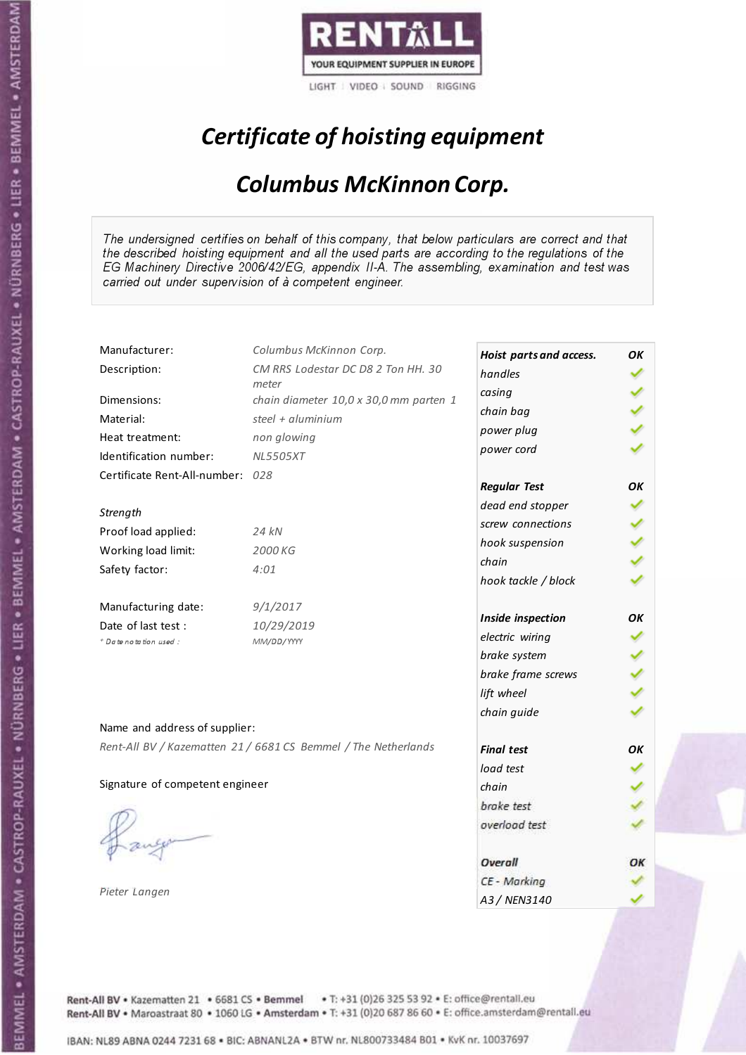RENTALL

YOUR EQUIPMENT SUPPLIER IN EUROPE

LIGHT | VIDEO | SOUND | RIGGING

# *Certificate of hoisting equipment*

## *Columbus McKinnon Corp.*

*The undersigned certifies on behalf of this company, that below particulars are correct and that the described hoisting equipment and all the used parts are according to the regulations of the EG Machinery Directive 2006/42/EG, appendix II-A. The assembling, examination and test was carried out under supervision of à competent engineer.*

| | |
|---|---|
| Manufacturer: | *Columbus McKinnon Corp.* |
| Description: | *CM RRS Lodestar DC D8 2 Ton HH. 30 meter* |
| Dimensions: | *chain diameter 10,0 x 30,0 mm parten 1* |
| Material: | *steel + aluminium* |
| Heat treatment: | *non glowing* |
| Identification number: | *NL5505XT* |
| Certificate Rent-All-number: | *028* |

*Strength*

| | |
|---|---|
| Proof load applied: | *24 kN* |
| Working load limit: | *2000 KG* |
| Safety factor: | *4:01* |

| | |
|---|---|
| Manufacturing date: | *9/1/2017* |
| Date of last test : | *10/29/2019* |
| *\* Date notation used :* | *MM/DD/YYYY* |

| ***Hoist parts and access.*** | ***OK*** |
|---|---|
| *handles* | ✓ |
| *casing* | ✓ |
| *chain bag* | ✓ |
| *power plug* | ✓ |
| *power cord* | ✓ |
| ***Regular Test*** | ***OK*** |
| *dead end stopper* | ✓ |
| *screw connections* | ✓ |
| *hook suspension* | ✓ |
| *chain* | ✓ |
| *hook tackle / block* | ✓ |
| ***Inside inspection*** | ***OK*** |
| *electric wiring* | ✓ |
| *brake system* | ✓ |
| *brake frame screws* | ✓ |
| *lift wheel* | ✓ |
| *chain guide* | ✓ |
| ***Final test*** | ***OK*** |
| *load test* | ✓ |
| *chain* | ✓ |
| *brake test* | ✓ |
| *overload test* | ✓ |
| ***Overall*** | ***OK*** |
| *CE - Marking* | ✓ |
| *A3 / NEN3140* | ✓ |

Name and address of supplier:

*Rent-All BV / Kazematten 21 / 6681 CS Bemmel / The Netherlands*

Signature of competent engineer

*Pieter Langen*

Rent-All BV • Kazematten 21 • 6681 CS • Bemmel • T: +31 (0)26 325 53 92 • E: office@rentall.eu
Rent-All BV • Maroastraat 80 • 1060 LG • Amsterdam • T: +31 (0)20 687 86 60 • E: office.amsterdam@rentall.eu

IBAN: NL89 ABNA 0244 7231 68 • BIC: ABNANL2A • BTW nr. NL800733484 B01 • KvK nr. 10037697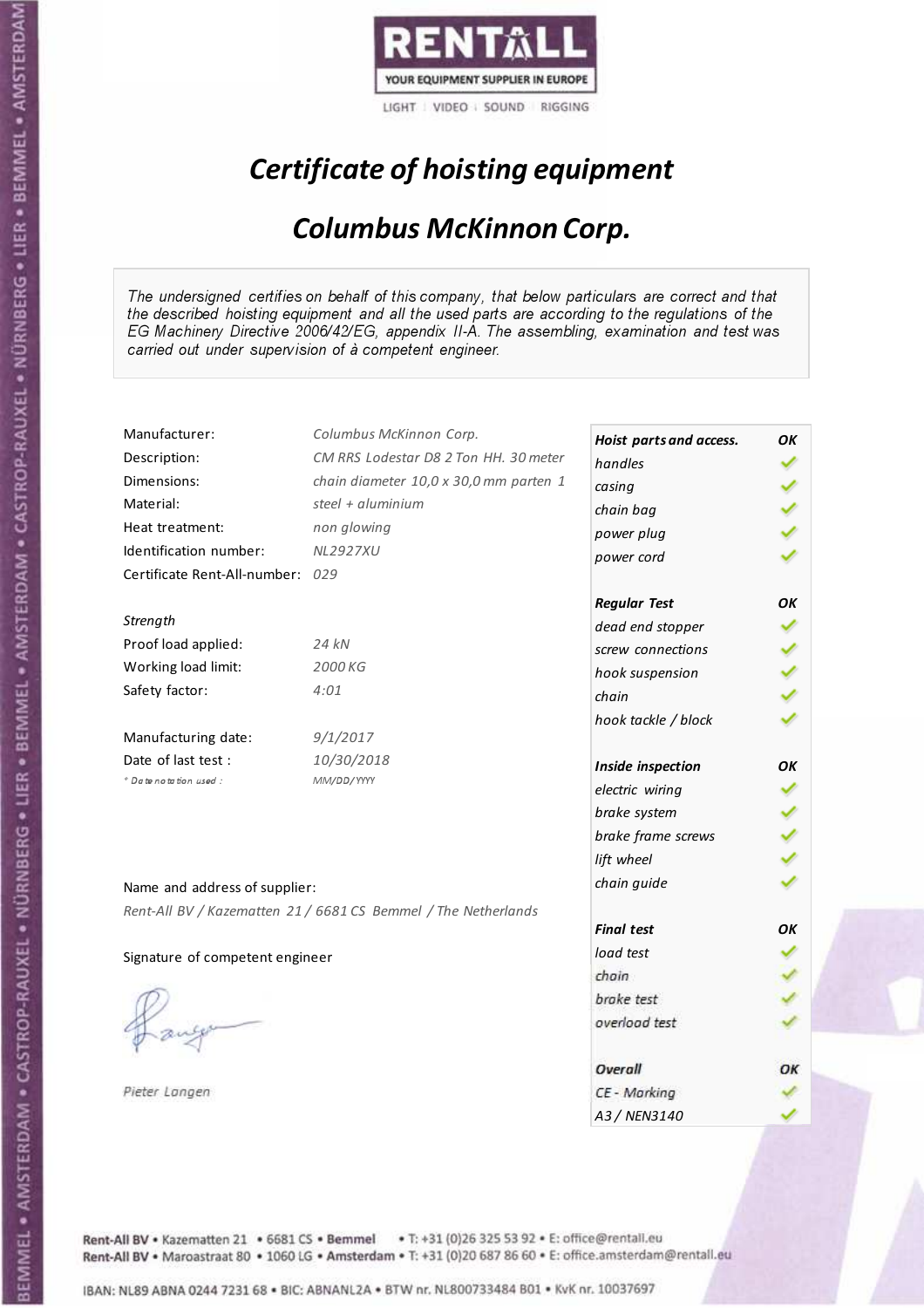RENTALL
YOUR EQUIPMENT SUPPLIER IN EUROPE
LIGHT | VIDEO | SOUND | RIGGING

# *Certificate of hoisting equipment*

## *Columbus McKinnon Corp.*

*The undersigned certifies on behalf of this company, that below particulars are correct and that the described hoisting equipment and all the used parts are according to the regulations of the EG Machinery Directive 2006/42/EG, appendix II-A. The assembling, examination and test was carried out under supervision of à competent engineer.*

| | |
|---|---|
| Manufacturer: | *Columbus McKinnon Corp.* |
| Description: | *CM RRS Lodestar D8 2 Ton HH. 30 meter* |
| Dimensions: | *chain diameter 10,0 x 30,0 mm parten 1* |
| Material: | *steel + aluminium* |
| Heat treatment: | *non glowing* |
| Identification number: | *NL2927XU* |
| Certificate Rent-All-number: | *029* |

*Strength*

| | |
|---|---|
| Proof load applied: | *24 kN* |
| Working load limit: | *2000 KG* |
| Safety factor: | *4:01* |

| | |
|---|---|
| Manufacturing date: | *9/1/2017* |
| Date of last test : | *10/30/2018* |
| *\* Date notation used :* | *MM/DD/YYYY* |

Name and address of supplier:

*Rent-All BV / Kazematten 21 / 6681 CS Bemmel / The Netherlands*

Signature of competent engineer

*Pieter Langen*

| ***Hoist parts and access.*** | ***OK*** |
|---|---|
| *handles* | ✓ |
| *casing* | ✓ |
| *chain bag* | ✓ |
| *power plug* | ✓ |
| *power cord* | ✓ |
| ***Regular Test*** | ***OK*** |
| *dead end stopper* | ✓ |
| *screw connections* | ✓ |
| *hook suspension* | ✓ |
| *chain* | ✓ |
| *hook tackle / block* | ✓ |
| ***Inside inspection*** | ***OK*** |
| *electric wiring* | ✓ |
| *brake system* | ✓ |
| *brake frame screws* | ✓ |
| *lift wheel* | ✓ |
| *chain guide* | ✓ |
| ***Final test*** | ***OK*** |
| *load test* | ✓ |
| *chain* | ✓ |
| *brake test* | ✓ |
| *overload test* | ✓ |
| ***Overall*** | ***OK*** |
| *CE - Marking* | ✓ |
| *A3 / NEN3140* | ✓ |

Rent-All BV • Kazematten 21 • 6681 CS • Bemmel • T: +31 (0)26 325 53 92 • E: office@rentall.eu
Rent-All BV • Maroastraat 80 • 1060 LG • Amsterdam • T: +31 (0)20 687 86 60 • E: office.amsterdam@rentall.eu

IBAN: NL89 ABNA 0244 7231 68 • BIC: ABNANL2A • BTW nr. NL800733484 B01 • KvK nr. 10037697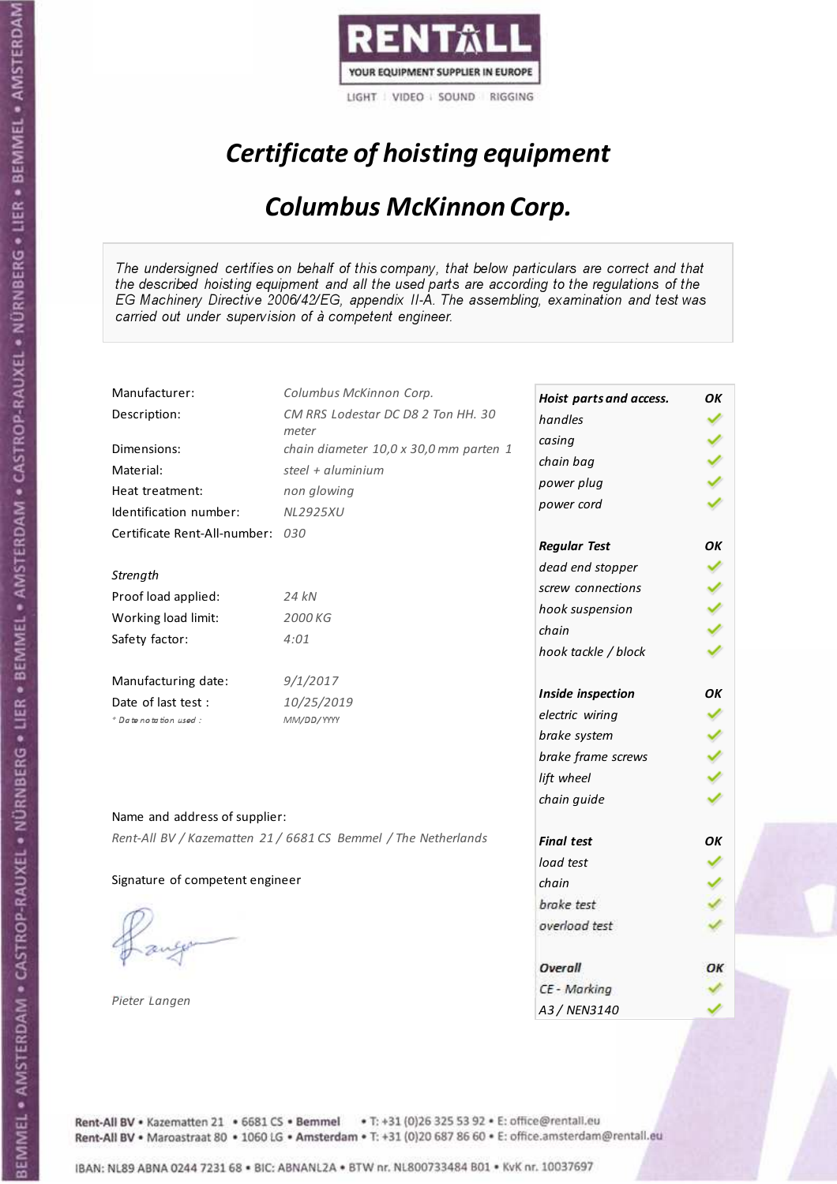RENTALL

YOUR EQUIPMENT SUPPLIER IN EUROPE

LIGHT | VIDEO | SOUND | RIGGING

# *Certificate of hoisting equipment*

## *Columbus McKinnon Corp.*

*The undersigned certifies on behalf of this company, that below particulars are correct and that the described hoisting equipment and all the used parts are according to the regulations of the EG Machinery Directive 2006/42/EG, appendix II-A. The assembling, examination and test was carried out under supervision of à competent engineer.*

| | |
|---|---|
| Manufacturer: | *Columbus McKinnon Corp.* |
| Description: | *CM RRS Lodestar DC D8 2 Ton HH. 30 meter* |
| Dimensions: | *chain diameter 10,0 x 30,0 mm parten 1* |
| Material: | *steel + aluminium* |
| Heat treatment: | *non glowing* |
| Identification number: | *NL2925XU* |
| Certificate Rent-All-number: | *030* |

*Strength*

| | |
|---|---|
| Proof load applied: | *24 kN* |
| Working load limit: | *2000 KG* |
| Safety factor: | *4:01* |

| | |
|---|---|
| Manufacturing date: | *9/1/2017* |
| Date of last test : | *10/25/2019* |
| *\* Date notation used :* | *MM/DD/YYYY* |

Name and address of supplier:

*Rent-All BV / Kazematten 21 / 6681 CS Bemmel / The Netherlands*

Signature of competent engineer

*Pieter Langen*

| ***Hoist parts and access.*** | ***OK*** |
|---|---|
| *handles* | ✓ |
| *casing* | ✓ |
| *chain bag* | ✓ |
| *power plug* | ✓ |
| *power cord* | ✓ |
| ***Regular Test*** | ***OK*** |
| *dead end stopper* | ✓ |
| *screw connections* | ✓ |
| *hook suspension* | ✓ |
| *chain* | ✓ |
| *hook tackle / block* | ✓ |
| ***Inside inspection*** | ***OK*** |
| *electric wiring* | ✓ |
| *brake system* | ✓ |
| *brake frame screws* | ✓ |
| *lift wheel* | ✓ |
| *chain guide* | ✓ |
| ***Final test*** | ***OK*** |
| *load test* | ✓ |
| *chain* | ✓ |
| *brake test* | ✓ |
| *overload test* | ✓ |
| ***Overall*** | ***OK*** |
| *CE - Marking* | ✓ |
| *A3 / NEN3140* | ✓ |

Rent-All BV • Kazematten 21 • 6681 CS • Bemmel • T: +31 (0)26 325 53 92 • E: office@rentall.eu
Rent-All BV • Maroastraat 80 • 1060 LG • Amsterdam • T: +31 (0)20 687 86 60 • E: office.amsterdam@rentall.eu

IBAN: NL89 ABNA 0244 7231 68 • BIC: ABNANL2A • BTW nr. NL800733484 B01 • KvK nr. 10037697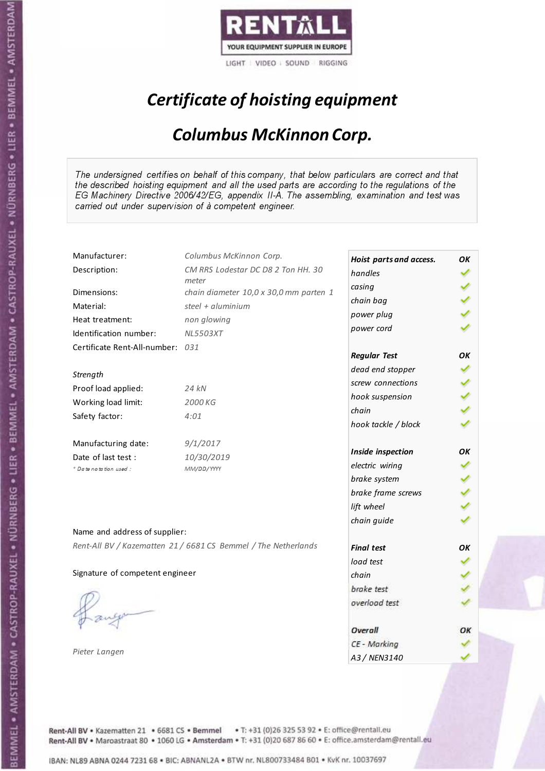RENTALL
YOUR EQUIPMENT SUPPLIER IN EUROPE
LIGHT | VIDEO | SOUND | RIGGING

# *Certificate of hoisting equipment*

## *Columbus McKinnon Corp.*

*The undersigned certifies on behalf of this company, that below particulars are correct and that the described hoisting equipment and all the used parts are according to the regulations of the EG Machinery Directive 2006/42/EG, appendix II-A. The assembling, examination and test was carried out under supervision of à competent engineer.*

| | |
|---|---|
| Manufacturer: | *Columbus McKinnon Corp.* |
| Description: | *CM RRS Lodestar DC D8 2 Ton HH. 30 meter* |
| Dimensions: | *chain diameter 10,0 x 30,0 mm parten 1* |
| Material: | *steel + aluminium* |
| Heat treatment: | *non glowing* |
| Identification number: | *NL5503XT* |
| Certificate Rent-All-number: | *031* |
| *Strength* | |
| Proof load applied: | *24 kN* |
| Working load limit: | *2000 KG* |
| Safety factor: | *4:01* |
| Manufacturing date: | *9/1/2017* |
| Date of last test : | *10/30/2019* |
| *\* Date notation used :* | *MM/DD/YYYY* |

| Check | Result |
|---|---|
| ***Hoist parts and access.*** | ***OK*** |
| *handles* | ✓ |
| *casing* | ✓ |
| *chain bag* | ✓ |
| *power plug* | ✓ |
| *power cord* | ✓ |
| ***Regular Test*** | ***OK*** |
| *dead end stopper* | ✓ |
| *screw connections* | ✓ |
| *hook suspension* | ✓ |
| *chain* | ✓ |
| *hook tackle / block* | ✓ |
| ***Inside inspection*** | ***OK*** |
| *electric wiring* | ✓ |
| *brake system* | ✓ |
| *brake frame screws* | ✓ |
| *lift wheel* | ✓ |
| *chain guide* | ✓ |
| ***Final test*** | ***OK*** |
| *load test* | ✓ |
| *chain* | ✓ |
| *brake test* | ✓ |
| *overload test* | ✓ |
| ***Overall*** | ***OK*** |
| *CE - Marking* | ✓ |
| *A3 / NEN3140* | ✓ |

Name and address of supplier:

*Rent-All BV / Kazematten 21 / 6681 CS Bemmel / The Netherlands*

Signature of competent engineer

*Pieter Langen*

Rent-All BV • Kazematten 21 • 6681 CS • **Bemmel** • T: +31 (0)26 325 53 92 • E: office@rentall.eu
Rent-All BV • Maroastraat 80 • 1060 LG • **Amsterdam** • T: +31 (0)20 687 86 60 • E: office.amsterdam@rentall.eu

IBAN: NL89 ABNA 0244 7231 68 • BIC: ABNANL2A • BTW nr. NL800733484 B01 • KvK nr. 10037697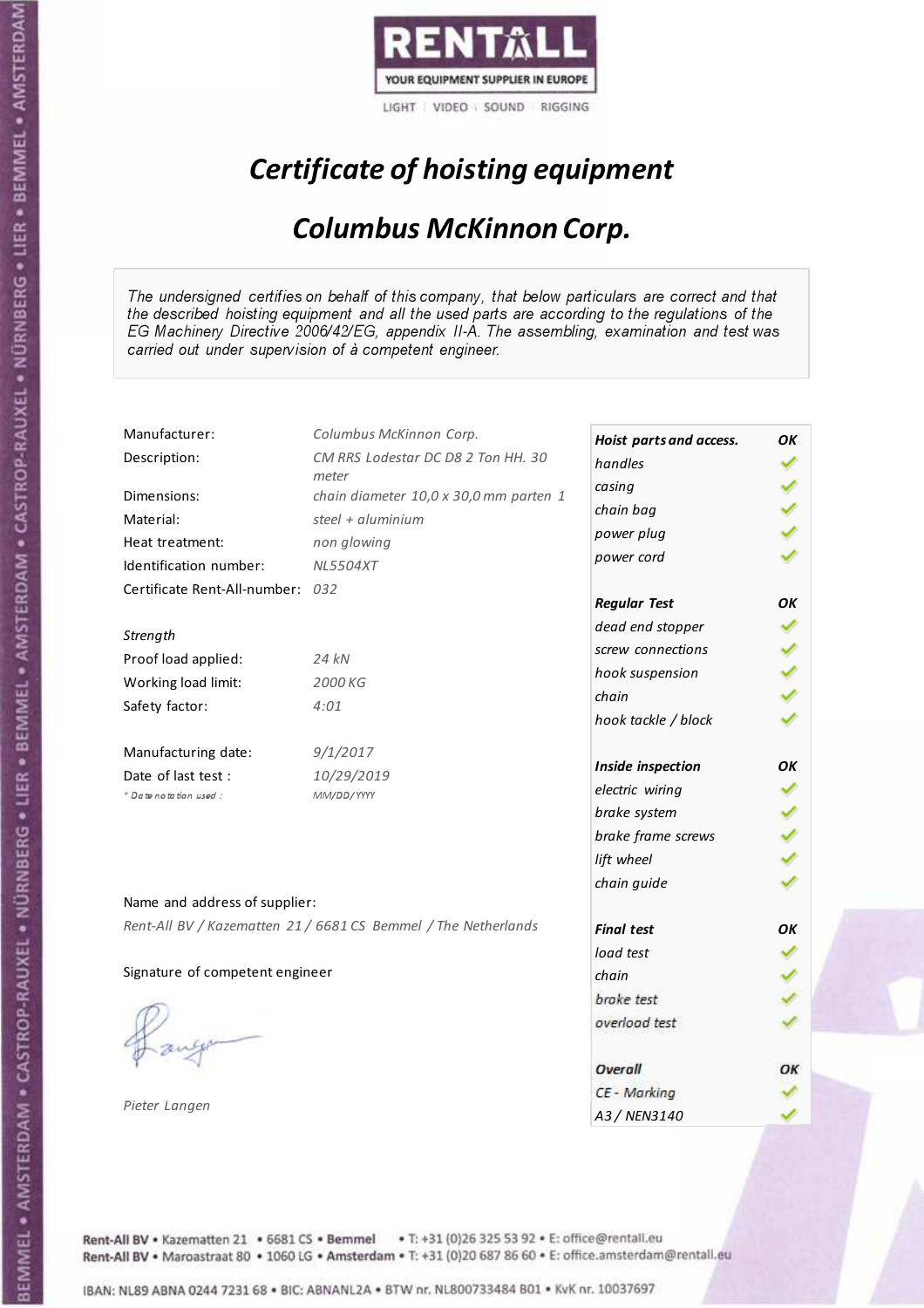RENTALL

YOUR EQUIPMENT SUPPLIER IN EUROPE

LIGHT | VIDEO | SOUND | RIGGING

# *Certificate of hoisting equipment*

## *Columbus McKinnon Corp.*

*The undersigned certifies on behalf of this company, that below particulars are correct and that the described hoisting equipment and all the used parts are according to the regulations of the EG Machinery Directive 2006/42/EG, appendix II-A. The assembling, examination and test was carried out under supervision of à competent engineer.*

| | |
|---|---|
| Manufacturer: | *Columbus McKinnon Corp.* |
| Description: | *CM RRS Lodestar DC D8 2 Ton HH. 30 meter* |
| Dimensions: | *chain diameter 10,0 x 30,0 mm parten 1* |
| Material: | *steel + aluminium* |
| Heat treatment: | *non glowing* |
| Identification number: | *NL5504XT* |
| Certificate Rent-All-number: | *032* |
| *Strength* | |
| Proof load applied: | *24 kN* |
| Working load limit: | *2000 KG* |
| Safety factor: | *4:01* |
| Manufacturing date: | *9/1/2017* |
| Date of last test : | *10/29/2019* |
| *Date notation used :* | *MM/DD/YYYY* |

| *Hoist parts and access.* | *OK* |
|---|---|
| *handles* | ✓ |
| *casing* | ✓ |
| *chain bag* | ✓ |
| *power plug* | ✓ |
| *power cord* | ✓ |
| ***Regular Test*** | ***OK*** |
| *dead end stopper* | ✓ |
| *screw connections* | ✓ |
| *hook suspension* | ✓ |
| *chain* | ✓ |
| *hook tackle / block* | ✓ |
| ***Inside inspection*** | ***OK*** |
| *electric wiring* | ✓ |
| *brake system* | ✓ |
| *brake frame screws* | ✓ |
| *lift wheel* | ✓ |
| *chain guide* | ✓ |
| ***Final test*** | ***OK*** |
| *load test* | ✓ |
| *chain* | ✓ |
| *brake test* | ✓ |
| *overload test* | ✓ |
| ***Overall*** | ***OK*** |
| *CE - Marking* | ✓ |
| *A3 / NEN3140* | ✓ |

Name and address of supplier:

*Rent-All BV / Kazematten 21 / 6681 CS Bemmel / The Netherlands*

Signature of competent engineer

*Pieter Langen*

Rent-All BV • Kazematten 21 • 6681 CS • Bemmel • T: +31 (0)26 325 53 92 • E: office@rentall.eu
Rent-All BV • Maroastraat 80 • 1060 LG • Amsterdam • T: +31 (0)20 687 86 60 • E: office.amsterdam@rentall.eu

IBAN: NL89 ABNA 0244 7231 68 • BIC: ABNANL2A • BTW nr. NL800733484 B01 • KvK nr. 10037697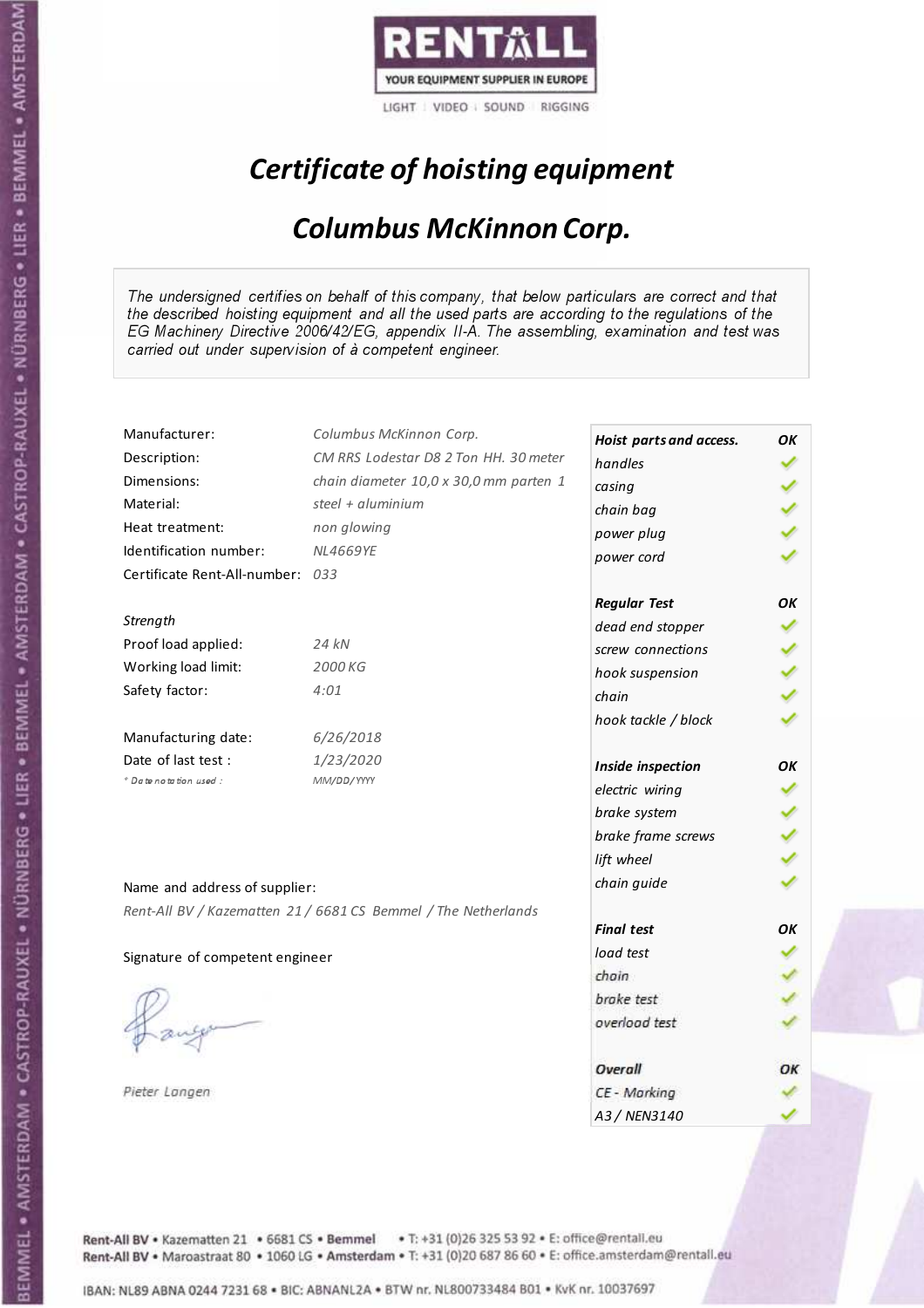RENTALL
YOUR EQUIPMENT SUPPLIER IN EUROPE
LIGHT | VIDEO | SOUND | RIGGING

# *Certificate of hoisting equipment*

## *Columbus McKinnon Corp.*

*The undersigned certifies on behalf of this company, that below particulars are correct and that the described hoisting equipment and all the used parts are according to the regulations of the EG Machinery Directive 2006/42/EG, appendix II-A. The assembling, examination and test was carried out under supervision of à competent engineer.*

| | |
|---|---|
| Manufacturer: | *Columbus McKinnon Corp.* |
| Description: | *CM RRS Lodestar D8 2 Ton HH. 30 meter* |
| Dimensions: | *chain diameter 10,0 x 30,0 mm parten 1* |
| Material: | *steel + aluminium* |
| Heat treatment: | *non glowing* |
| Identification number: | *NL4669YE* |
| Certificate Rent-All-number: | *033* |

*Strength*

| | |
|---|---|
| Proof load applied: | *24 kN* |
| Working load limit: | *2000 KG* |
| Safety factor: | *4:01* |

| | |
|---|---|
| Manufacturing date: | *6/26/2018* |
| Date of last test : | *1/23/2020* |
| *\* Date notation used :* | *MM/DD/YYYY* |

| **Hoist parts and access.** | **OK** |
|---|---|
| *handles* | ✓ |
| *casing* | ✓ |
| *chain bag* | ✓ |
| *power plug* | ✓ |
| *power cord* | ✓ |
| **Regular Test** | **OK** |
| *dead end stopper* | ✓ |
| *screw connections* | ✓ |
| *hook suspension* | ✓ |
| *chain* | ✓ |
| *hook tackle / block* | ✓ |
| **Inside inspection** | **OK** |
| *electric wiring* | ✓ |
| *brake system* | ✓ |
| *brake frame screws* | ✓ |
| *lift wheel* | ✓ |
| *chain guide* | ✓ |
| **Final test** | **OK** |
| *load test* | ✓ |
| *chain* | ✓ |
| *brake test* | ✓ |
| *overload test* | ✓ |
| **Overall** | **OK** |
| *CE - Marking* | ✓ |
| *A3 / NEN3140* | ✓ |

Name and address of supplier:

*Rent-All BV / Kazematten 21 / 6681 CS Bemmel / The Netherlands*

Signature of competent engineer

*Pieter Langen*

Rent-All BV • Kazematten 21 • 6681 CS • **Bemmel** • T: +31 (0)26 325 53 92 • E: office@rentall.eu
Rent-All BV • Maroastraat 80 • 1060 LG • **Amsterdam** • T: +31 (0)20 687 86 60 • E: office.amsterdam@rentall.eu

IBAN: NL89 ABNA 0244 7231 68 • BIC: ABNANL2A • BTW nr. NL800733484 B01 • KvK nr. 10037697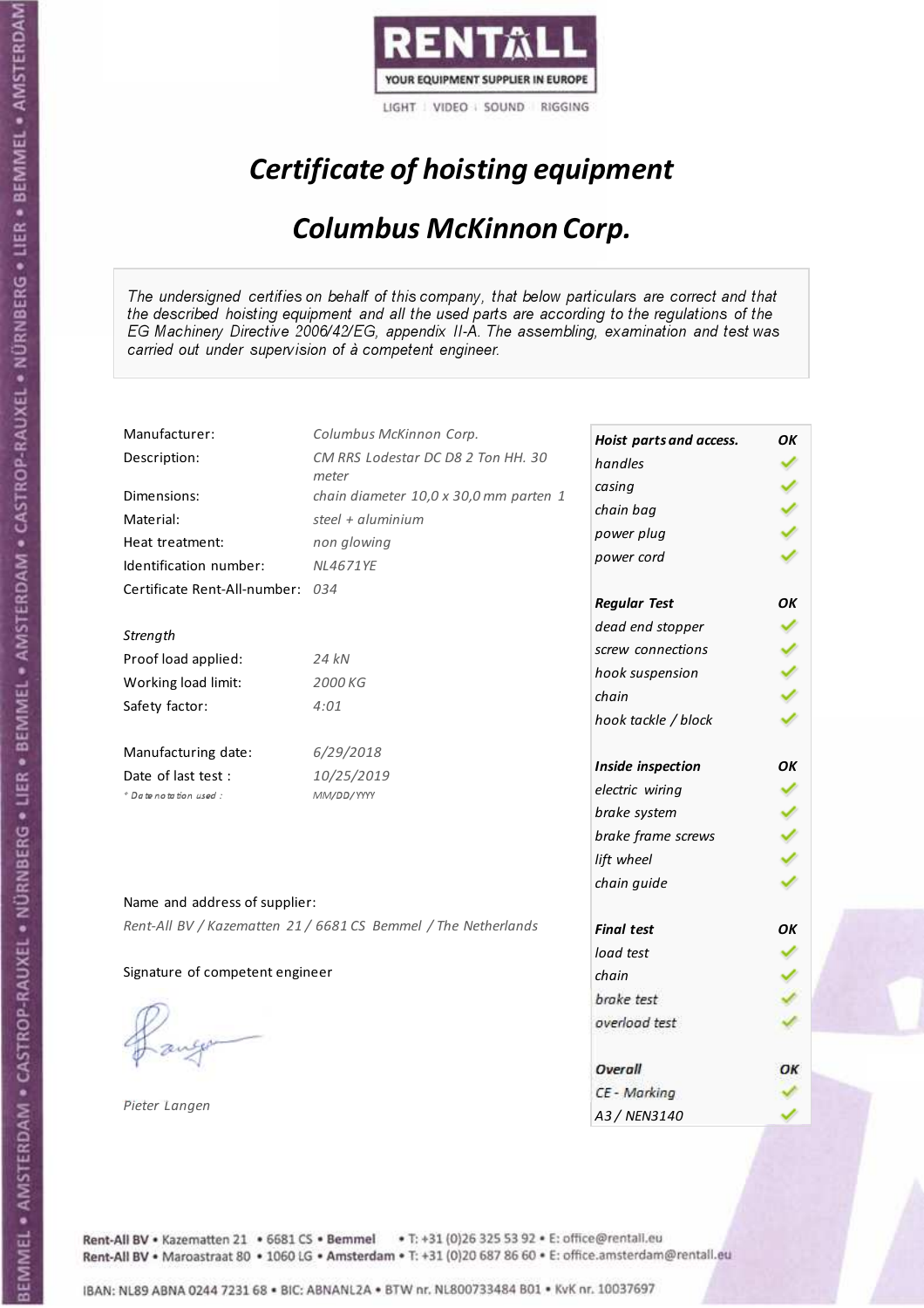RENTALL
YOUR EQUIPMENT SUPPLIER IN EUROPE
LIGHT | VIDEO | SOUND | RIGGING

# *Certificate of hoisting equipment*

## *Columbus McKinnon Corp.*

*The undersigned certifies on behalf of this company, that below particulars are correct and that the described hoisting equipment and all the used parts are according to the regulations of the EG Machinery Directive 2006/42/EG, appendix II-A. The assembling, examination and test was carried out under supervision of à competent engineer.*

| | |
|---|---|
| Manufacturer: | *Columbus McKinnon Corp.* |
| Description: | *CM RRS Lodestar DC D8 2 Ton HH. 30 meter* |
| Dimensions: | *chain diameter 10,0 x 30,0 mm parten 1* |
| Material: | *steel + aluminium* |
| Heat treatment: | *non glowing* |
| Identification number: | *NL4671YE* |
| Certificate Rent-All-number: | *034* |

*Strength*

| | |
|---|---|
| Proof load applied: | *24 kN* |
| Working load limit: | *2000 KG* |
| Safety factor: | *4:01* |

| | |
|---|---|
| Manufacturing date: | *6/29/2018* |
| Date of last test : | *10/25/2019* |
| *\* Date notation used :* | *MM/DD/YYYY* |

Name and address of supplier:

*Rent-All BV / Kazematten 21 / 6681 CS Bemmel / The Netherlands*

Signature of competent engineer

*Pieter Langen*

| ***Hoist parts and access.*** | ***OK*** |
|---|---|
| *handles* | ✓ |
| *casing* | ✓ |
| *chain bag* | ✓ |
| *power plug* | ✓ |
| *power cord* | ✓ |
| ***Regular Test*** | ***OK*** |
| *dead end stopper* | ✓ |
| *screw connections* | ✓ |
| *hook suspension* | ✓ |
| *chain* | ✓ |
| *hook tackle / block* | ✓ |
| ***Inside inspection*** | ***OK*** |
| *electric wiring* | ✓ |
| *brake system* | ✓ |
| *brake frame screws* | ✓ |
| *lift wheel* | ✓ |
| *chain guide* | ✓ |
| ***Final test*** | ***OK*** |
| *load test* | ✓ |
| *chain* | ✓ |
| *brake test* | ✓ |
| *overload test* | ✓ |
| ***Overall*** | ***OK*** |
| *CE - Marking* | ✓ |
| *A3 / NEN3140* | ✓ |

Rent-All BV • Kazematten 21 • 6681 CS • Bemmel • T: +31 (0)26 325 53 92 • E: office@rentall.eu
Rent-All BV • Maroastraat 80 • 1060 LG • Amsterdam • T: +31 (0)20 687 86 60 • E: office.amsterdam@rentall.eu

IBAN: NL89 ABNA 0244 7231 68 • BIC: ABNANL2A • BTW nr. NL800733484 B01 • KvK nr. 10037697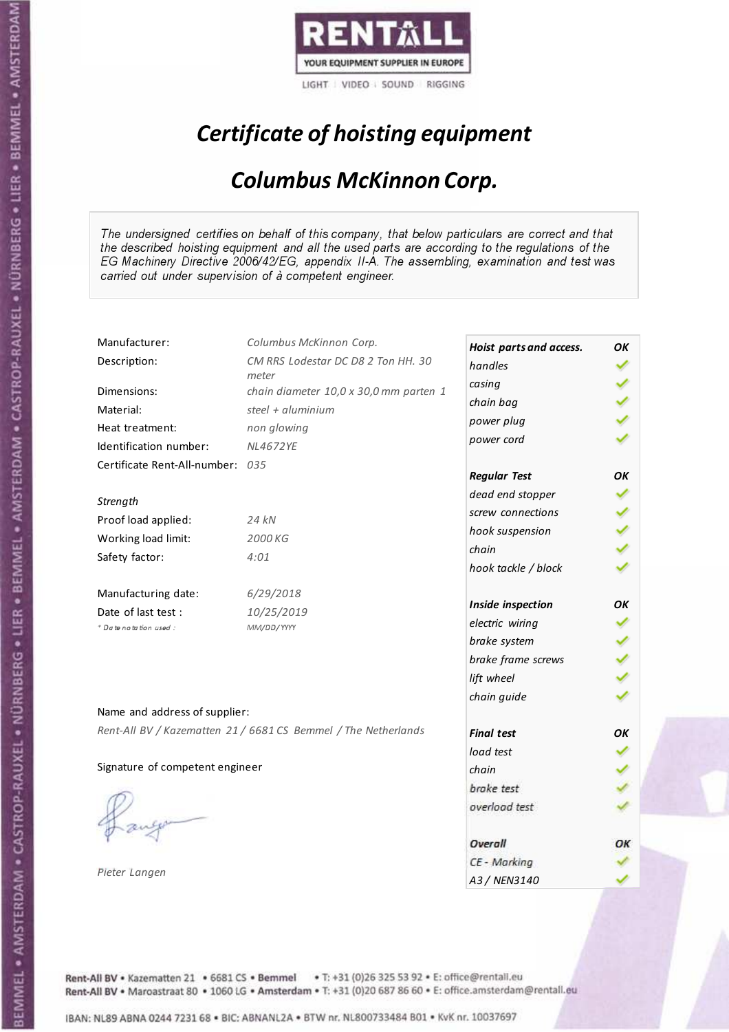RENTALL
YOUR EQUIPMENT SUPPLIER IN EUROPE
LIGHT | VIDEO | SOUND | RIGGING

# *Certificate of hoisting equipment*

## *Columbus McKinnon Corp.*

*The undersigned certifies on behalf of this company, that below particulars are correct and that the described hoisting equipment and all the used parts are according to the regulations of the EG Machinery Directive 2006/42/EG, appendix II-A. The assembling, examination and test was carried out under supervision of à competent engineer.*

| | |
|---|---|
| Manufacturer: | *Columbus McKinnon Corp.* |
| Description: | *CM RRS Lodestar DC D8 2 Ton HH. 30 meter* |
| Dimensions: | *chain diameter 10,0 x 30,0 mm parten 1* |
| Material: | *steel + aluminium* |
| Heat treatment: | *non glowing* |
| Identification number: | *NL4672YE* |
| Certificate Rent-All-number: | *035* |

*Strength*

| | |
|---|---|
| Proof load applied: | *24 kN* |
| Working load limit: | *2000 KG* |
| Safety factor: | *4:01* |

| | |
|---|---|
| Manufacturing date: | *6/29/2018* |
| Date of last test : | *10/25/2019* |
| *\* Date notation used :* | *MM/DD/YYYY* |

| *Hoist parts and access.* | *OK* |
|---|---|
| *handles* | ✓ |
| *casing* | ✓ |
| *chain bag* | ✓ |
| *power plug* | ✓ |
| *power cord* | ✓ |
| ***Regular Test*** | ***OK*** |
| *dead end stopper* | ✓ |
| *screw connections* | ✓ |
| *hook suspension* | ✓ |
| *chain* | ✓ |
| *hook tackle / block* | ✓ |
| ***Inside inspection*** | ***OK*** |
| *electric wiring* | ✓ |
| *brake system* | ✓ |
| *brake frame screws* | ✓ |
| *lift wheel* | ✓ |
| *chain guide* | ✓ |
| ***Final test*** | ***OK*** |
| *load test* | ✓ |
| *chain* | ✓ |
| *brake test* | ✓ |
| *overload test* | ✓ |
| ***Overall*** | ***OK*** |
| *CE - Marking* | ✓ |
| *A3 / NEN3140* | ✓ |

Name and address of supplier:

*Rent-All BV / Kazematten 21 / 6681 CS Bemmel / The Netherlands*

Signature of competent engineer

*Pieter Langen*

Rent-All BV • Kazematten 21 • 6681 CS • Bemmel • T: +31 (0)26 325 53 92 • E: office@rentall.eu
Rent-All BV • Maroastraat 80 • 1060 LG • Amsterdam • T: +31 (0)20 687 86 60 • E: office.amsterdam@rentall.eu

IBAN: NL89 ABNA 0244 7231 68 • BIC: ABNANL2A • BTW nr. NL800733484 B01 • KvK nr. 10037697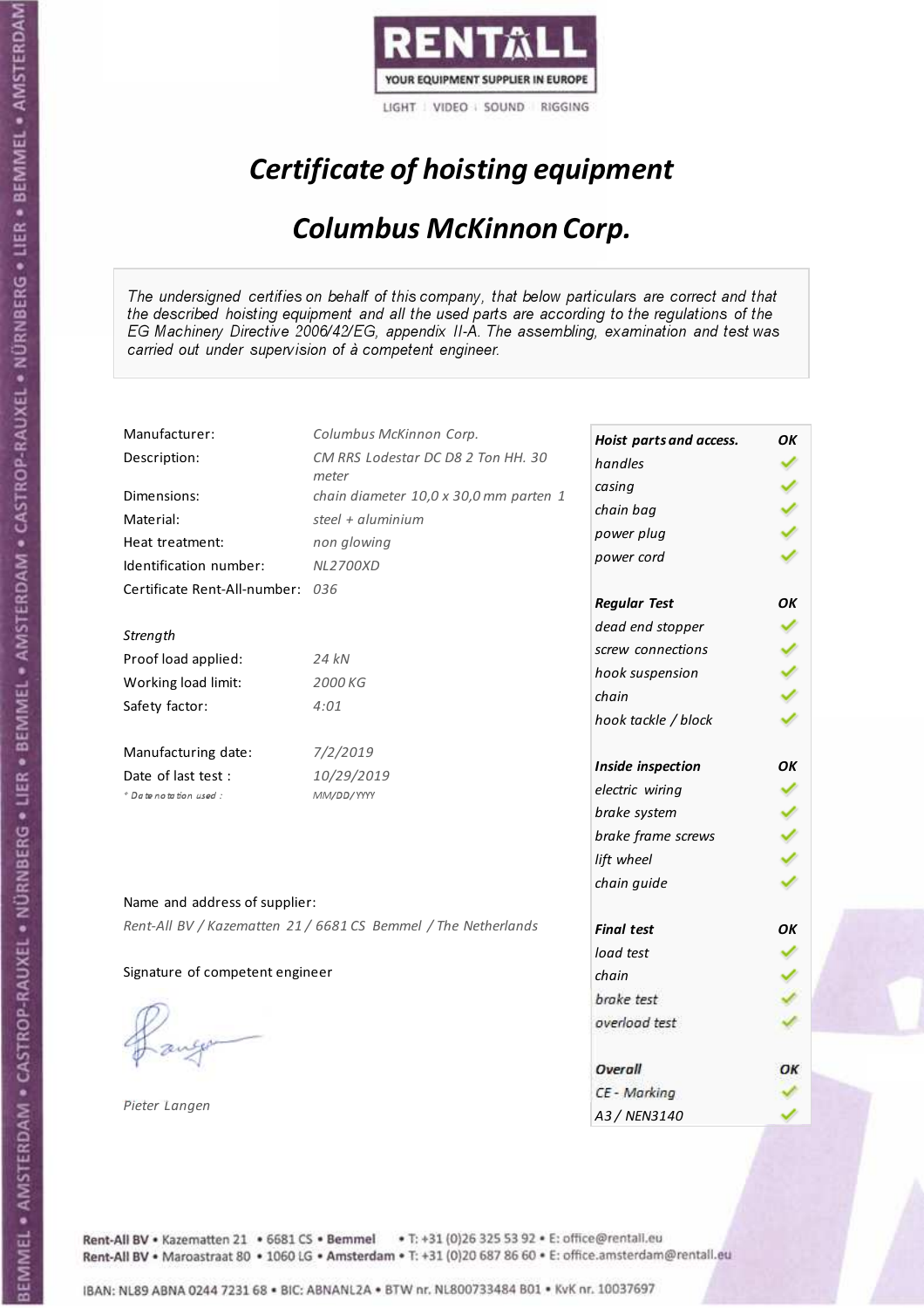RENTALL

YOUR EQUIPMENT SUPPLIER IN EUROPE

LIGHT | VIDEO | SOUND | RIGGING

# *Certificate of hoisting equipment*

## *Columbus McKinnon Corp.*

*The undersigned certifies on behalf of this company, that below particulars are correct and that the described hoisting equipment and all the used parts are according to the regulations of the EG Machinery Directive 2006/42/EG, appendix II-A. The assembling, examination and test was carried out under supervision of à competent engineer.*

| | |
|---|---|
| Manufacturer: | *Columbus McKinnon Corp.* |
| Description: | *CM RRS Lodestar DC D8 2 Ton HH. 30 meter* |
| Dimensions: | *chain diameter 10,0 x 30,0 mm parten 1* |
| Material: | *steel + aluminium* |
| Heat treatment: | *non glowing* |
| Identification number: | *NL2700XD* |
| Certificate Rent-All-number: | *036* |

*Strength*

| | |
|---|---|
| Proof load applied: | *24 kN* |
| Working load limit: | *2000 KG* |
| Safety factor: | *4:01* |

| | |
|---|---|
| Manufacturing date: | *7/2/2019* |
| Date of last test : | *10/29/2019* |
| *\* Date notation used :* | *MM/DD/YYYY* |

Name and address of supplier:

*Rent-All BV / Kazematten 21 / 6681 CS Bemmel / The Netherlands*

Signature of competent engineer

*Pieter Langen*

| **Hoist parts and access.** | **OK** |
|---|---|
| *handles* | ✓ |
| *casing* | ✓ |
| *chain bag* | ✓ |
| *power plug* | ✓ |
| *power cord* | ✓ |
| **Regular Test** | **OK** |
| *dead end stopper* | ✓ |
| *screw connections* | ✓ |
| *hook suspension* | ✓ |
| *chain* | ✓ |
| *hook tackle / block* | ✓ |
| **Inside inspection** | **OK** |
| *electric wiring* | ✓ |
| *brake system* | ✓ |
| *brake frame screws* | ✓ |
| *lift wheel* | ✓ |
| *chain guide* | ✓ |
| **Final test** | **OK** |
| *load test* | ✓ |
| *chain* | ✓ |
| *brake test* | ✓ |
| *overload test* | ✓ |
| **Overall** | **OK** |
| *CE - Marking* | ✓ |
| *A3 / NEN3140* | ✓ |

Rent-All BV • Kazematten 21 • 6681 CS • Bemmel • T: +31 (0)26 325 53 92 • E: office@rentall.eu
Rent-All BV • Maroastraat 80 • 1060 LG • Amsterdam • T: +31 (0)20 687 86 60 • E: office.amsterdam@rentall.eu

IBAN: NL89 ABNA 0244 7231 68 • BIC: ABNANL2A • BTW nr. NL800733484 B01 • KvK nr. 10037697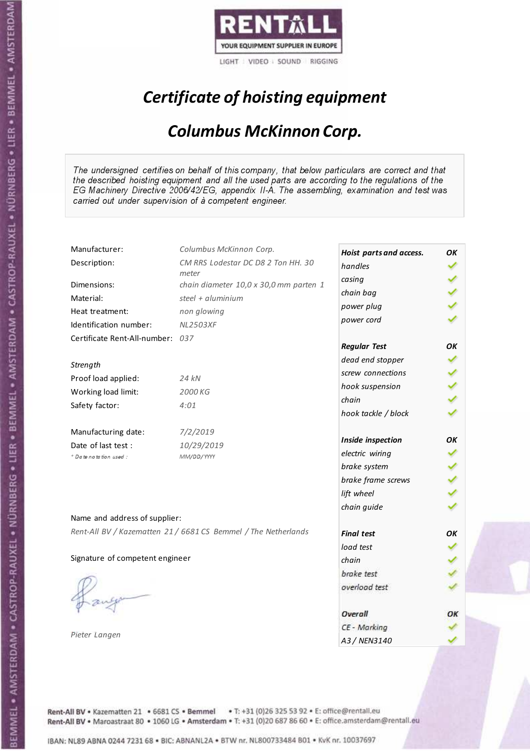RENTALL

YOUR EQUIPMENT SUPPLIER IN EUROPE

LIGHT | VIDEO | SOUND | RIGGING

# *Certificate of hoisting equipment*

## *Columbus McKinnon Corp.*

*The undersigned certifies on behalf of this company, that below particulars are correct and that the described hoisting equipment and all the used parts are according to the regulations of the EG Machinery Directive 2006/42/EG, appendix II-A. The assembling, examination and test was carried out under supervision of à competent engineer.*

| | |
|---|---|
| Manufacturer: | *Columbus McKinnon Corp.* |
| Description: | *CM RRS Lodestar DC D8 2 Ton HH. 30 meter* |
| Dimensions: | *chain diameter 10,0 x 30,0 mm parten 1* |
| Material: | *steel + aluminium* |
| Heat treatment: | *non glowing* |
| Identification number: | *NL2503XF* |
| Certificate Rent-All-number: | *037* |

*Strength*

| | |
|---|---|
| Proof load applied: | *24 kN* |
| Working load limit: | *2000 KG* |
| Safety factor: | *4:01* |

| | |
|---|---|
| Manufacturing date: | *7/2/2019* |
| Date of last test : | *10/29/2019* |
| *\* Date notation used :* | *MM/DD/YYYY* |

Name and address of supplier:

*Rent-All BV / Kazematten 21 / 6681 CS Bemmel / The Netherlands*

Signature of competent engineer

*Pieter Langen*

| ***Hoist parts and access.*** | ***OK*** |
|---|---|
| *handles* | ✓ |
| *casing* | ✓ |
| *chain bag* | ✓ |
| *power plug* | ✓ |
| *power cord* | ✓ |
| ***Regular Test*** | ***OK*** |
| *dead end stopper* | ✓ |
| *screw connections* | ✓ |
| *hook suspension* | ✓ |
| *chain* | ✓ |
| *hook tackle / block* | ✓ |
| ***Inside inspection*** | ***OK*** |
| *electric wiring* | ✓ |
| *brake system* | ✓ |
| *brake frame screws* | ✓ |
| *lift wheel* | ✓ |
| *chain guide* | ✓ |
| ***Final test*** | ***OK*** |
| *load test* | ✓ |
| *chain* | ✓ |
| *brake test* | ✓ |
| *overload test* | ✓ |
| ***Overall*** | ***OK*** |
| *CE - Marking* | ✓ |
| *A3 / NEN3140* | ✓ |

Rent-All BV • Kazematten 21 • 6681 CS • Bemmel • T: +31 (0)26 325 53 92 • E: office@rentall.eu
Rent-All BV • Maroastraat 80 • 1060 LG • Amsterdam • T: +31 (0)20 687 86 60 • E: office.amsterdam@rentall.eu

IBAN: NL89 ABNA 0244 7231 68 • BIC: ABNANL2A • BTW nr. NL800733484 B01 • KvK nr. 10037697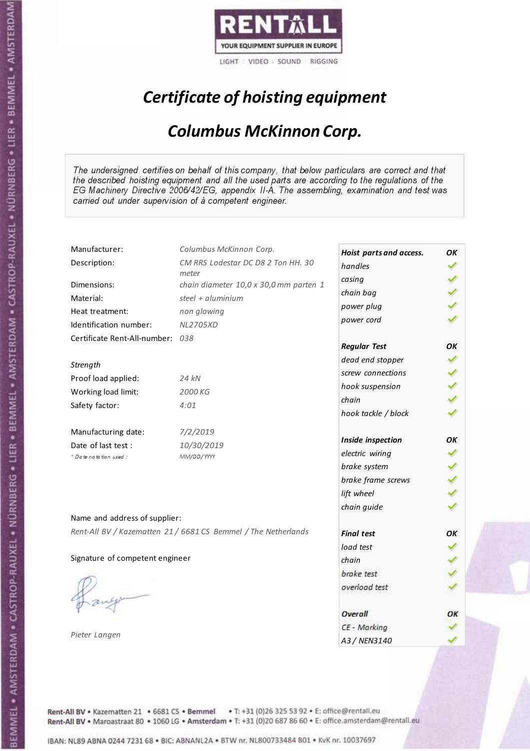RENTALL
YOUR EQUIPMENT SUPPLIER IN EUROPE
LIGHT | VIDEO | SOUND | RIGGING

# *Certificate of hoisting equipment*

## *Columbus McKinnon Corp.*

*The undersigned certifies on behalf of this company, that below particulars are correct and that the described hoisting equipment and all the used parts are according to the regulations of the EG Machinery Directive 2006/42/EG, appendix II-A. The assembling, examination and test was carried out under supervision of à competent engineer.*

| | |
|---|---|
| Manufacturer: | *Columbus McKinnon Corp.* |
| Description: | *CM RRS Lodestar DC D8 2 Ton HH. 30 meter* |
| Dimensions: | *chain diameter 10,0 x 30,0 mm parten 1* |
| Material: | *steel + aluminium* |
| Heat treatment: | *non glowing* |
| Identification number: | *NL2705XD* |
| Certificate Rent-All-number: | *038* |
| *Strength* | |
| Proof load applied: | *24 kN* |
| Working load limit: | *2000 KG* |
| Safety factor: | *4:01* |
| Manufacturing date: | *7/2/2019* |
| Date of last test : | *10/30/2019* |
| *\* Date notation used :* | *MM/DD/YYYY* |

| | |
|---|---|
| ***Hoist parts and access.*** | ***OK*** |
| *handles* | ✓ |
| *casing* | ✓ |
| *chain bag* | ✓ |
| *power plug* | ✓ |
| *power cord* | ✓ |
| ***Regular Test*** | ***OK*** |
| *dead end stopper* | ✓ |
| *screw connections* | ✓ |
| *hook suspension* | ✓ |
| *chain* | ✓ |
| *hook tackle / block* | ✓ |
| ***Inside inspection*** | ***OK*** |
| *electric wiring* | ✓ |
| *brake system* | ✓ |
| *brake frame screws* | ✓ |
| *lift wheel* | ✓ |
| *chain guide* | ✓ |
| ***Final test*** | ***OK*** |
| *load test* | ✓ |
| *chain* | ✓ |
| *brake test* | ✓ |
| *overload test* | ✓ |
| ***Overall*** | ***OK*** |
| *CE - Marking* | ✓ |
| *A3 / NEN3140* | ✓ |

Name and address of supplier:

*Rent-All BV / Kazematten 21 / 6681 CS Bemmel / The Netherlands*

Signature of competent engineer

*Pieter Langen*

**Rent-All BV** • Kazematten 21 • 6681 CS • **Bemmel** • T: +31 (0)26 325 53 92 • E: office@rentall.eu
**Rent-All BV** • Maroastraat 80 • 1060 LG • **Amsterdam** • T: +31 (0)20 687 86 60 • E: office.amsterdam@rentall.eu

IBAN: NL89 ABNA 0244 7231 68 • BIC: ABNANL2A • BTW nr. NL800733484 B01 • KvK nr. 10037697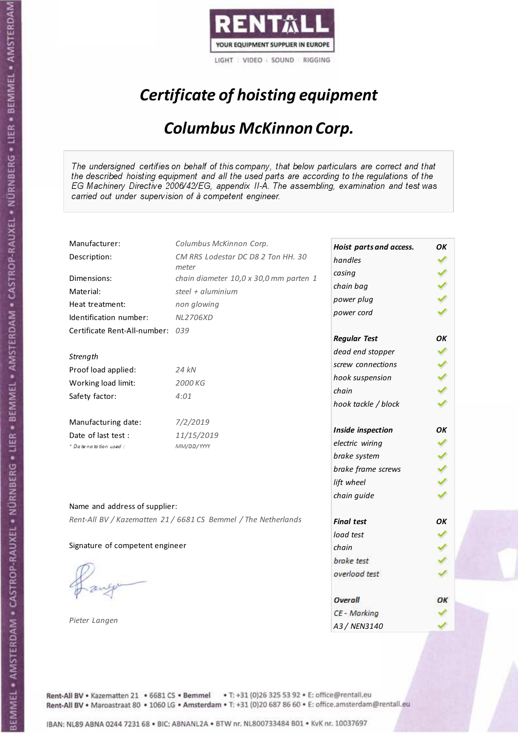RENTALL

YOUR EQUIPMENT SUPPLIER IN EUROPE

LIGHT | VIDEO | SOUND | RIGGING

# *Certificate of hoisting equipment*

## *Columbus McKinnon Corp.*

*The undersigned certifies on behalf of this company, that below particulars are correct and that the described hoisting equipment and all the used parts are according to the regulations of the EG Machinery Directive 2006/42/EG, appendix II-A. The assembling, examination and test was carried out under supervision of à competent engineer.*

| | |
|---|---|
| Manufacturer: | *Columbus McKinnon Corp.* |
| Description: | *CM RRS Lodestar DC D8 2 Ton HH. 30 meter* |
| Dimensions: | *chain diameter 10,0 x 30,0 mm parten 1* |
| Material: | *steel + aluminium* |
| Heat treatment: | *non glowing* |
| Identification number: | *NL2706XD* |
| Certificate Rent-All-number: | *039* |

*Strength*

| | |
|---|---|
| Proof load applied: | *24 kN* |
| Working load limit: | *2000 KG* |
| Safety factor: | *4:01* |

| | |
|---|---|
| Manufacturing date: | *7/2/2019* |
| Date of last test : | *11/15/2019* |
| *\* Date notation used :* | *MM/DD/YYYY* |

| Check | Result |
|---|---|
| ***Hoist parts and access.*** | ***OK*** |
| *handles* | ✓ |
| *casing* | ✓ |
| *chain bag* | ✓ |
| *power plug* | ✓ |
| *power cord* | ✓ |
| ***Regular Test*** | ***OK*** |
| *dead end stopper* | ✓ |
| *screw connections* | ✓ |
| *hook suspension* | ✓ |
| *chain* | ✓ |
| *hook tackle / block* | ✓ |
| ***Inside inspection*** | ***OK*** |
| *electric wiring* | ✓ |
| *brake system* | ✓ |
| *brake frame screws* | ✓ |
| *lift wheel* | ✓ |
| *chain guide* | ✓ |
| ***Final test*** | ***OK*** |
| *load test* | ✓ |
| *chain* | ✓ |
| *brake test* | ✓ |
| *overload test* | ✓ |
| ***Overall*** | ***OK*** |
| *CE - Marking* | ✓ |
| *A3 / NEN3140* | ✓ |

Name and address of supplier:

*Rent-All BV / Kazematten 21 / 6681 CS Bemmel / The Netherlands*

Signature of competent engineer

*Pieter Langen*

**Rent-All BV** • Kazematten 21 • 6681 CS • **Bemmel** • T: +31 (0)26 325 53 92 • E: office@rentall.eu
**Rent-All BV** • Maroastraat 80 • 1060 LG • **Amsterdam** • T: +31 (0)20 687 86 60 • E: office.amsterdam@rentall.eu

IBAN: NL89 ABNA 0244 7231 68 • BIC: ABNANL2A • BTW nr. NL800733484 B01 • KvK nr. 10037697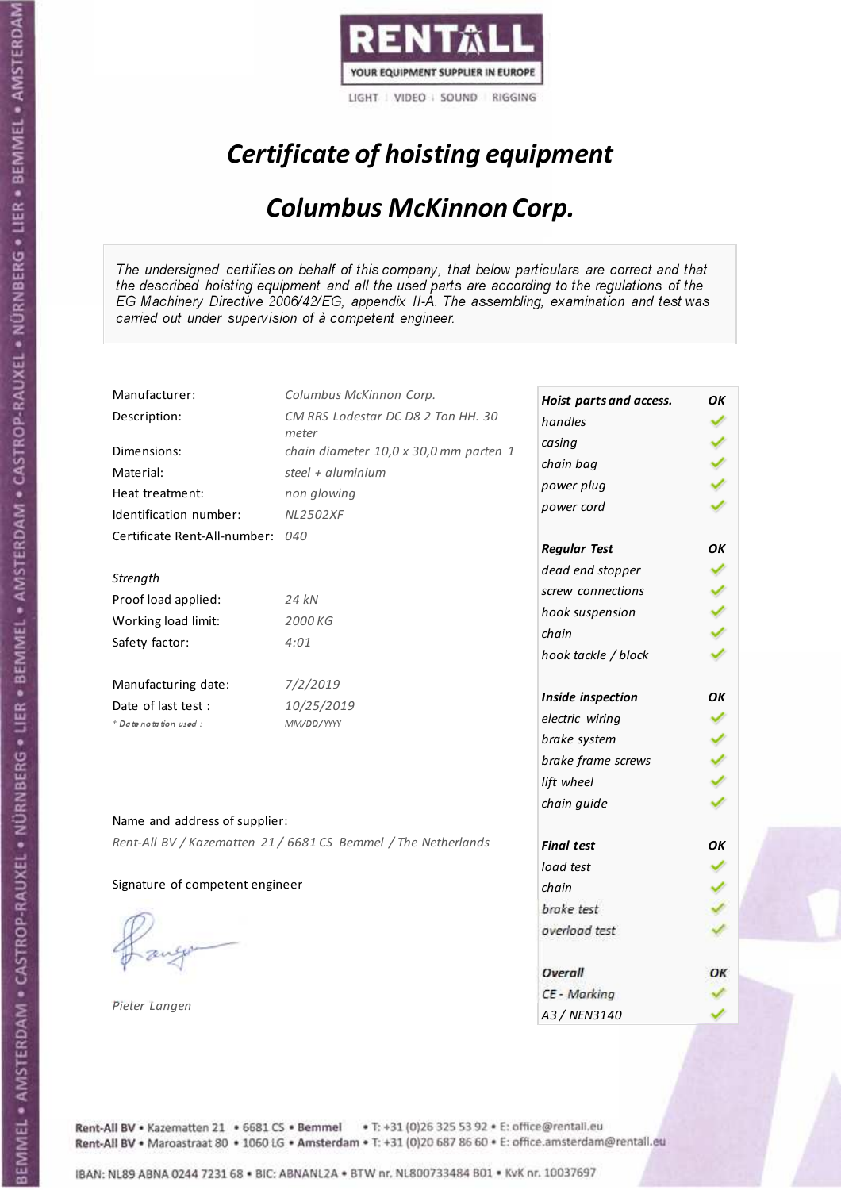RENTALL
YOUR EQUIPMENT SUPPLIER IN EUROPE
LIGHT | VIDEO | SOUND | RIGGING

# *Certificate of hoisting equipment*

## *Columbus McKinnon Corp.*

*The undersigned certifies on behalf of this company, that below particulars are correct and that the described hoisting equipment and all the used parts are according to the regulations of the EG Machinery Directive 2006/42/EG, appendix II-A. The assembling, examination and test was carried out under supervision of à competent engineer.*

| | |
|---|---|
| Manufacturer: | *Columbus McKinnon Corp.* |
| Description: | *CM RRS Lodestar DC D8 2 Ton HH. 30 meter* |
| Dimensions: | *chain diameter 10,0 x 30,0 mm parten 1* |
| Material: | *steel + aluminium* |
| Heat treatment: | *non glowing* |
| Identification number: | *NL2502XF* |
| Certificate Rent-All-number: | *040* |
| *Strength* | |
| Proof load applied: | *24 kN* |
| Working load limit: | *2000 KG* |
| Safety factor: | *4:01* |
| Manufacturing date: | *7/2/2019* |
| Date of last test : | *10/25/2019* |
| *\* Date notation used :* | *MM/DD/YYYY* |

| | |
|---|---|
| ***Hoist parts and access.*** | ***OK*** |
| *handles* | ✓ |
| *casing* | ✓ |
| *chain bag* | ✓ |
| *power plug* | ✓ |
| *power cord* | ✓ |
| ***Regular Test*** | ***OK*** |
| *dead end stopper* | ✓ |
| *screw connections* | ✓ |
| *hook suspension* | ✓ |
| *chain* | ✓ |
| *hook tackle / block* | ✓ |
| ***Inside inspection*** | ***OK*** |
| *electric wiring* | ✓ |
| *brake system* | ✓ |
| *brake frame screws* | ✓ |
| *lift wheel* | ✓ |
| *chain guide* | ✓ |
| ***Final test*** | ***OK*** |
| *load test* | ✓ |
| *chain* | ✓ |
| *brake test* | ✓ |
| *overload test* | ✓ |
| ***Overall*** | ***OK*** |
| *CE - Marking* | ✓ |
| *A3 / NEN3140* | ✓ |

Name and address of supplier:

*Rent-All BV / Kazematten 21 / 6681 CS Bemmel / The Netherlands*

Signature of competent engineer

*Pieter Langen*

Rent-All BV • Kazematten 21 • 6681 CS • Bemmel • T: +31 (0)26 325 53 92 • E: office@rentall.eu
Rent-All BV • Maroastraat 80 • 1060 LG • Amsterdam • T: +31 (0)20 687 86 60 • E: office.amsterdam@rentall.eu

IBAN: NL89 ABNA 0244 7231 68 • BIC: ABNANL2A • BTW nr. NL800733484 B01 • KvK nr. 10037697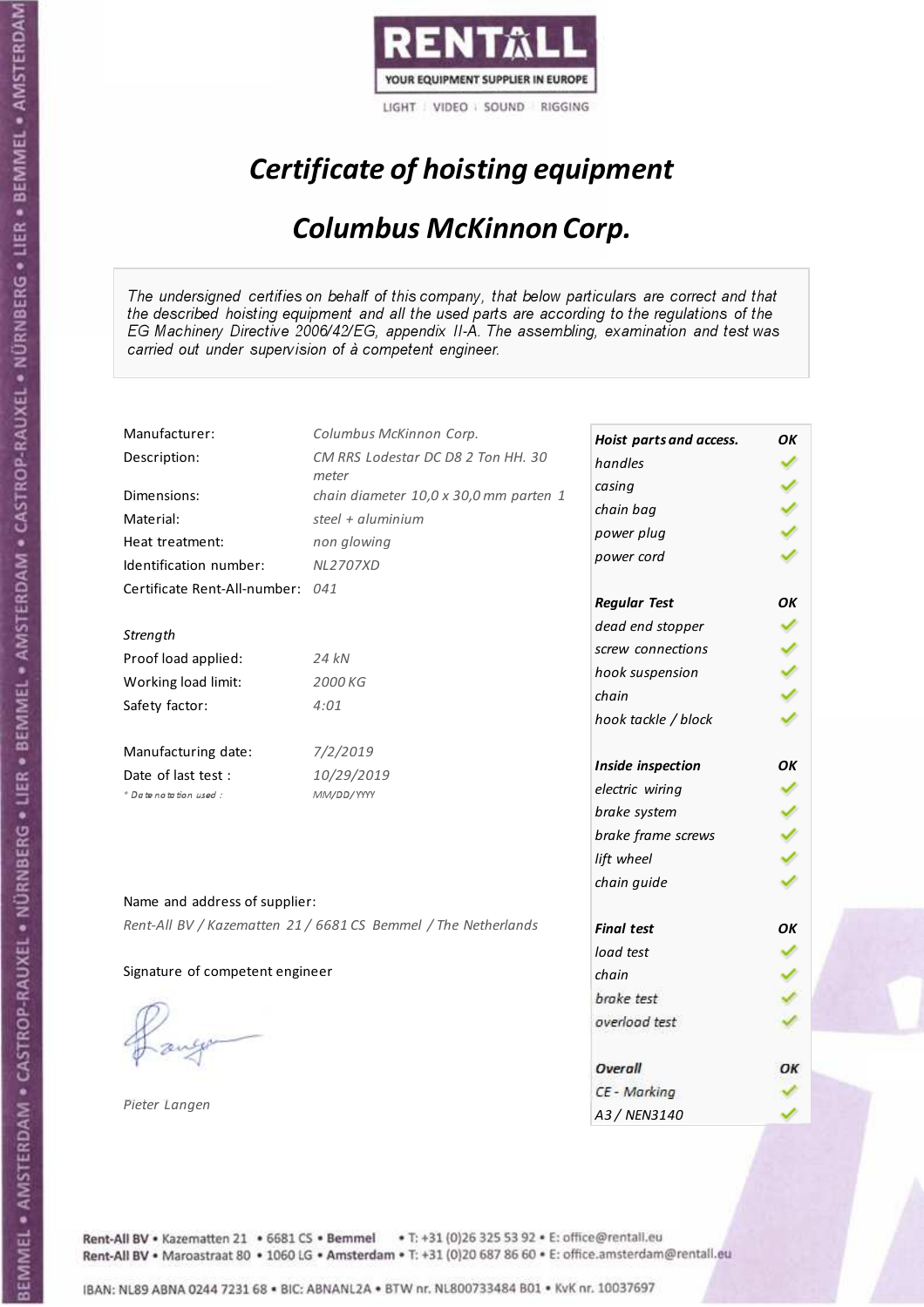RENTALL
YOUR EQUIPMENT SUPPLIER IN EUROPE
LIGHT | VIDEO | SOUND | RIGGING

# *Certificate of hoisting equipment*

## *Columbus McKinnon Corp.*

*The undersigned certifies on behalf of this company, that below particulars are correct and that the described hoisting equipment and all the used parts are according to the regulations of the EG Machinery Directive 2006/42/EG, appendix II-A. The assembling, examination and test was carried out under supervision of à competent engineer.*

| | |
|---|---|
| Manufacturer: | *Columbus McKinnon Corp.* |
| Description: | *CM RRS Lodestar DC D8 2 Ton HH. 30 meter* |
| Dimensions: | *chain diameter 10,0 x 30,0 mm parten 1* |
| Material: | *steel + aluminium* |
| Heat treatment: | *non glowing* |
| Identification number: | *NL2707XD* |
| Certificate Rent-All-number: | *041* |

*Strength*

| | |
|---|---|
| Proof load applied: | *24 kN* |
| Working load limit: | *2000 KG* |
| Safety factor: | *4:01* |

| | |
|---|---|
| Manufacturing date: | *7/2/2019* |
| Date of last test : | *10/29/2019* |
| *\* Date notation used :* | *MM/DD/YYYY* |

| ***Hoist parts and access.*** | ***OK*** |
|---|---|
| *handles* | ✓ |
| *casing* | ✓ |
| *chain bag* | ✓ |
| *power plug* | ✓ |
| *power cord* | ✓ |
| ***Regular Test*** | ***OK*** |
| *dead end stopper* | ✓ |
| *screw connections* | ✓ |
| *hook suspension* | ✓ |
| *chain* | ✓ |
| *hook tackle / block* | ✓ |
| ***Inside inspection*** | ***OK*** |
| *electric wiring* | ✓ |
| *brake system* | ✓ |
| *brake frame screws* | ✓ |
| *lift wheel* | ✓ |
| *chain guide* | ✓ |
| ***Final test*** | ***OK*** |
| *load test* | ✓ |
| *chain* | ✓ |
| *brake test* | ✓ |
| *overload test* | ✓ |
| ***Overall*** | ***OK*** |
| *CE - Marking* | ✓ |
| *A3 / NEN3140* | ✓ |

Name and address of supplier:

*Rent-All BV / Kazematten 21 / 6681 CS Bemmel / The Netherlands*

Signature of competent engineer

*Pieter Langen*

Rent-All BV • Kazematten 21 • 6681 CS • Bemmel • T: +31 (0)26 325 53 92 • E: office@rentall.eu
Rent-All BV • Maroastraat 80 • 1060 LG • Amsterdam • T: +31 (0)20 687 86 60 • E: office.amsterdam@rentall.eu

IBAN: NL89 ABNA 0244 7231 68 • BIC: ABNANL2A • BTW nr. NL800733484 B01 • KvK nr. 10037697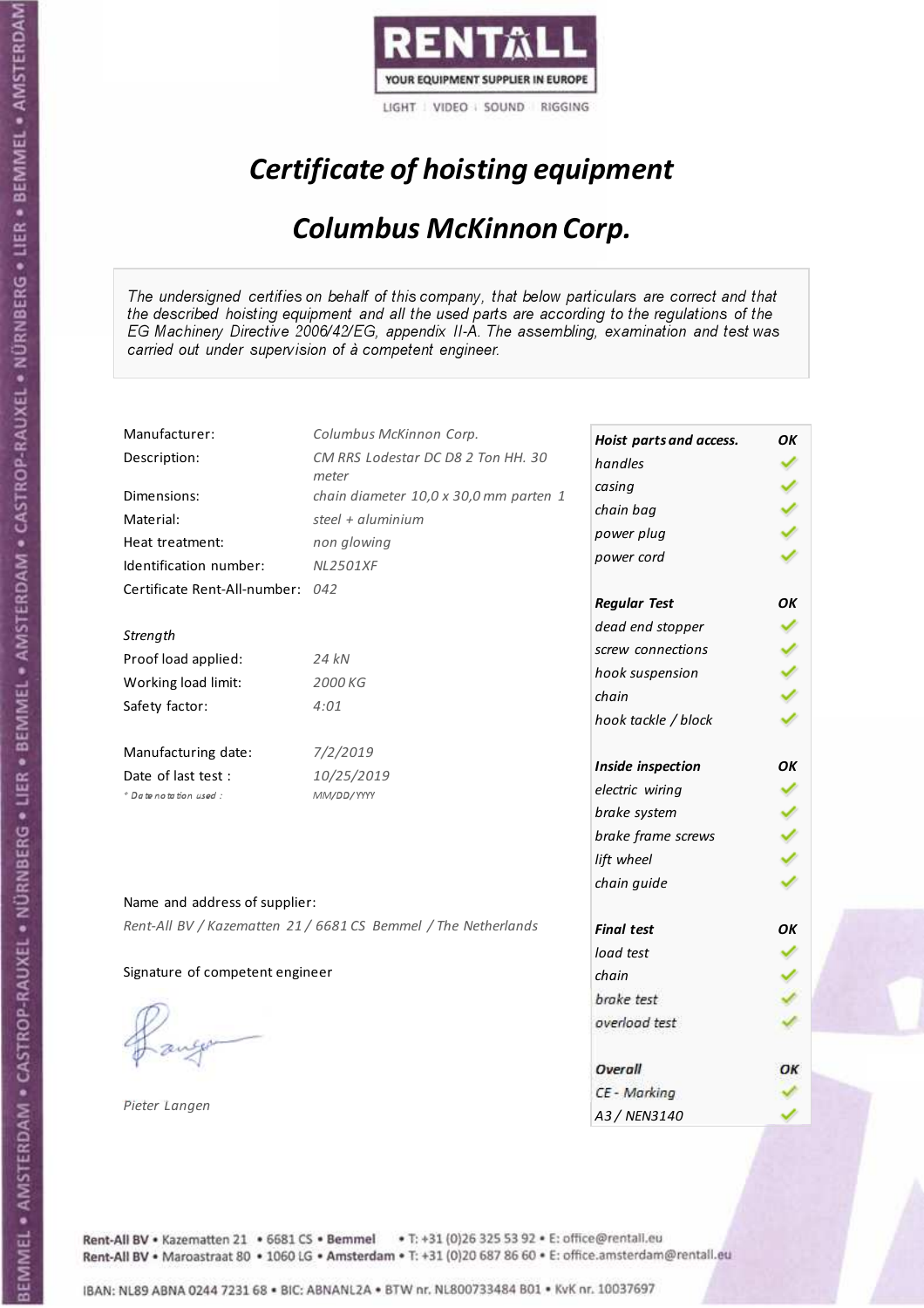RENTALL

YOUR EQUIPMENT SUPPLIER IN EUROPE

LIGHT | VIDEO | SOUND | RIGGING

# *Certificate of hoisting equipment*

## *Columbus McKinnon Corp.*

*The undersigned certifies on behalf of this company, that below particulars are correct and that the described hoisting equipment and all the used parts are according to the regulations of the EG Machinery Directive 2006/42/EG, appendix II-A. The assembling, examination and test was carried out under supervision of à competent engineer.*

| | |
|---|---|
| Manufacturer: | *Columbus McKinnon Corp.* |
| Description: | *CM RRS Lodestar DC D8 2 Ton HH. 30 meter* |
| Dimensions: | *chain diameter 10,0 x 30,0 mm parten 1* |
| Material: | *steel + aluminium* |
| Heat treatment: | *non glowing* |
| Identification number: | *NL2501XF* |
| Certificate Rent-All-number: | *042* |
| *Strength* | |
| Proof load applied: | *24 kN* |
| Working load limit: | *2000 KG* |
| Safety factor: | *4:01* |
| Manufacturing date: | *7/2/2019* |
| Date of last test : | *10/25/2019* |
| *\* Date notation used :* | *MM/DD/YYYY* |

| | |
|---|---|
| ***Hoist parts and access.*** | ***OK*** |
| *handles* | ✓ |
| *casing* | ✓ |
| *chain bag* | ✓ |
| *power plug* | ✓ |
| *power cord* | ✓ |
| ***Regular Test*** | ***OK*** |
| *dead end stopper* | ✓ |
| *screw connections* | ✓ |
| *hook suspension* | ✓ |
| *chain* | ✓ |
| *hook tackle / block* | ✓ |
| ***Inside inspection*** | ***OK*** |
| *electric wiring* | ✓ |
| *brake system* | ✓ |
| *brake frame screws* | ✓ |
| *lift wheel* | ✓ |
| *chain guide* | ✓ |
| ***Final test*** | ***OK*** |
| *load test* | ✓ |
| *chain* | ✓ |
| *brake test* | ✓ |
| *overload test* | ✓ |
| ***Overall*** | ***OK*** |
| *CE - Marking* | ✓ |
| *A3 / NEN3140* | ✓ |

Name and address of supplier:

*Rent-All BV / Kazematten 21 / 6681 CS Bemmel / The Netherlands*

Signature of competent engineer

*Pieter Langen*

Rent-All BV • Kazematten 21 • 6681 CS • **Bemmel** • T: +31 (0)26 325 53 92 • E: office@rentall.eu
Rent-All BV • Maroastraat 80 • 1060 LG • **Amsterdam** • T: +31 (0)20 687 86 60 • E: office.amsterdam@rentall.eu

IBAN: NL89 ABNA 0244 7231 68 • BIC: ABNANL2A • BTW nr. NL800733484 B01 • KvK nr. 10037697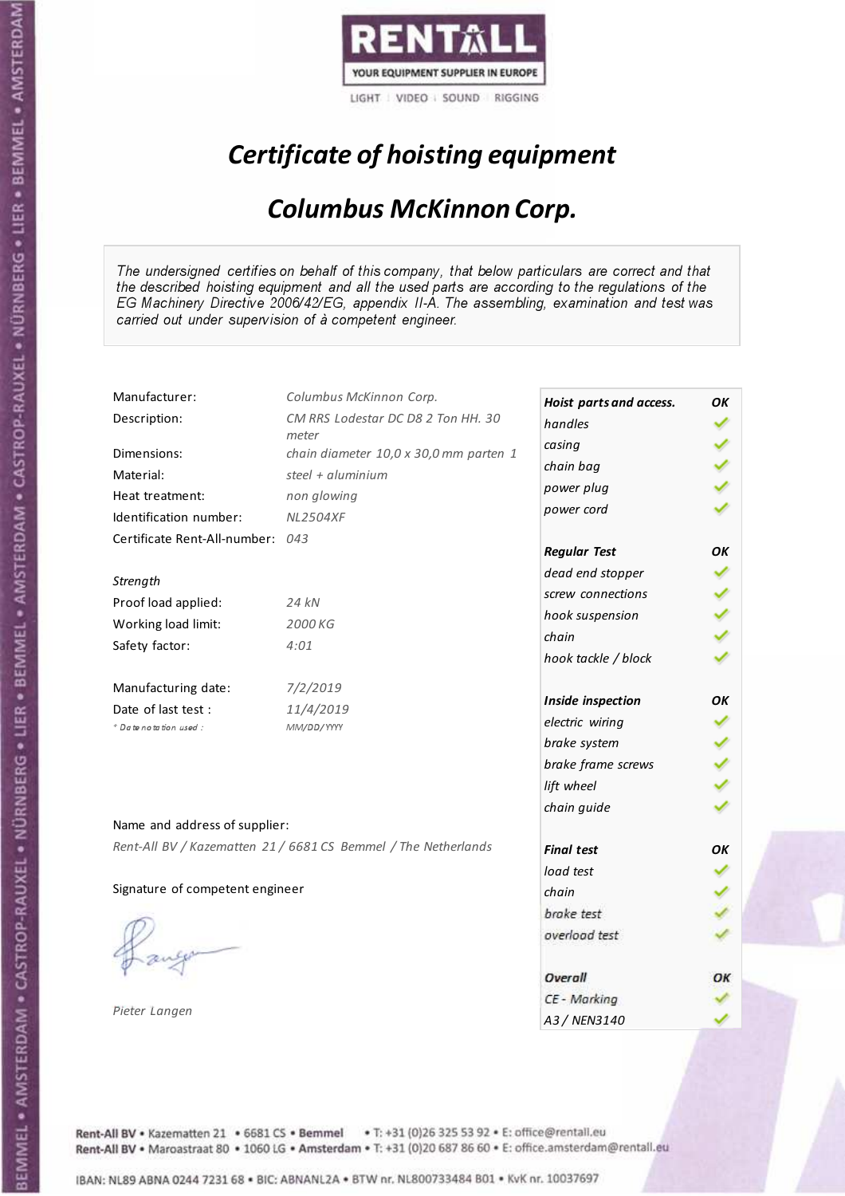RENTALL

YOUR EQUIPMENT SUPPLIER IN EUROPE

LIGHT | VIDEO | SOUND | RIGGING

# *Certificate of hoisting equipment*

## *Columbus McKinnon Corp.*

*The undersigned certifies on behalf of this company, that below particulars are correct and that the described hoisting equipment and all the used parts are according to the regulations of the EG Machinery Directive 2006/42/EG, appendix II-A. The assembling, examination and test was carried out under supervision of à competent engineer.*

| | |
|---|---|
| Manufacturer: | *Columbus McKinnon Corp.* |
| Description: | *CM RRS Lodestar DC D8 2 Ton HH. 30 meter* |
| Dimensions: | *chain diameter 10,0 x 30,0 mm parten 1* |
| Material: | *steel + aluminium* |
| Heat treatment: | *non glowing* |
| Identification number: | *NL2504XF* |
| Certificate Rent-All-number: | *043* |

*Strength*

| | |
|---|---|
| Proof load applied: | *24 kN* |
| Working load limit: | *2000 KG* |
| Safety factor: | *4:01* |

| | |
|---|---|
| Manufacturing date: | *7/2/2019* |
| Date of last test : | *11/4/2019* |
| *\* Date notation used :* | *MM/DD/YYYY* |

| ***Hoist parts and access.*** | ***OK*** |
|---|---|
| *handles* | ✓ |
| *casing* | ✓ |
| *chain bag* | ✓ |
| *power plug* | ✓ |
| *power cord* | ✓ |
| ***Regular Test*** | ***OK*** |
| *dead end stopper* | ✓ |
| *screw connections* | ✓ |
| *hook suspension* | ✓ |
| *chain* | ✓ |
| *hook tackle / block* | ✓ |
| ***Inside inspection*** | ***OK*** |
| *electric wiring* | ✓ |
| *brake system* | ✓ |
| *brake frame screws* | ✓ |
| *lift wheel* | ✓ |
| *chain guide* | ✓ |
| ***Final test*** | ***OK*** |
| *load test* | ✓ |
| *chain* | ✓ |
| *brake test* | ✓ |
| *overload test* | ✓ |
| ***Overall*** | ***OK*** |
| *CE - Marking* | ✓ |
| *A3 / NEN3140* | ✓ |

Name and address of supplier:

*Rent-All BV / Kazematten 21 / 6681 CS Bemmel / The Netherlands*

Signature of competent engineer

*Pieter Langen*

Rent-All BV • Kazematten 21 • 6681 CS • Bemmel • T: +31 (0)26 325 53 92 • E: office@rentall.eu
Rent-All BV • Maroastraat 80 • 1060 LG • Amsterdam • T: +31 (0)20 687 86 60 • E: office.amsterdam@rentall.eu

IBAN: NL89 ABNA 0244 7231 68 • BIC: ABNANL2A • BTW nr. NL800733484 B01 • KvK nr. 10037697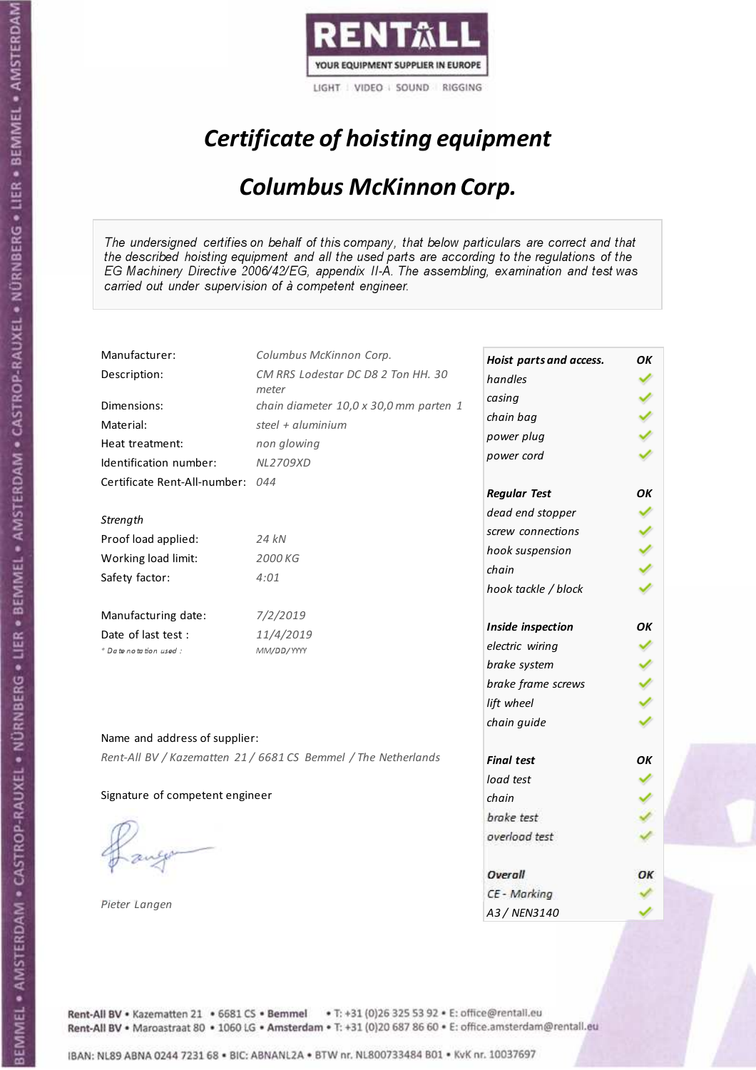RENTALL

YOUR EQUIPMENT SUPPLIER IN EUROPE

LIGHT | VIDEO | SOUND | RIGGING

# *Certificate of hoisting equipment*

## *Columbus McKinnon Corp.*

*The undersigned certifies on behalf of this company, that below particulars are correct and that the described hoisting equipment and all the used parts are according to the regulations of the EG Machinery Directive 2006/42/EG, appendix II-A. The assembling, examination and test was carried out under supervision of à competent engineer.*

| | |
|---|---|
| Manufacturer: | *Columbus McKinnon Corp.* |
| Description: | *CM RRS Lodestar DC D8 2 Ton HH. 30 meter* |
| Dimensions: | *chain diameter 10,0 x 30,0 mm parten 1* |
| Material: | *steel + aluminium* |
| Heat treatment: | *non glowing* |
| Identification number: | *NL2709XD* |
| Certificate Rent-All-number: | *044* |
| *Strength* | |
| Proof load applied: | *24 kN* |
| Working load limit: | *2000 KG* |
| Safety factor: | *4:01* |
| Manufacturing date: | *7/2/2019* |
| Date of last test : | *11/4/2019* |
| *\* Date notation used :* | *MM/DD/YYYY* |

| **Hoist parts and access.** | **OK** |
|---|---|
| handles | ✓ |
| casing | ✓ |
| chain bag | ✓ |
| power plug | ✓ |
| power cord | ✓ |
| **Regular Test** | **OK** |
| dead end stopper | ✓ |
| screw connections | ✓ |
| hook suspension | ✓ |
| chain | ✓ |
| hook tackle / block | ✓ |
| **Inside inspection** | **OK** |
| electric wiring | ✓ |
| brake system | ✓ |
| brake frame screws | ✓ |
| lift wheel | ✓ |
| chain guide | ✓ |
| **Final test** | **OK** |
| load test | ✓ |
| chain | ✓ |
| brake test | ✓ |
| overload test | ✓ |
| **Overall** | **OK** |
| CE - Marking | ✓ |
| A3 / NEN3140 | ✓ |

Name and address of supplier:

*Rent-All BV / Kazematten 21 / 6681 CS Bemmel / The Netherlands*

Signature of competent engineer

*Pieter Langen*

Rent-All BV • Kazematten 21 • 6681 CS • Bemmel • T: +31 (0)26 325 53 92 • E: office@rentall.eu
Rent-All BV • Maroastraat 80 • 1060 LG • Amsterdam • T: +31 (0)20 687 86 60 • E: office.amsterdam@rentall.eu

IBAN: NL89 ABNA 0244 7231 68 • BIC: ABNANL2A • BTW nr. NL800733484 B01 • KvK nr. 10037697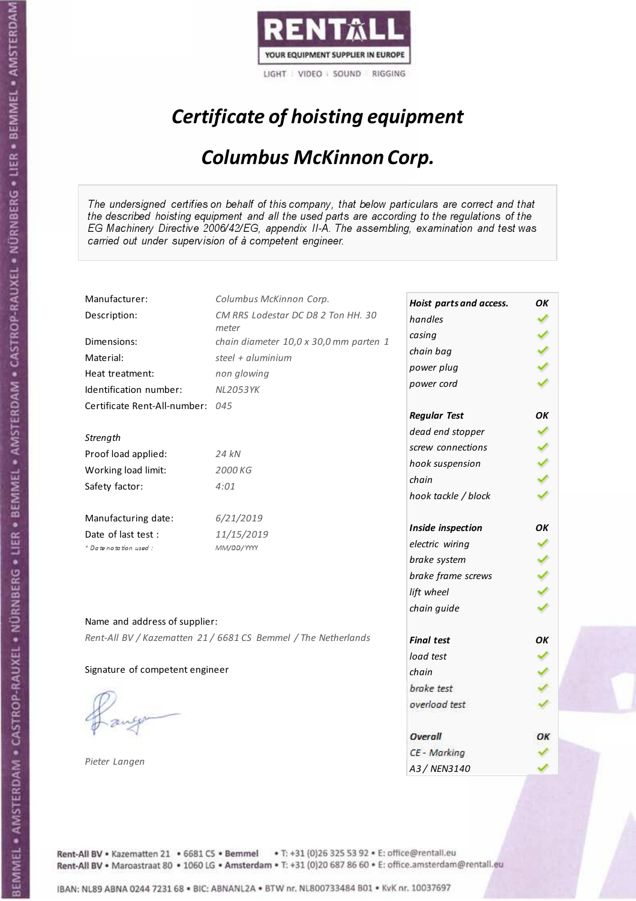RENTALL
YOUR EQUIPMENT SUPPLIER IN EUROPE
LIGHT | VIDEO | SOUND | RIGGING

# *Certificate of hoisting equipment*

## *Columbus McKinnon Corp.*

*The undersigned certifies on behalf of this company, that below particulars are correct and that the described hoisting equipment and all the used parts are according to the regulations of the EG Machinery Directive 2006/42/EG, appendix II-A. The assembling, examination and test was carried out under supervision of à competent engineer.*

| | |
|---|---|
| Manufacturer: | *Columbus McKinnon Corp.* |
| Description: | *CM RRS Lodestar DC D8 2 Ton HH. 30 meter* |
| Dimensions: | *chain diameter 10,0 x 30,0 mm parten 1* |
| Material: | *steel + aluminium* |
| Heat treatment: | *non glowing* |
| Identification number: | *NL2053YK* |
| Certificate Rent-All-number: | *045* |
| *Strength* | |
| Proof load applied: | *24 kN* |
| Working load limit: | *2000 KG* |
| Safety factor: | *4:01* |
| Manufacturing date: | *6/21/2019* |
| Date of last test : | *11/15/2019* |
| *\* Date notation used :* | *MM/DD/YYYY* |

| **Hoist parts and access.** | **OK** |
|---|---|
| *handles* | ✓ |
| *casing* | ✓ |
| *chain bag* | ✓ |
| *power plug* | ✓ |
| *power cord* | ✓ |
| **Regular Test** | **OK** |
| *dead end stopper* | ✓ |
| *screw connections* | ✓ |
| *hook suspension* | ✓ |
| *chain* | ✓ |
| *hook tackle / block* | ✓ |
| **Inside inspection** | **OK** |
| *electric wiring* | ✓ |
| *brake system* | ✓ |
| *brake frame screws* | ✓ |
| *lift wheel* | ✓ |
| *chain guide* | ✓ |
| **Final test** | **OK** |
| *load test* | ✓ |
| *chain* | ✓ |
| *brake test* | ✓ |
| *overload test* | ✓ |
| **Overall** | **OK** |
| *CE - Marking* | ✓ |
| *A3 / NEN3140* | ✓ |

Name and address of supplier:

*Rent-All BV / Kazematten 21 / 6681 CS Bemmel / The Netherlands*

Signature of competent engineer

*Pieter Langen*

Rent-All BV • Kazematten 21 • 6681 CS • Bemmel • T: +31 (0)26 325 53 92 • E: office@rentall.eu
Rent-All BV • Maroastraat 80 • 1060 LG • Amsterdam • T: +31 (0)20 687 86 60 • E: office.amsterdam@rentall.eu

IBAN: NL89 ABNA 0244 7231 68 • BIC: ABNANL2A • BTW nr. NL800733484 B01 • KvK nr. 10037697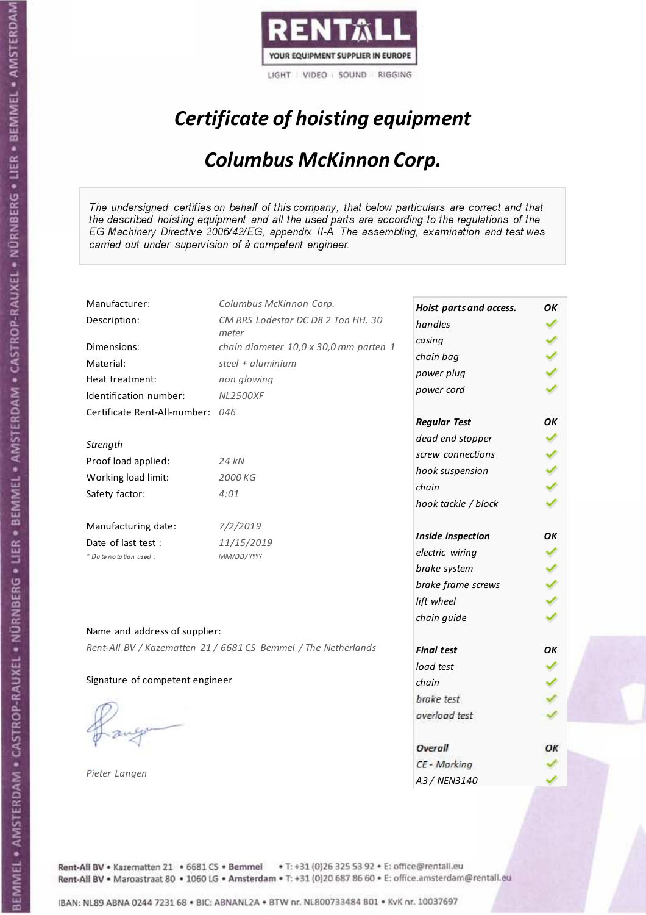RENTALL
YOUR EQUIPMENT SUPPLIER IN EUROPE
LIGHT | VIDEO | SOUND | RIGGING

# *Certificate of hoisting equipment*

## *Columbus McKinnon Corp.*

*The undersigned certifies on behalf of this company, that below particulars are correct and that the described hoisting equipment and all the used parts are according to the regulations of the EG Machinery Directive 2006/42/EG, appendix II-A. The assembling, examination and test was carried out under supervision of à competent engineer.*

| | |
|---|---|
| Manufacturer: | *Columbus McKinnon Corp.* |
| Description: | *CM RRS Lodestar DC D8 2 Ton HH. 30 meter* |
| Dimensions: | *chain diameter 10,0 x 30,0 mm parten 1* |
| Material: | *steel + aluminium* |
| Heat treatment: | *non glowing* |
| Identification number: | *NL2500XF* |
| Certificate Rent-All-number: | *046* |

*Strength*

| | |
|---|---|
| Proof load applied: | *24 kN* |
| Working load limit: | *2000 KG* |
| Safety factor: | *4:01* |

| | |
|---|---|
| Manufacturing date: | *7/2/2019* |
| Date of last test : | *11/15/2019* |
| *\* Date notation used :* | *MM/DD/YYYY* |

| | |
|---|---|
| ***Hoist parts and access.*** | ***OK*** |
| *handles* | ✓ |
| *casing* | ✓ |
| *chain bag* | ✓ |
| *power plug* | ✓ |
| *power cord* | ✓ |
| ***Regular Test*** | ***OK*** |
| *dead end stopper* | ✓ |
| *screw connections* | ✓ |
| *hook suspension* | ✓ |
| *chain* | ✓ |
| *hook tackle / block* | ✓ |
| ***Inside inspection*** | ***OK*** |
| *electric wiring* | ✓ |
| *brake system* | ✓ |
| *brake frame screws* | ✓ |
| *lift wheel* | ✓ |
| *chain guide* | ✓ |
| ***Final test*** | ***OK*** |
| *load test* | ✓ |
| *chain* | ✓ |
| *brake test* | ✓ |
| *overload test* | ✓ |
| ***Overall*** | ***OK*** |
| *CE - Marking* | ✓ |
| *A3 / NEN3140* | ✓ |

Name and address of supplier:

*Rent-All BV / Kazematten 21 / 6681 CS Bemmel / The Netherlands*

Signature of competent engineer

*Pieter Langen*

Rent-All BV • Kazematten 21 • 6681 CS • **Bemmel** • T: +31 (0)26 325 53 92 • E: office@rentall.eu
Rent-All BV • Maroastraat 80 • 1060 LG • **Amsterdam** • T: +31 (0)20 687 86 60 • E: office.amsterdam@rentall.eu

IBAN: NL89 ABNA 0244 7231 68 • BIC: ABNANL2A • BTW nr. NL800733484 B01 • KvK nr. 10037697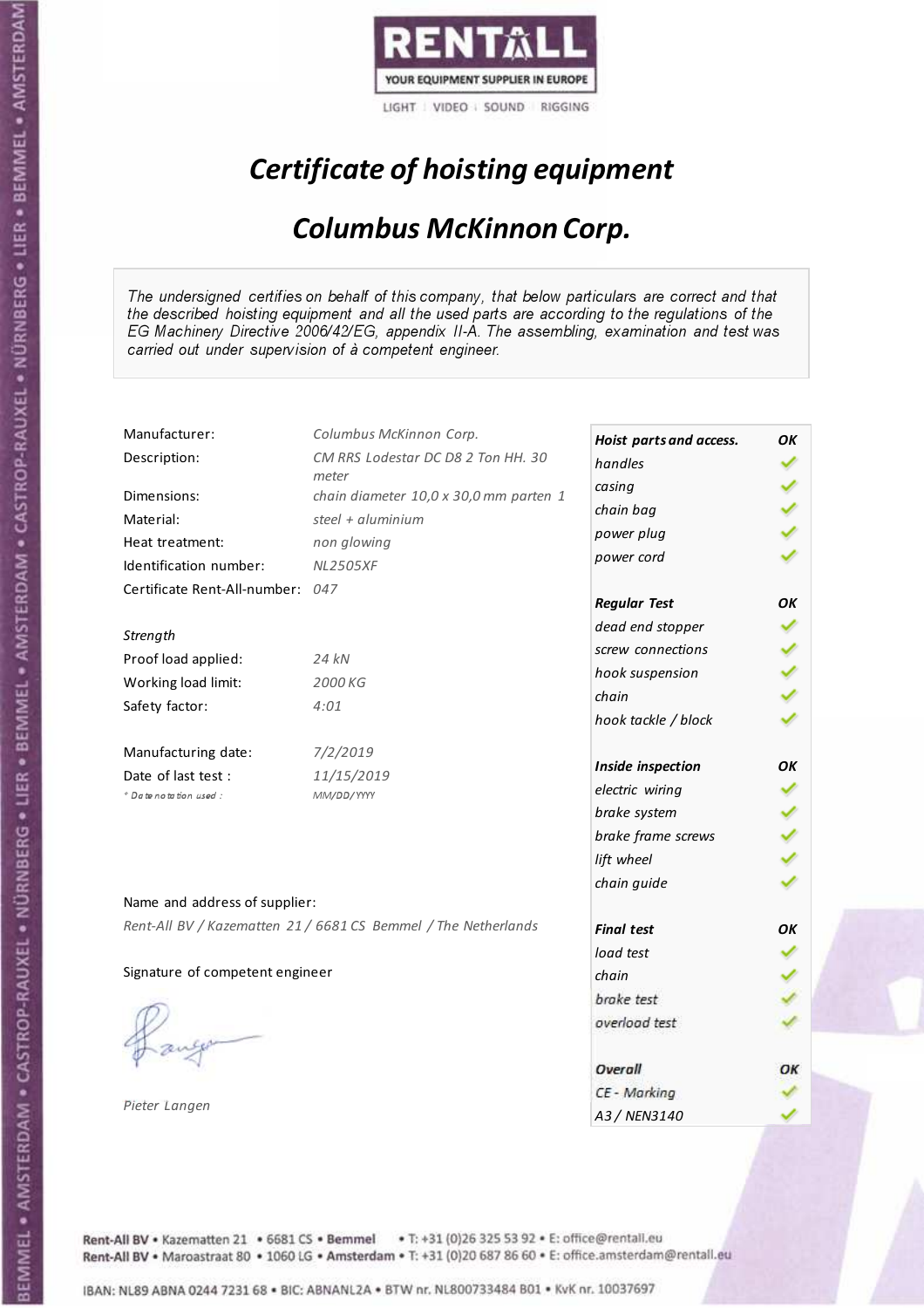RENTALL
YOUR EQUIPMENT SUPPLIER IN EUROPE
LIGHT | VIDEO | SOUND | RIGGING

# *Certificate of hoisting equipment*

## *Columbus McKinnon Corp.*

*The undersigned certifies on behalf of this company, that below particulars are correct and that the described hoisting equipment and all the used parts are according to the regulations of the EG Machinery Directive 2006/42/EG, appendix II-A. The assembling, examination and test was carried out under supervision of à competent engineer.*

| | |
|---|---|
| Manufacturer: | *Columbus McKinnon Corp.* |
| Description: | *CM RRS Lodestar DC D8 2 Ton HH. 30 meter* |
| Dimensions: | *chain diameter 10,0 x 30,0 mm parten 1* |
| Material: | *steel + aluminium* |
| Heat treatment: | *non glowing* |
| Identification number: | *NL2505XF* |
| Certificate Rent-All-number: | *047* |

*Strength*

| | |
|---|---|
| Proof load applied: | *24 kN* |
| Working load limit: | *2000 KG* |
| Safety factor: | *4:01* |

| | |
|---|---|
| Manufacturing date: | *7/2/2019* |
| Date of last test : | *11/15/2019* |
| *\* Date notation used :* | *MM/DD/YYYY* |

Name and address of supplier:

*Rent-All BV / Kazematten 21 / 6681 CS Bemmel / The Netherlands*

Signature of competent engineer

*Pieter Langen*

| ***Hoist parts and access.*** | ***OK*** |
|---|---|
| *handles* | ✓ |
| *casing* | ✓ |
| *chain bag* | ✓ |
| *power plug* | ✓ |
| *power cord* | ✓ |
| ***Regular Test*** | ***OK*** |
| *dead end stopper* | ✓ |
| *screw connections* | ✓ |
| *hook suspension* | ✓ |
| *chain* | ✓ |
| *hook tackle / block* | ✓ |
| ***Inside inspection*** | ***OK*** |
| *electric wiring* | ✓ |
| *brake system* | ✓ |
| *brake frame screws* | ✓ |
| *lift wheel* | ✓ |
| *chain guide* | ✓ |
| ***Final test*** | ***OK*** |
| *load test* | ✓ |
| *chain* | ✓ |
| *brake test* | ✓ |
| *overload test* | ✓ |
| ***Overall*** | ***OK*** |
| *CE - Marking* | ✓ |
| *A3 / NEN3140* | ✓ |

Rent-All BV • Kazematten 21 • 6681 CS • Bemmel • T: +31 (0)26 325 53 92 • E: office@rentall.eu
Rent-All BV • Maroastraat 80 • 1060 LG • Amsterdam • T: +31 (0)20 687 86 60 • E: office.amsterdam@rentall.eu

IBAN: NL89 ABNA 0244 7231 68 • BIC: ABNANL2A • BTW nr. NL800733484 B01 • KvK nr. 10037697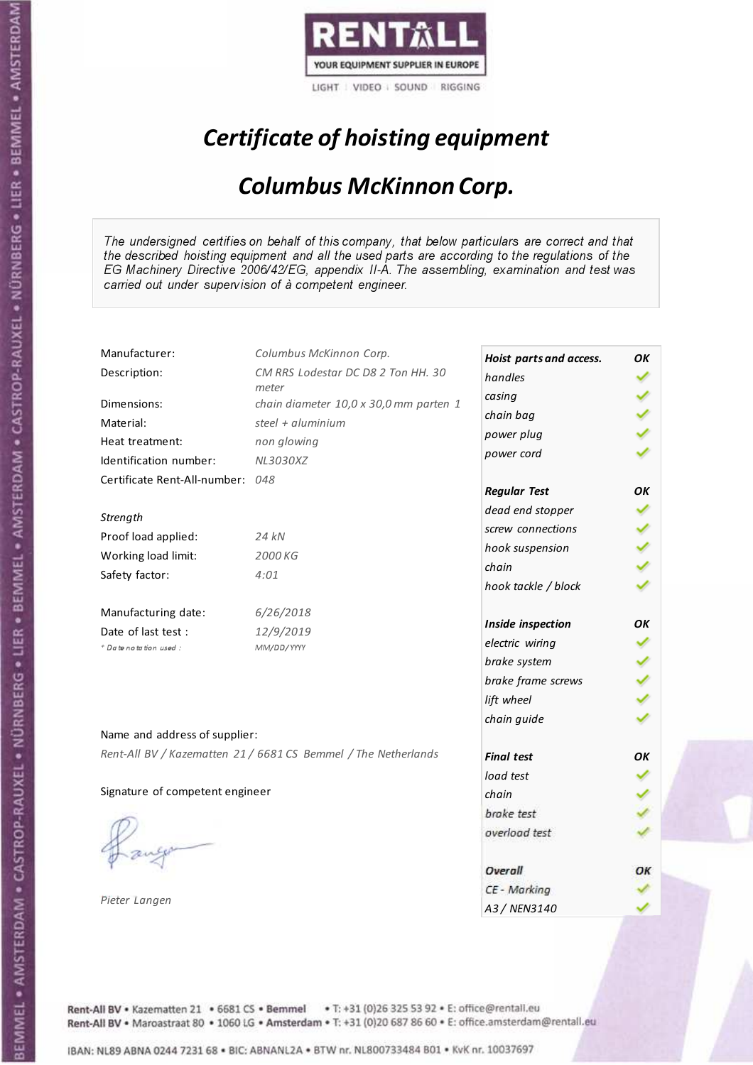RENTALL
YOUR EQUIPMENT SUPPLIER IN EUROPE
LIGHT | VIDEO | SOUND | RIGGING

# *Certificate of hoisting equipment*

## *Columbus McKinnon Corp.*

*The undersigned certifies on behalf of this company, that below particulars are correct and that the described hoisting equipment and all the used parts are according to the regulations of the EG Machinery Directive 2006/42/EG, appendix II-A. The assembling, examination and test was carried out under supervision of à competent engineer.*

| | |
|---|---|
| Manufacturer: | *Columbus McKinnon Corp.* |
| Description: | *CM RRS Lodestar DC D8 2 Ton HH. 30 meter* |
| Dimensions: | *chain diameter 10,0 x 30,0 mm parten 1* |
| Material: | *steel + aluminium* |
| Heat treatment: | *non glowing* |
| Identification number: | *NL3030XZ* |
| Certificate Rent-All-number: | *048* |

*Strength*

| | |
|---|---|
| Proof load applied: | *24 kN* |
| Working load limit: | *2000 KG* |
| Safety factor: | *4:01* |

| | |
|---|---|
| Manufacturing date: | *6/26/2018* |
| Date of last test : | *12/9/2019* |
| *\* Date notation used :* | *MM/DD/YYYY* |

| | |
|---|---|
| ***Hoist parts and access.*** | ***OK*** |
| *handles* | ✓ |
| *casing* | ✓ |
| *chain bag* | ✓ |
| *power plug* | ✓ |
| *power cord* | ✓ |
| ***Regular Test*** | ***OK*** |
| *dead end stopper* | ✓ |
| *screw connections* | ✓ |
| *hook suspension* | ✓ |
| *chain* | ✓ |
| *hook tackle / block* | ✓ |
| ***Inside inspection*** | ***OK*** |
| *electric wiring* | ✓ |
| *brake system* | ✓ |
| *brake frame screws* | ✓ |
| *lift wheel* | ✓ |
| *chain guide* | ✓ |
| ***Final test*** | ***OK*** |
| *load test* | ✓ |
| *chain* | ✓ |
| *brake test* | ✓ |
| *overload test* | ✓ |
| ***Overall*** | ***OK*** |
| *CE - Marking* | ✓ |
| *A3 / NEN3140* | ✓ |

Name and address of supplier:

*Rent-All BV / Kazematten 21 / 6681 CS Bemmel / The Netherlands*

Signature of competent engineer

*Pieter Langen*

Rent-All BV • Kazematten 21 • 6681 CS • Bemmel • T: +31 (0)26 325 53 92 • E: office@rentall.eu
Rent-All BV • Maroastraat 80 • 1060 LG • Amsterdam • T: +31 (0)20 687 86 60 • E: office.amsterdam@rentall.eu

IBAN: NL89 ABNA 0244 7231 68 • BIC: ABNANL2A • BTW nr. NL800733484 B01 • KvK nr. 10037697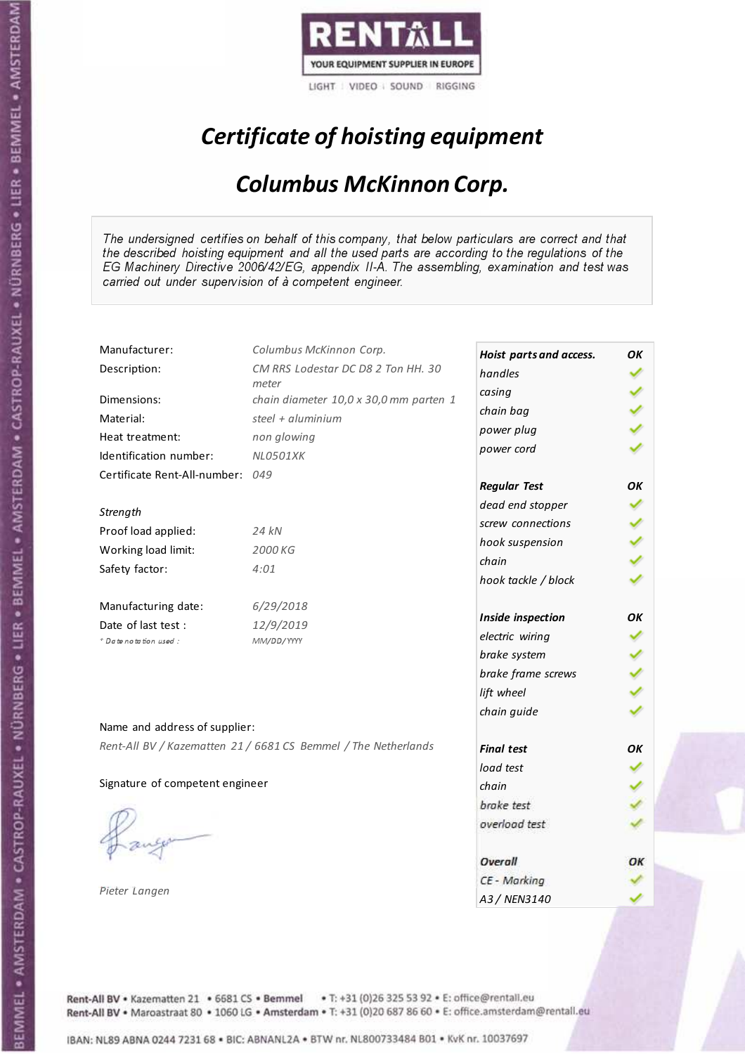RENTALL

YOUR EQUIPMENT SUPPLIER IN EUROPE

LIGHT | VIDEO | SOUND | RIGGING

# *Certificate of hoisting equipment*

## *Columbus McKinnon Corp.*

*The undersigned certifies on behalf of this company, that below particulars are correct and that the described hoisting equipment and all the used parts are according to the regulations of the EG Machinery Directive 2006/42/EG, appendix II-A. The assembling, examination and test was carried out under supervision of à competent engineer.*

| | |
|---|---|
| Manufacturer: | *Columbus McKinnon Corp.* |
| Description: | *CM RRS Lodestar DC D8 2 Ton HH. 30 meter* |
| Dimensions: | *chain diameter 10,0 x 30,0 mm parten 1* |
| Material: | *steel + aluminium* |
| Heat treatment: | *non glowing* |
| Identification number: | *NL0501XK* |
| Certificate Rent-All-number: | *049* |
| *Strength* | |
| Proof load applied: | *24 kN* |
| Working load limit: | *2000 KG* |
| Safety factor: | *4:01* |
| Manufacturing date: | *6/29/2018* |
| Date of last test : | *12/9/2019* |
| *\* Date notation used :* | *MM/DD/YYYY* |

| **Hoist parts and access.** | **OK** |
|---|---|
| handles | ✓ |
| casing | ✓ |
| chain bag | ✓ |
| power plug | ✓ |
| power cord | ✓ |
| **Regular Test** | **OK** |
| dead end stopper | ✓ |
| screw connections | ✓ |
| hook suspension | ✓ |
| chain | ✓ |
| hook tackle / block | ✓ |
| **Inside inspection** | **OK** |
| electric wiring | ✓ |
| brake system | ✓ |
| brake frame screws | ✓ |
| lift wheel | ✓ |
| chain guide | ✓ |
| **Final test** | **OK** |
| load test | ✓ |
| chain | ✓ |
| brake test | ✓ |
| overload test | ✓ |
| **Overall** | **OK** |
| CE - Marking | ✓ |
| A3 / NEN3140 | ✓ |

Name and address of supplier:

*Rent-All BV / Kazematten 21 / 6681 CS Bemmel / The Netherlands*

Signature of competent engineer

*Pieter Langen*

Rent-All BV • Kazematten 21 • 6681 CS • Bemmel • T: +31 (0)26 325 53 92 • E: office@rentall.eu
Rent-All BV • Maroastraat 80 • 1060 LG • Amsterdam • T: +31 (0)20 687 86 60 • E: office.amsterdam@rentall.eu

IBAN: NL89 ABNA 0244 7231 68 • BIC: ABNANL2A • BTW nr. NL800733484 B01 • KvK nr. 10037697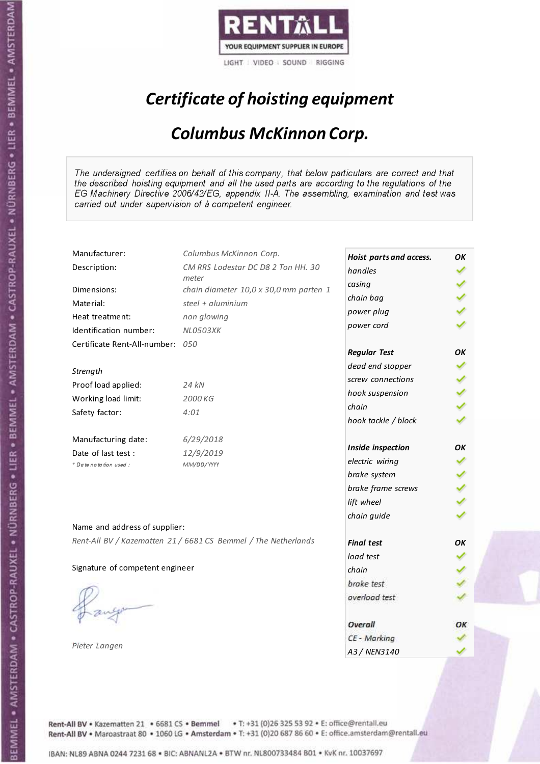RENTALL
YOUR EQUIPMENT SUPPLIER IN EUROPE
LIGHT | VIDEO | SOUND | RIGGING

# *Certificate of hoisting equipment*

## *Columbus McKinnon Corp.*

*The undersigned certifies on behalf of this company, that below particulars are correct and that the described hoisting equipment and all the used parts are according to the regulations of the EG Machinery Directive 2006/42/EG, appendix II-A. The assembling, examination and test was carried out under supervision of à competent engineer.*

| | |
|---|---|
| Manufacturer: | *Columbus McKinnon Corp.* |
| Description: | *CM RRS Lodestar DC D8 2 Ton HH. 30 meter* |
| Dimensions: | *chain diameter 10,0 x 30,0 mm parten 1* |
| Material: | *steel + aluminium* |
| Heat treatment: | *non glowing* |
| Identification number: | *NL0503XK* |
| Certificate Rent-All-number: | *050* |
| *Strength* | |
| Proof load applied: | *24 kN* |
| Working load limit: | *2000 KG* |
| Safety factor: | *4:01* |
| Manufacturing date: | *6/29/2018* |
| Date of last test : | *12/9/2019* |
| *\* Date notation used :* | *MM/DD/YYYY* |

| | |
|---|---|
| ***Hoist parts and access.*** | ***OK*** |
| *handles* | ✓ |
| *casing* | ✓ |
| *chain bag* | ✓ |
| *power plug* | ✓ |
| *power cord* | ✓ |
| ***Regular Test*** | ***OK*** |
| *dead end stopper* | ✓ |
| *screw connections* | ✓ |
| *hook suspension* | ✓ |
| *chain* | ✓ |
| *hook tackle / block* | ✓ |
| ***Inside inspection*** | ***OK*** |
| *electric wiring* | ✓ |
| *brake system* | ✓ |
| *brake frame screws* | ✓ |
| *lift wheel* | ✓ |
| *chain guide* | ✓ |
| ***Final test*** | ***OK*** |
| *load test* | ✓ |
| *chain* | ✓ |
| *brake test* | ✓ |
| *overload test* | ✓ |
| ***Overall*** | ***OK*** |
| *CE - Marking* | ✓ |
| *A3 / NEN3140* | ✓ |

Name and address of supplier:

*Rent-All BV / Kazematten 21 / 6681 CS Bemmel / The Netherlands*

Signature of competent engineer

*Pieter Langen*

Rent-All BV • Kazematten 21 • 6681 CS • **Bemmel** • T: +31 (0)26 325 53 92 • E: office@rentall.eu
Rent-All BV • Maroastraat 80 • 1060 LG • **Amsterdam** • T: +31 (0)20 687 86 60 • E: office.amsterdam@rentall.eu

IBAN: NL89 ABNA 0244 7231 68 • BIC: ABNANL2A • BTW nr. NL800733484 B01 • KvK nr. 10037697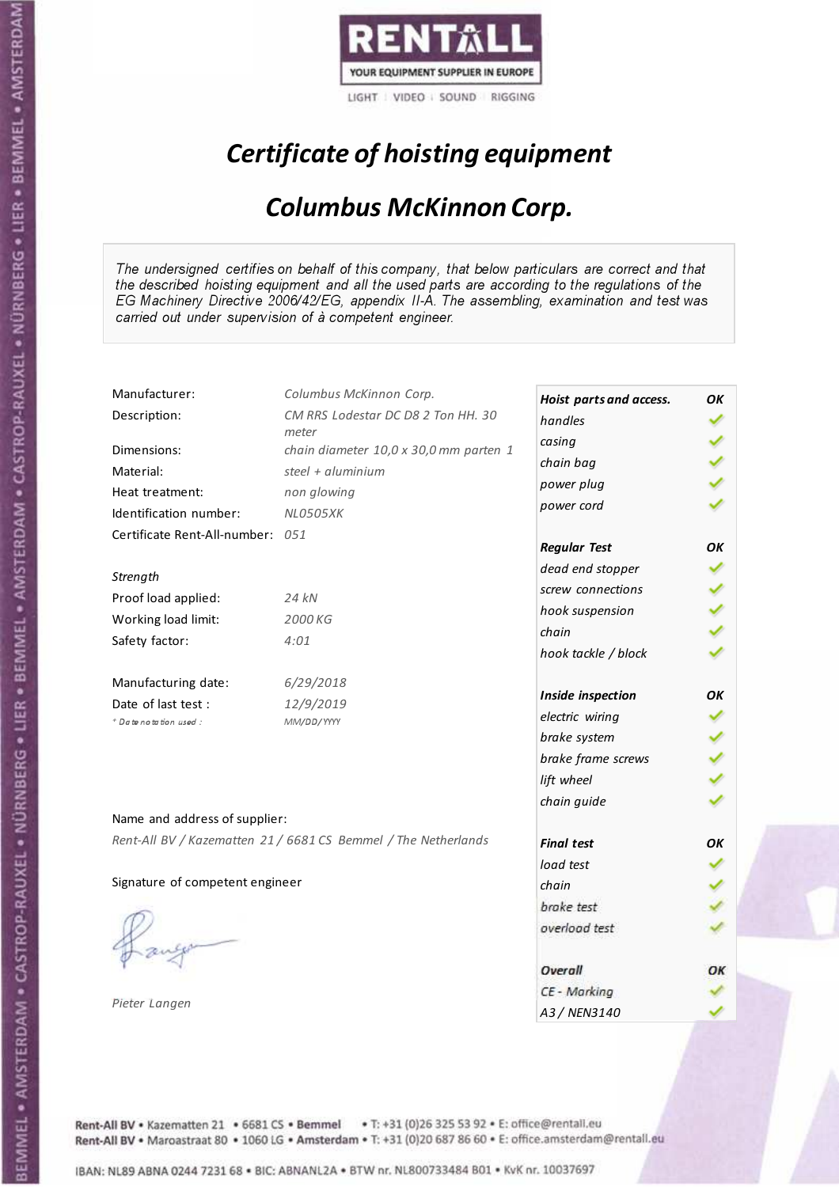RENTALL

YOUR EQUIPMENT SUPPLIER IN EUROPE

LIGHT | VIDEO | SOUND | RIGGING

# *Certificate of hoisting equipment*

## *Columbus McKinnon Corp.*

*The undersigned certifies on behalf of this company, that below particulars are correct and that the described hoisting equipment and all the used parts are according to the regulations of the EG Machinery Directive 2006/42/EG, appendix II-A. The assembling, examination and test was carried out under supervision of à competent engineer.*

| | |
|---|---|
| Manufacturer: | *Columbus McKinnon Corp.* |
| Description: | *CM RRS Lodestar DC D8 2 Ton HH. 30 meter* |
| Dimensions: | *chain diameter 10,0 x 30,0 mm parten 1* |
| Material: | *steel + aluminium* |
| Heat treatment: | *non glowing* |
| Identification number: | *NL0505XK* |
| Certificate Rent-All-number: | *051* |

*Strength*

| | |
|---|---|
| Proof load applied: | *24 kN* |
| Working load limit: | *2000 KG* |
| Safety factor: | *4:01* |

| | |
|---|---|
| Manufacturing date: | *6/29/2018* |
| Date of last test : | *12/9/2019* |
| *\* Date notation used :* | *MM/DD/YYYY* |

| | |
|---|---|
| ***Hoist parts and access.*** | ***OK*** |
| *handles* | ✓ |
| *casing* | ✓ |
| *chain bag* | ✓ |
| *power plug* | ✓ |
| *power cord* | ✓ |
| ***Regular Test*** | ***OK*** |
| *dead end stopper* | ✓ |
| *screw connections* | ✓ |
| *hook suspension* | ✓ |
| *chain* | ✓ |
| *hook tackle / block* | ✓ |
| ***Inside inspection*** | ***OK*** |
| *electric wiring* | ✓ |
| *brake system* | ✓ |
| *brake frame screws* | ✓ |
| *lift wheel* | ✓ |
| *chain guide* | ✓ |
| ***Final test*** | ***OK*** |
| *load test* | ✓ |
| *chain* | ✓ |
| *brake test* | ✓ |
| *overload test* | ✓ |
| ***Overall*** | ***OK*** |
| *CE - Marking* | ✓ |
| *A3 / NEN3140* | ✓ |

Name and address of supplier:

*Rent-All BV / Kazematten 21 / 6681 CS Bemmel / The Netherlands*

Signature of competent engineer

*Pieter Langen*

Rent-All BV • Kazematten 21 • 6681 CS • Bemmel • T: +31 (0)26 325 53 92 • E: office@rentall.eu
Rent-All BV • Maroastraat 80 • 1060 LG • Amsterdam • T: +31 (0)20 687 86 60 • E: office.amsterdam@rentall.eu

IBAN: NL89 ABNA 0244 7231 68 • BIC: ABNANL2A • BTW nr. NL800733484 B01 • KvK nr. 10037697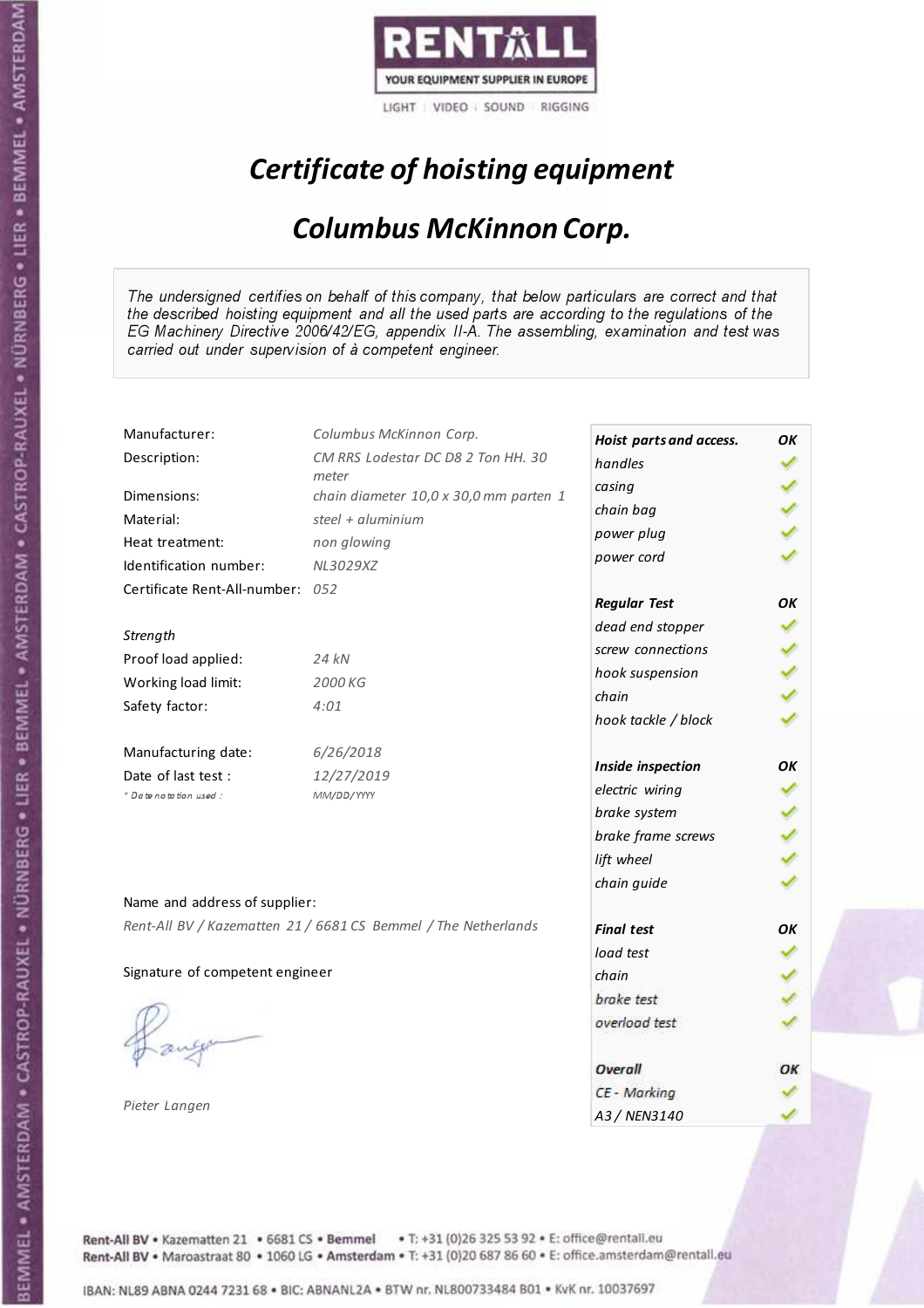RENTALL

YOUR EQUIPMENT SUPPLIER IN EUROPE

LIGHT | VIDEO | SOUND | RIGGING

# *Certificate of hoisting equipment*

## *Columbus McKinnon Corp.*

*The undersigned certifies on behalf of this company, that below particulars are correct and that the described hoisting equipment and all the used parts are according to the regulations of the EG Machinery Directive 2006/42/EG, appendix II-A. The assembling, examination and test was carried out under supervision of à competent engineer.*

| | |
|---|---|
| Manufacturer: | *Columbus McKinnon Corp.* |
| Description: | *CM RRS Lodestar DC D8 2 Ton HH. 30 meter* |
| Dimensions: | *chain diameter 10,0 x 30,0 mm parten 1* |
| Material: | *steel + aluminium* |
| Heat treatment: | *non glowing* |
| Identification number: | *NL3029XZ* |
| Certificate Rent-All-number: | *052* |

*Strength*

| | |
|---|---|
| Proof load applied: | *24 kN* |
| Working load limit: | *2000 KG* |
| Safety factor: | *4:01* |

| | |
|---|---|
| Manufacturing date: | *6/26/2018* |
| Date of last test : | *12/27/2019* |
| *\* Date notation used :* | *MM/DD/YYYY* |

Name and address of supplier:

*Rent-All BV / Kazematten 21 / 6681 CS Bemmel / The Netherlands*

Signature of competent engineer

*Pieter Langen*

| ***Hoist parts and access.*** | ***OK*** |
|---|---|
| *handles* | ✓ |
| *casing* | ✓ |
| *chain bag* | ✓ |
| *power plug* | ✓ |
| *power cord* | ✓ |
| ***Regular Test*** | ***OK*** |
| *dead end stopper* | ✓ |
| *screw connections* | ✓ |
| *hook suspension* | ✓ |
| *chain* | ✓ |
| *hook tackle / block* | ✓ |
| ***Inside inspection*** | ***OK*** |
| *electric wiring* | ✓ |
| *brake system* | ✓ |
| *brake frame screws* | ✓ |
| *lift wheel* | ✓ |
| *chain guide* | ✓ |
| ***Final test*** | ***OK*** |
| *load test* | ✓ |
| *chain* | ✓ |
| *brake test* | ✓ |
| *overload test* | ✓ |
| ***Overall*** | ***OK*** |
| *CE - Marking* | ✓ |
| *A3 / NEN3140* | ✓ |

**Rent-All BV** • Kazematten 21 • 6681 CS • **Bemmel** • T: +31 (0)26 325 53 92 • E: office@rentall.eu
**Rent-All BV** • Maroastraat 80 • 1060 LG • **Amsterdam** • T: +31 (0)20 687 86 60 • E: office.amsterdam@rentall.eu

IBAN: NL89 ABNA 0244 7231 68 • BIC: ABNANL2A • BTW nr. NL800733484 B01 • KvK nr. 10037697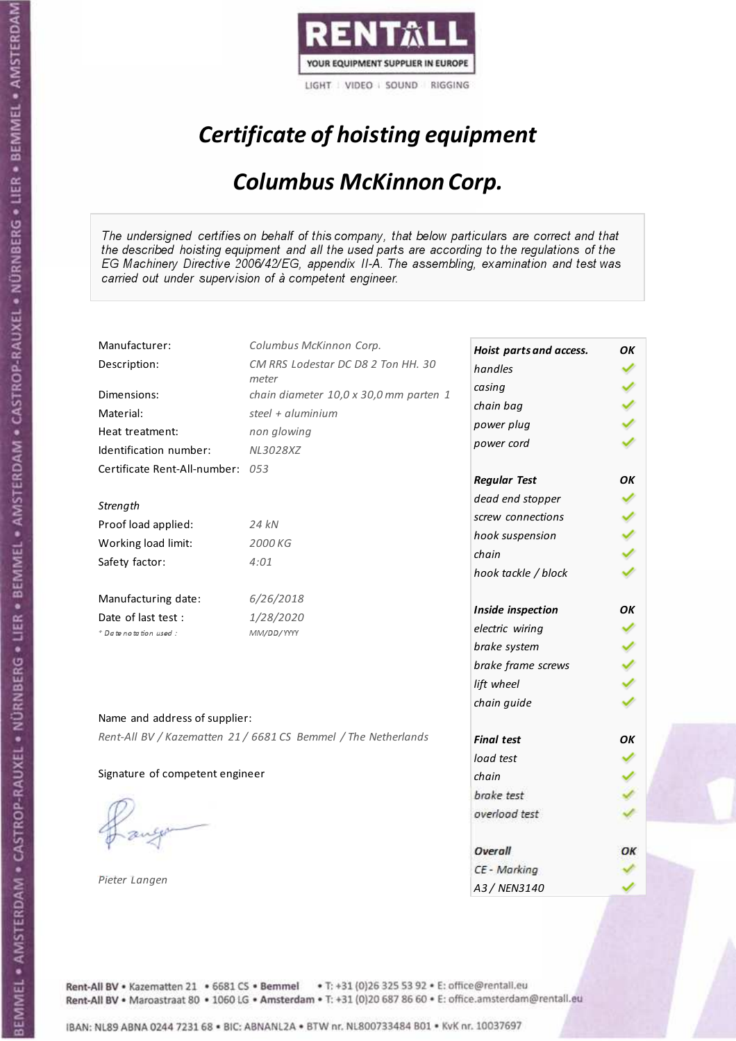RENTALL
YOUR EQUIPMENT SUPPLIER IN EUROPE
LIGHT | VIDEO | SOUND | RIGGING

# *Certificate of hoisting equipment*

## *Columbus McKinnon Corp.*

*The undersigned certifies on behalf of this company, that below particulars are correct and that the described hoisting equipment and all the used parts are according to the regulations of the EG Machinery Directive 2006/42/EG, appendix II-A. The assembling, examination and test was carried out under supervision of à competent engineer.*

| | |
|---|---|
| Manufacturer: | *Columbus McKinnon Corp.* |
| Description: | *CM RRS Lodestar DC D8 2 Ton HH. 30 meter* |
| Dimensions: | *chain diameter 10,0 x 30,0 mm parten 1* |
| Material: | *steel + aluminium* |
| Heat treatment: | *non glowing* |
| Identification number: | *NL3028XZ* |
| Certificate Rent-All-number: | *053* |
| *Strength* | |
| Proof load applied: | *24 kN* |
| Working load limit: | *2000 KG* |
| Safety factor: | *4:01* |
| Manufacturing date: | *6/26/2018* |
| Date of last test : | *1/28/2020* |
| *Date notation used :* | *MM/DD/YYYY* |

| *Hoist parts and access.* | *OK* |
|---|---|
| *handles* | ✓ |
| *casing* | ✓ |
| *chain bag* | ✓ |
| *power plug* | ✓ |
| *power cord* | ✓ |
| ***Regular Test*** | ***OK*** |
| *dead end stopper* | ✓ |
| *screw connections* | ✓ |
| *hook suspension* | ✓ |
| *chain* | ✓ |
| *hook tackle / block* | ✓ |
| ***Inside inspection*** | ***OK*** |
| *electric wiring* | ✓ |
| *brake system* | ✓ |
| *brake frame screws* | ✓ |
| *lift wheel* | ✓ |
| *chain guide* | ✓ |
| ***Final test*** | ***OK*** |
| *load test* | ✓ |
| *chain* | ✓ |
| *brake test* | ✓ |
| *overload test* | ✓ |
| ***Overall*** | ***OK*** |
| *CE - Marking* | ✓ |
| *A3 / NEN3140* | ✓ |

Name and address of supplier:

*Rent-All BV / Kazematten 21 / 6681 CS Bemmel / The Netherlands*

Signature of competent engineer

*Pieter Langen*

**Rent-All BV** • Kazematten 21 • 6681 CS • **Bemmel** • T: +31 (0)26 325 53 92 • E: office@rentall.eu
**Rent-All BV** • Maroastraat 80 • 1060 LG • **Amsterdam** • T: +31 (0)20 687 86 60 • E: office.amsterdam@rentall.eu

IBAN: NL89 ABNA 0244 7231 68 • BIC: ABNANL2A • BTW nr. NL800733484 B01 • KvK nr. 10037697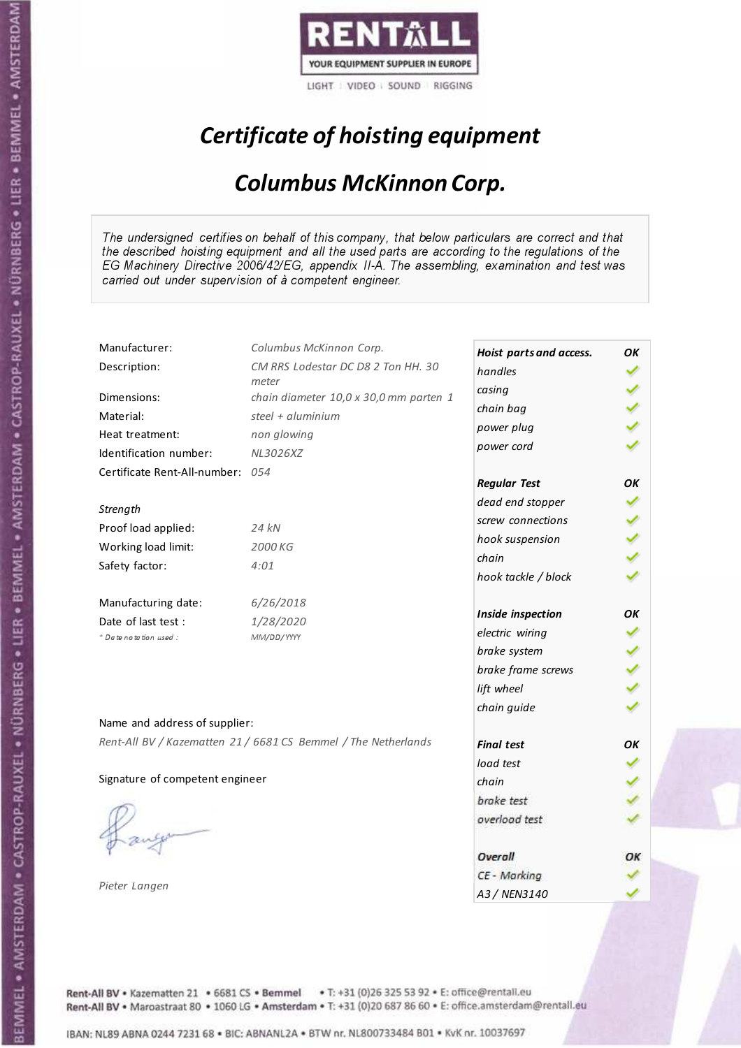RENTALL
YOUR EQUIPMENT SUPPLIER IN EUROPE
LIGHT | VIDEO | SOUND | RIGGING

# *Certificate of hoisting equipment*

## *Columbus McKinnon Corp.*

*The undersigned certifies on behalf of this company, that below particulars are correct and that the described hoisting equipment and all the used parts are according to the regulations of the EG Machinery Directive 2006/42/EG, appendix II-A. The assembling, examination and test was carried out under supervision of à competent engineer.*

| | |
|---|---|
| Manufacturer: | *Columbus McKinnon Corp.* |
| Description: | *CM RRS Lodestar DC D8 2 Ton HH. 30 meter* |
| Dimensions: | *chain diameter 10,0 x 30,0 mm parten 1* |
| Material: | *steel + aluminium* |
| Heat treatment: | *non glowing* |
| Identification number: | *NL3026XZ* |
| Certificate Rent-All-number: | *054* |
| *Strength* | |
| Proof load applied: | *24 kN* |
| Working load limit: | *2000 KG* |
| Safety factor: | *4:01* |
| Manufacturing date: | *6/26/2018* |
| Date of last test : | *1/28/2020* |
| *Date notation used :* | *MM/DD/YYYY* |

| ***Hoist parts and access.*** | ***OK*** |
|---|---|
| *handles* | ✓ |
| *casing* | ✓ |
| *chain bag* | ✓ |
| *power plug* | ✓ |
| *power cord* | ✓ |
| ***Regular Test*** | ***OK*** |
| *dead end stopper* | ✓ |
| *screw connections* | ✓ |
| *hook suspension* | ✓ |
| *chain* | ✓ |
| *hook tackle / block* | ✓ |
| ***Inside inspection*** | ***OK*** |
| *electric wiring* | ✓ |
| *brake system* | ✓ |
| *brake frame screws* | ✓ |
| *lift wheel* | ✓ |
| *chain guide* | ✓ |
| ***Final test*** | ***OK*** |
| *load test* | ✓ |
| *chain* | ✓ |
| *brake test* | ✓ |
| *overload test* | ✓ |
| ***Overall*** | ***OK*** |
| *CE - Marking* | ✓ |
| *A3 / NEN3140* | ✓ |

Name and address of supplier:

*Rent-All BV / Kazematten 21 / 6681 CS Bemmel / The Netherlands*

Signature of competent engineer

*Pieter Langen*

Rent-All BV • Kazematten 21 • 6681 CS • **Bemmel** • T: +31 (0)26 325 53 92 • E: office@rentall.eu
Rent-All BV • Maroastraat 80 • 1060 LG • **Amsterdam** • T: +31 (0)20 687 86 60 • E: office.amsterdam@rentall.eu

IBAN: NL89 ABNA 0244 7231 68 • BIC: ABNANL2A • BTW nr. NL800733484 B01 • KvK nr. 10037697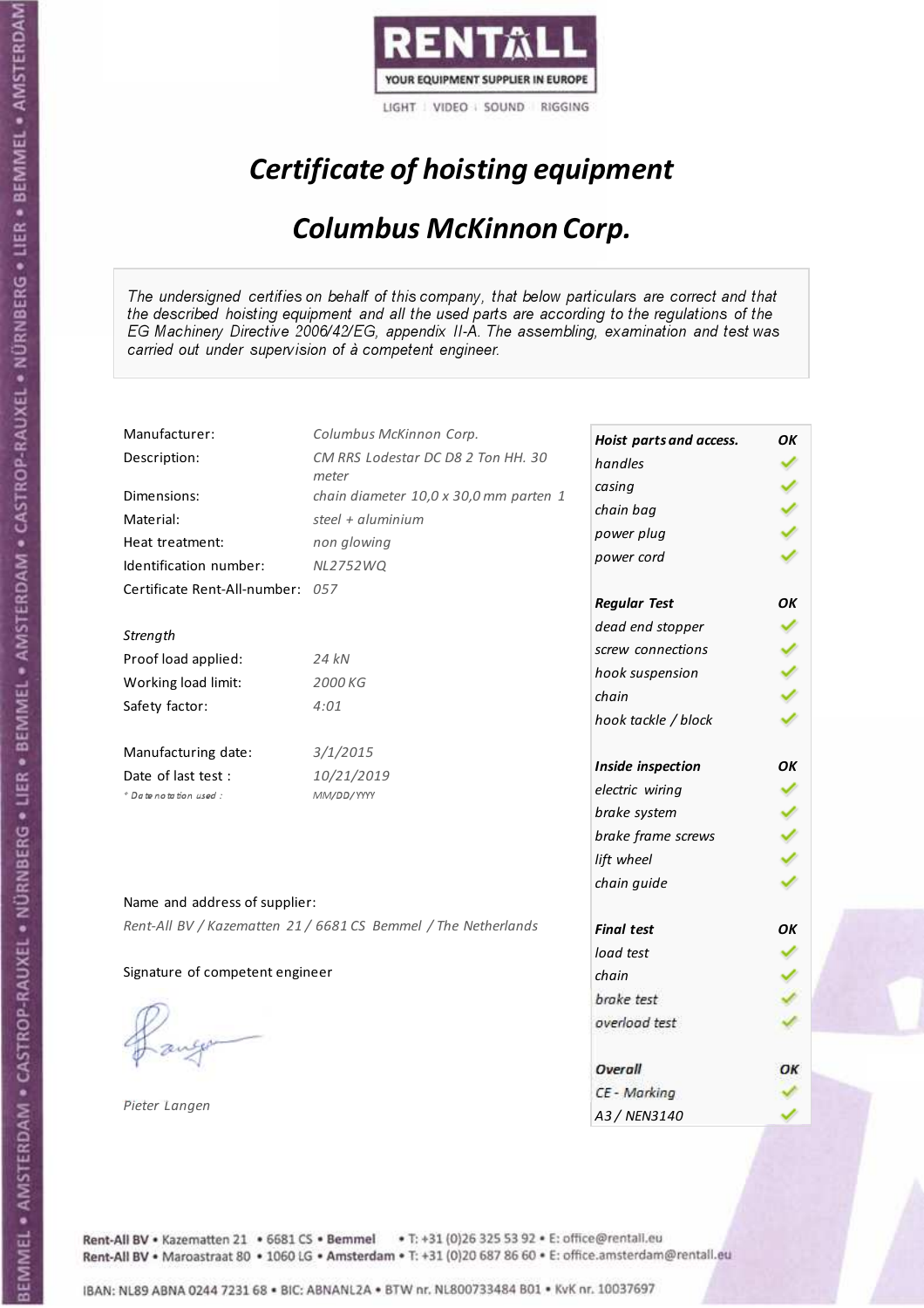RENTALL
YOUR EQUIPMENT SUPPLIER IN EUROPE
LIGHT | VIDEO | SOUND | RIGGING

# *Certificate of hoisting equipment*

## *Columbus McKinnon Corp.*

*The undersigned certifies on behalf of this company, that below particulars are correct and that the described hoisting equipment and all the used parts are according to the regulations of the EG Machinery Directive 2006/42/EG, appendix II-A. The assembling, examination and test was carried out under supervision of à competent engineer.*

| | |
|---|---|
| Manufacturer: | *Columbus McKinnon Corp.* |
| Description: | *CM RRS Lodestar DC D8 2 Ton HH. 30 meter* |
| Dimensions: | *chain diameter 10,0 x 30,0 mm parten 1* |
| Material: | *steel + aluminium* |
| Heat treatment: | *non glowing* |
| Identification number: | *NL2752WQ* |
| Certificate Rent-All-number: | *057* |
| *Strength* | |
| Proof load applied: | *24 kN* |
| Working load limit: | *2000 KG* |
| Safety factor: | *4:01* |
| Manufacturing date: | *3/1/2015* |
| Date of last test : | *10/21/2019* |
| *\* Date notation used :* | *MM/DD/YYYY* |

| ***Hoist parts and access.*** | ***OK*** |
|---|---|
| *handles* | ✓ |
| *casing* | ✓ |
| *chain bag* | ✓ |
| *power plug* | ✓ |
| *power cord* | ✓ |
| ***Regular Test*** | ***OK*** |
| *dead end stopper* | ✓ |
| *screw connections* | ✓ |
| *hook suspension* | ✓ |
| *chain* | ✓ |
| *hook tackle / block* | ✓ |
| ***Inside inspection*** | ***OK*** |
| *electric wiring* | ✓ |
| *brake system* | ✓ |
| *brake frame screws* | ✓ |
| *lift wheel* | ✓ |
| *chain guide* | ✓ |
| ***Final test*** | ***OK*** |
| *load test* | ✓ |
| *chain* | ✓ |
| *brake test* | ✓ |
| *overload test* | ✓ |
| ***Overall*** | ***OK*** |
| *CE - Marking* | ✓ |
| *A3 / NEN3140* | ✓ |

Name and address of supplier:

*Rent-All BV / Kazematten 21 / 6681 CS Bemmel / The Netherlands*

Signature of competent engineer

*Pieter Langen*

Rent-All BV • Kazematten 21 • 6681 CS • **Bemmel** • T: +31 (0)26 325 53 92 • E: office@rentall.eu
Rent-All BV • Maroastraat 80 • 1060 LG • **Amsterdam** • T: +31 (0)20 687 86 60 • E: office.amsterdam@rentall.eu

IBAN: NL89 ABNA 0244 7231 68 • BIC: ABNANL2A • BTW nr. NL800733484 B01 • KvK nr. 10037697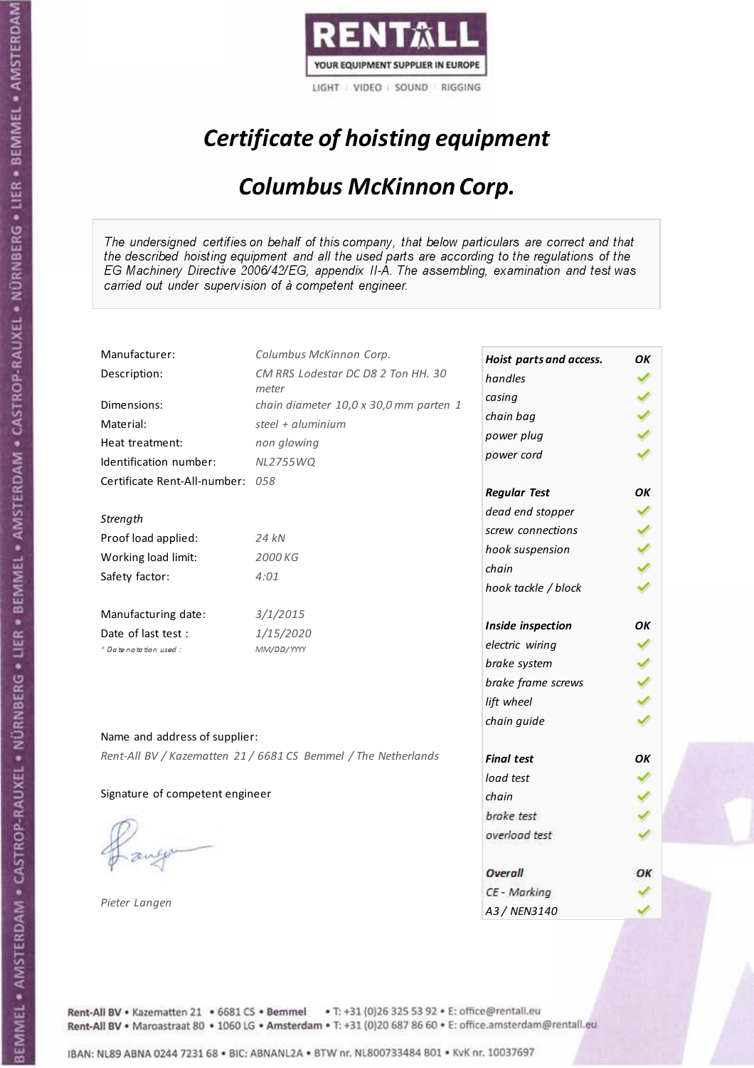RENTALL
YOUR EQUIPMENT SUPPLIER IN EUROPE
LIGHT | VIDEO | SOUND | RIGGING

# Certificate of hoisting equipment

## Columbus McKinnon Corp.

*The undersigned certifies on behalf of this company, that below particulars are correct and that the described hoisting equipment and all the used parts are according to the regulations of the EG Machinery Directive 2006/42/EG, appendix II-A. The assembling, examination and test was carried out under supervision of à competent engineer.*

| | |
|---|---|
| Manufacturer: | *Columbus McKinnon Corp.* |
| Description: | *CM RRS Lodestar DC D8 2 Ton HH. 30 meter* |
| Dimensions: | *chain diameter 10,0 x 30,0 mm parten 1* |
| Material: | *steel + aluminium* |
| Heat treatment: | *non glowing* |
| Identification number: | *NL2755WQ* |
| Certificate Rent-All-number: | *058* |

*Strength*

| | |
|---|---|
| Proof load applied: | *24 kN* |
| Working load limit: | *2000 KG* |
| Safety factor: | *4:01* |

| | |
|---|---|
| Manufacturing date: | *3/1/2015* |
| Date of last test : | *1/15/2020* |
| *\* Date notation used :* | *MM/DD/YYYY* |

| | |
|---|---|
| ***Hoist parts and access.*** | ***OK*** |
| *handles* | ✓ |
| *casing* | ✓ |
| *chain bag* | ✓ |
| *power plug* | ✓ |
| *power cord* | ✓ |
| ***Regular Test*** | ***OK*** |
| *dead end stopper* | ✓ |
| *screw connections* | ✓ |
| *hook suspension* | ✓ |
| *chain* | ✓ |
| *hook tackle / block* | ✓ |
| ***Inside inspection*** | ***OK*** |
| *electric wiring* | ✓ |
| *brake system* | ✓ |
| *brake frame screws* | ✓ |
| *lift wheel* | ✓ |
| *chain guide* | ✓ |
| ***Final test*** | ***OK*** |
| *load test* | ✓ |
| *chain* | ✓ |
| *brake test* | ✓ |
| *overload test* | ✓ |
| ***Overall*** | ***OK*** |
| *CE - Marking* | ✓ |
| *A3 / NEN3140* | ✓ |

Name and address of supplier:

*Rent-All BV / Kazematten 21 / 6681 CS Bemmel / The Netherlands*

Signature of competent engineer

*Pieter Langen*

Rent-All BV • Kazematten 21 • 6681 CS • **Bemmel** • T: +31 (0)26 325 53 92 • E: office@rentall.eu
Rent-All BV • Maroastraat 80 • 1060 LG • **Amsterdam** • T: +31 (0)20 687 86 60 • E: office.amsterdam@rentall.eu

IBAN: NL89 ABNA 0244 7231 68 • BIC: ABNANL2A • BTW nr. NL800733484 B01 • KvK nr. 10037697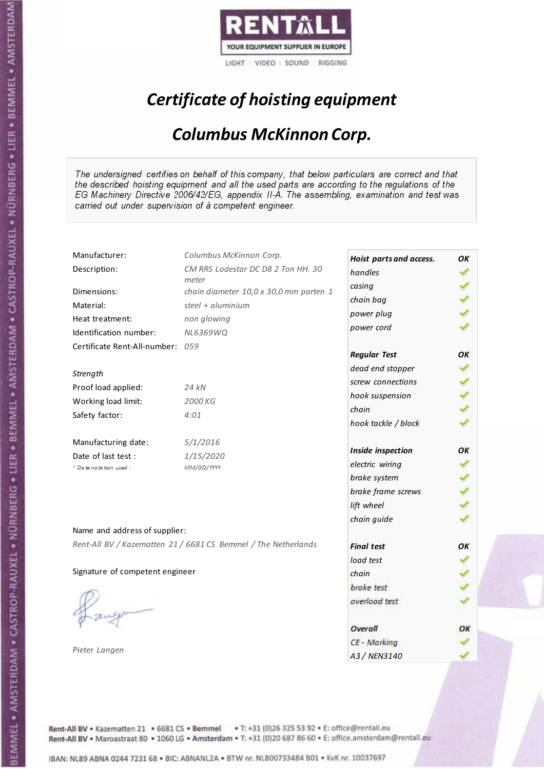RENTALL
YOUR EQUIPMENT SUPPLIER IN EUROPE
LIGHT | VIDEO | SOUND | RIGGING

# *Certificate of hoisting equipment*

## *Columbus McKinnon Corp.*

*The undersigned certifies on behalf of this company, that below particulars are correct and that the described hoisting equipment and all the used parts are according to the regulations of the EG Machinery Directive 2006/42/EG, appendix II-A. The assembling, examination and test was carried out under supervision of à competent engineer.*

| | |
|---|---|
| Manufacturer: | *Columbus McKinnon Corp.* |
| Description: | *CM RRS Lodestar DC D8 2 Ton HH. 30 meter* |
| Dimensions: | *chain diameter 10,0 x 30,0 mm parten 1* |
| Material: | *steel + aluminium* |
| Heat treatment: | *non glowing* |
| Identification number: | *NL6369WQ* |
| Certificate Rent-All-number: | *059* |

*Strength*

| | |
|---|---|
| Proof load applied: | *24 kN* |
| Working load limit: | *2000 KG* |
| Safety factor: | *4:01* |

| | |
|---|---|
| Manufacturing date: | *5/1/2016* |
| Date of last test : | *1/15/2020* |
| *Date notation used :* | *MM/DD/YYYY* |

| | |
|---|---|
| ***Hoist parts and access.*** | ***OK*** |
| *handles* | ✓ |
| *casing* | ✓ |
| *chain bag* | ✓ |
| *power plug* | ✓ |
| *power cord* | ✓ |
| ***Regular Test*** | ***OK*** |
| *dead end stopper* | ✓ |
| *screw connections* | ✓ |
| *hook suspension* | ✓ |
| *chain* | ✓ |
| *hook tackle / block* | ✓ |
| ***Inside inspection*** | ***OK*** |
| *electric wiring* | ✓ |
| *brake system* | ✓ |
| *brake frame screws* | ✓ |
| *lift wheel* | ✓ |
| *chain guide* | ✓ |
| ***Final test*** | ***OK*** |
| *load test* | ✓ |
| *chain* | ✓ |
| *brake test* | ✓ |
| *overload test* | ✓ |
| ***Overall*** | ***OK*** |
| *CE - Marking* | ✓ |
| *A3 / NEN3140* | ✓ |

Name and address of supplier:

*Rent-All BV / Kazematten 21 / 6681 CS Bemmel / The Netherlands*

Signature of competent engineer

*Pieter Langen*

Rent-All BV • Kazematten 21 • 6681 CS • **Bemmel** • T: +31 (0)26 325 53 92 • E: office@rentall.eu
Rent-All BV • Maroastraat 80 • 1060 LG • **Amsterdam** • T: +31 (0)20 687 86 60 • E: office.amsterdam@rentall.eu

IBAN: NL89 ABNA 0244 7231 68 • BIC: ABNANL2A • BTW nr. NL800733484 B01 • KvK nr. 10037697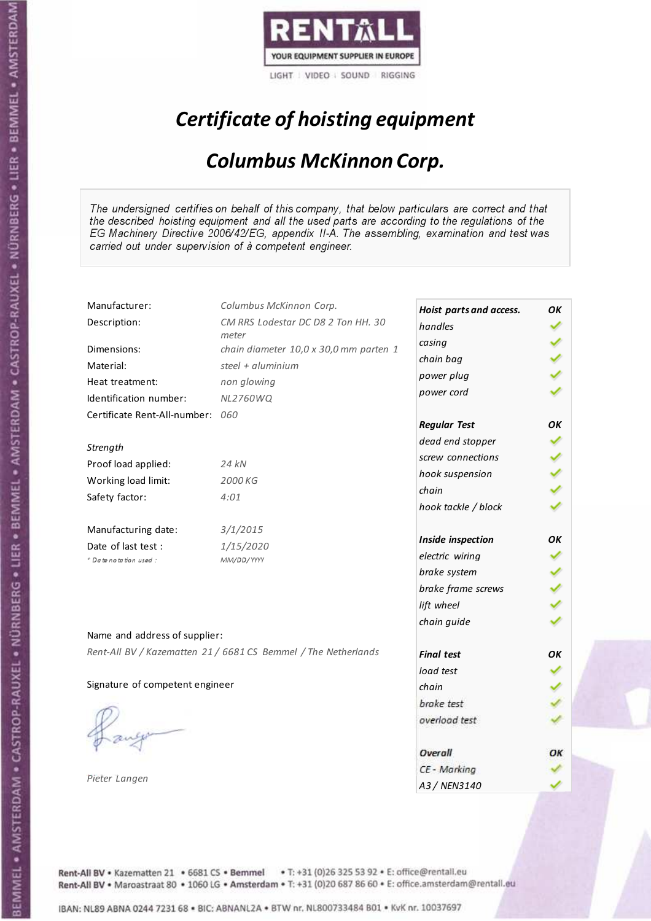RENTALL

YOUR EQUIPMENT SUPPLIER IN EUROPE

LIGHT | VIDEO | SOUND | RIGGING

# *Certificate of hoisting equipment*

## *Columbus McKinnon Corp.*

*The undersigned certifies on behalf of this company, that below particulars are correct and that the described hoisting equipment and all the used parts are according to the regulations of the EG Machinery Directive 2006/42/EG, appendix II-A. The assembling, examination and test was carried out under supervision of à competent engineer.*

| | |
|---|---|
| Manufacturer: | *Columbus McKinnon Corp.* |
| Description: | *CM RRS Lodestar DC D8 2 Ton HH. 30 meter* |
| Dimensions: | *chain diameter 10,0 x 30,0 mm parten 1* |
| Material: | *steel + aluminium* |
| Heat treatment: | *non glowing* |
| Identification number: | *NL2760WQ* |
| Certificate Rent-All-number: | *060* |
| *Strength* | |
| Proof load applied: | *24 kN* |
| Working load limit: | *2000 KG* |
| Safety factor: | *4:01* |
| Manufacturing date: | *3/1/2015* |
| Date of last test : | *1/15/2020* |
| *\* Date notation used :* | *MM/DD/YYYY* |

| *Hoist parts and access.* | *OK* |
|---|---|
| *handles* | ✓ |
| *casing* | ✓ |
| *chain bag* | ✓ |
| *power plug* | ✓ |
| *power cord* | ✓ |
| ***Regular Test*** | ***OK*** |
| *dead end stopper* | ✓ |
| *screw connections* | ✓ |
| *hook suspension* | ✓ |
| *chain* | ✓ |
| *hook tackle / block* | ✓ |
| ***Inside inspection*** | ***OK*** |
| *electric wiring* | ✓ |
| *brake system* | ✓ |
| *brake frame screws* | ✓ |
| *lift wheel* | ✓ |
| *chain guide* | ✓ |
| ***Final test*** | ***OK*** |
| *load test* | ✓ |
| *chain* | ✓ |
| *brake test* | ✓ |
| *overload test* | ✓ |
| ***Overall*** | ***OK*** |
| *CE - Marking* | ✓ |
| *A3 / NEN3140* | ✓ |

Name and address of supplier:

*Rent-All BV / Kazematten 21 / 6681 CS Bemmel / The Netherlands*

Signature of competent engineer

*Pieter Langen*

Rent-All BV • Kazematten 21 • 6681 CS • **Bemmel** • T: +31 (0)26 325 53 92 • E: office@rentall.eu
Rent-All BV • Maroastraat 80 • 1060 LG • **Amsterdam** • T: +31 (0)20 687 86 60 • E: office.amsterdam@rentall.eu

IBAN: NL89 ABNA 0244 7231 68 • BIC: ABNANL2A • BTW nr. NL800733484 B01 • KvK nr. 10037697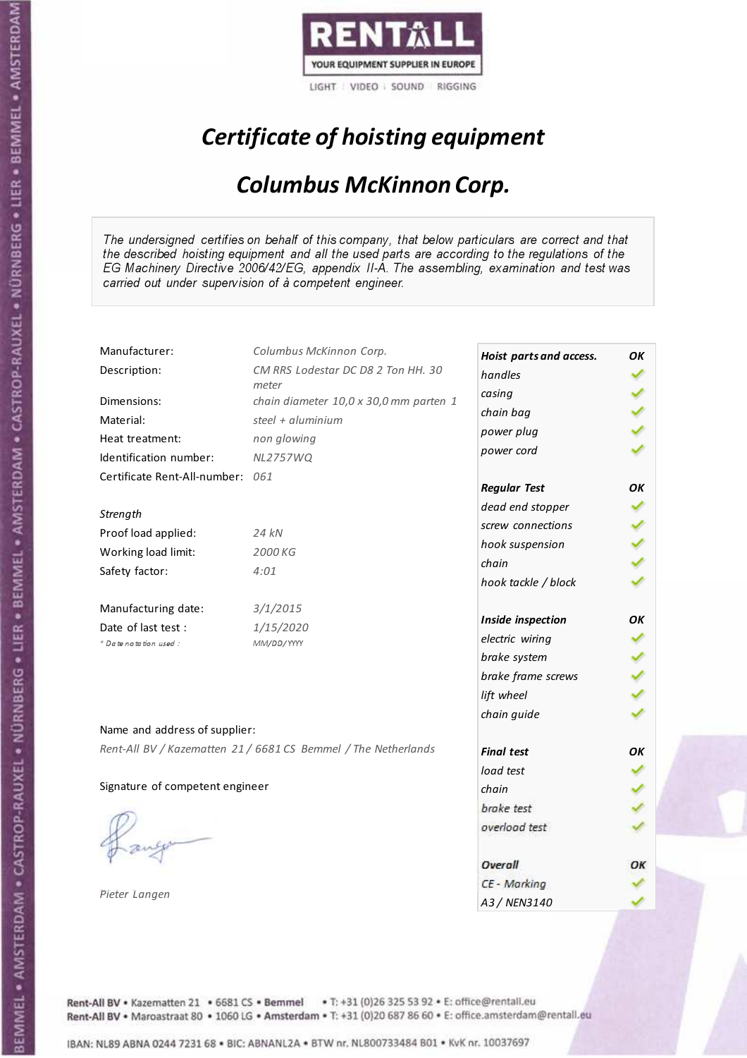RENTALL
YOUR EQUIPMENT SUPPLIER IN EUROPE
LIGHT | VIDEO | SOUND | RIGGING

# *Certificate of hoisting equipment*

## *Columbus McKinnon Corp.*

*The undersigned certifies on behalf of this company, that below particulars are correct and that the described hoisting equipment and all the used parts are according to the regulations of the EG Machinery Directive 2006/42/EG, appendix II-A. The assembling, examination and test was carried out under supervision of à competent engineer.*

| | |
|---|---|
| Manufacturer: | *Columbus McKinnon Corp.* |
| Description: | *CM RRS Lodestar DC D8 2 Ton HH. 30 meter* |
| Dimensions: | *chain diameter 10,0 x 30,0 mm parten 1* |
| Material: | *steel + aluminium* |
| Heat treatment: | *non glowing* |
| Identification number: | *NL2757WQ* |
| Certificate Rent-All-number: | *061* |
| *Strength* | |
| Proof load applied: | *24 kN* |
| Working load limit: | *2000 KG* |
| Safety factor: | *4:01* |
| Manufacturing date: | *3/1/2015* |
| Date of last test : | *1/15/2020* |
| *\* Date notation used :* | *MM/DD/YYYY* |

| *Hoist parts and access.* | *OK* |
|---|---|
| *handles* | ✓ |
| *casing* | ✓ |
| *chain bag* | ✓ |
| *power plug* | ✓ |
| *power cord* | ✓ |
| ***Regular Test*** | ***OK*** |
| *dead end stopper* | ✓ |
| *screw connections* | ✓ |
| *hook suspension* | ✓ |
| *chain* | ✓ |
| *hook tackle / block* | ✓ |
| ***Inside inspection*** | ***OK*** |
| *electric wiring* | ✓ |
| *brake system* | ✓ |
| *brake frame screws* | ✓ |
| *lift wheel* | ✓ |
| *chain guide* | ✓ |
| ***Final test*** | ***OK*** |
| *load test* | ✓ |
| *chain* | ✓ |
| *brake test* | ✓ |
| *overload test* | ✓ |
| ***Overall*** | ***OK*** |
| *CE - Marking* | ✓ |
| *A3 / NEN3140* | ✓ |

Name and address of supplier:

*Rent-All BV / Kazematten 21 / 6681 CS Bemmel / The Netherlands*

Signature of competent engineer

*Pieter Langen*

Rent-All BV • Kazematten 21 • 6681 CS • Bemmel • T: +31 (0)26 325 53 92 • E: office@rentall.eu
Rent-All BV • Maroastraat 80 • 1060 LG • Amsterdam • T: +31 (0)20 687 86 60 • E: office.amsterdam@rentall.eu

IBAN: NL89 ABNA 0244 7231 68 • BIC: ABNANL2A • BTW nr. NL800733484 B01 • KvK nr. 10037697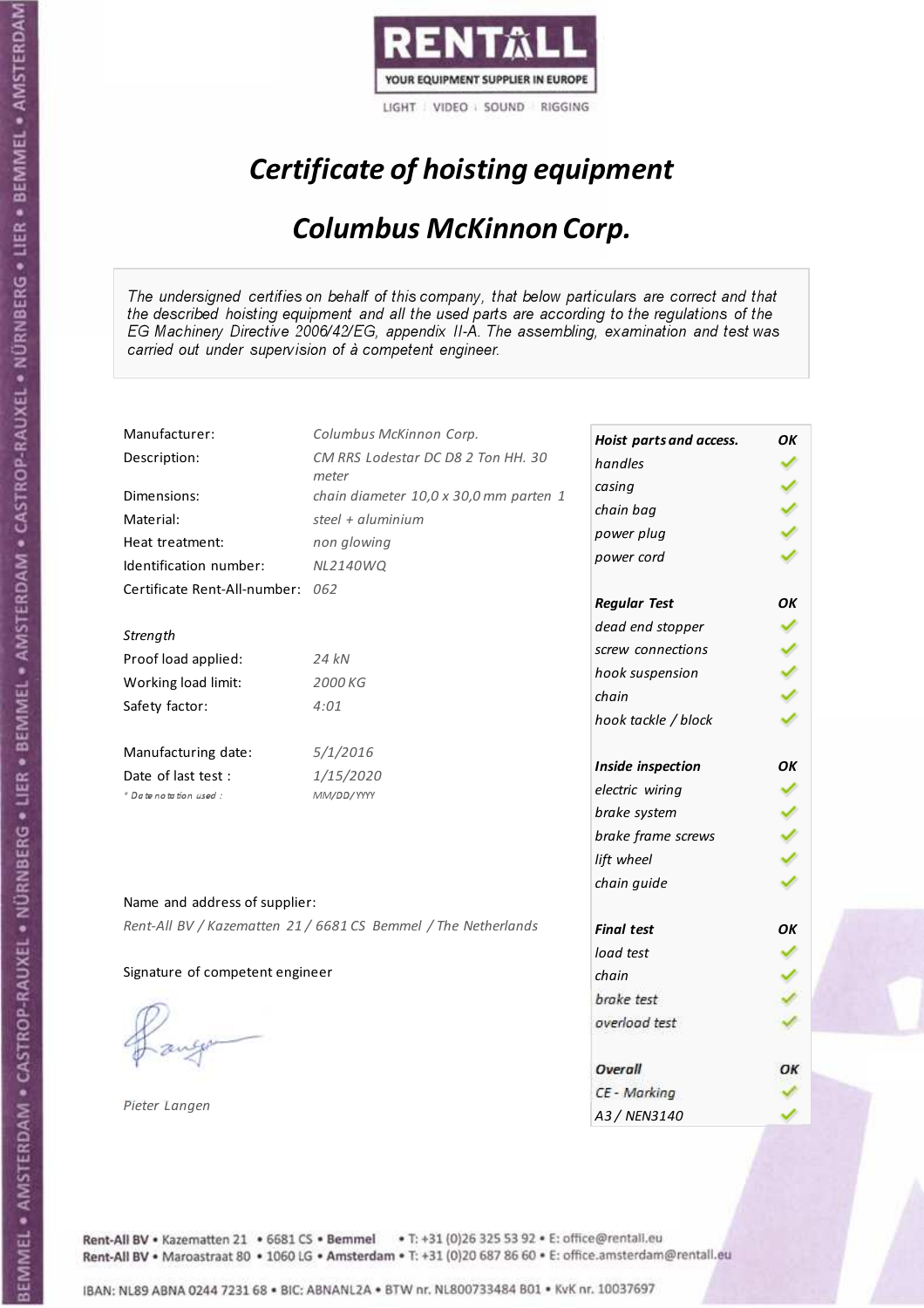RENTALL
YOUR EQUIPMENT SUPPLIER IN EUROPE
LIGHT | VIDEO | SOUND | RIGGING

# *Certificate of hoisting equipment*

## *Columbus McKinnon Corp.*

*The undersigned certifies on behalf of this company, that below particulars are correct and that the described hoisting equipment and all the used parts are according to the regulations of the EG Machinery Directive 2006/42/EG, appendix II-A. The assembling, examination and test was carried out under supervision of à competent engineer.*

| | |
|---|---|
| Manufacturer: | *Columbus McKinnon Corp.* |
| Description: | *CM RRS Lodestar DC D8 2 Ton HH. 30 meter* |
| Dimensions: | *chain diameter 10,0 x 30,0 mm parten 1* |
| Material: | *steel + aluminium* |
| Heat treatment: | *non glowing* |
| Identification number: | *NL2140WQ* |
| Certificate Rent-All-number: | *062* |

*Strength*

| | |
|---|---|
| Proof load applied: | *24 kN* |
| Working load limit: | *2000 KG* |
| Safety factor: | *4:01* |

| | |
|---|---|
| Manufacturing date: | *5/1/2016* |
| Date of last test : | *1/15/2020* |
| *Date notation used :* | *MM/DD/YYYY* |

| *Hoist parts and access.* | *OK* |
|---|---|
| *handles* | ✓ |
| *casing* | ✓ |
| *chain bag* | ✓ |
| *power plug* | ✓ |
| *power cord* | ✓ |
| ***Regular Test*** | ***OK*** |
| *dead end stopper* | ✓ |
| *screw connections* | ✓ |
| *hook suspension* | ✓ |
| *chain* | ✓ |
| *hook tackle / block* | ✓ |
| ***Inside inspection*** | ***OK*** |
| *electric wiring* | ✓ |
| *brake system* | ✓ |
| *brake frame screws* | ✓ |
| *lift wheel* | ✓ |
| *chain guide* | ✓ |
| ***Final test*** | ***OK*** |
| *load test* | ✓ |
| *chain* | ✓ |
| *brake test* | ✓ |
| *overload test* | ✓ |
| ***Overall*** | ***OK*** |
| *CE - Marking* | ✓ |
| *A3 / NEN3140* | ✓ |

Name and address of supplier:

*Rent-All BV / Kazematten 21 / 6681 CS Bemmel / The Netherlands*

Signature of competent engineer

*Pieter Langen*

Rent-All BV • Kazematten 21 • 6681 CS • Bemmel • T: +31 (0)26 325 53 92 • E: office@rentall.eu
Rent-All BV • Maroastraat 80 • 1060 LG • Amsterdam • T: +31 (0)20 687 86 60 • E: office.amsterdam@rentall.eu

IBAN: NL89 ABNA 0244 7231 68 • BIC: ABNANL2A • BTW nr. NL800733484 B01 • KvK nr. 10037697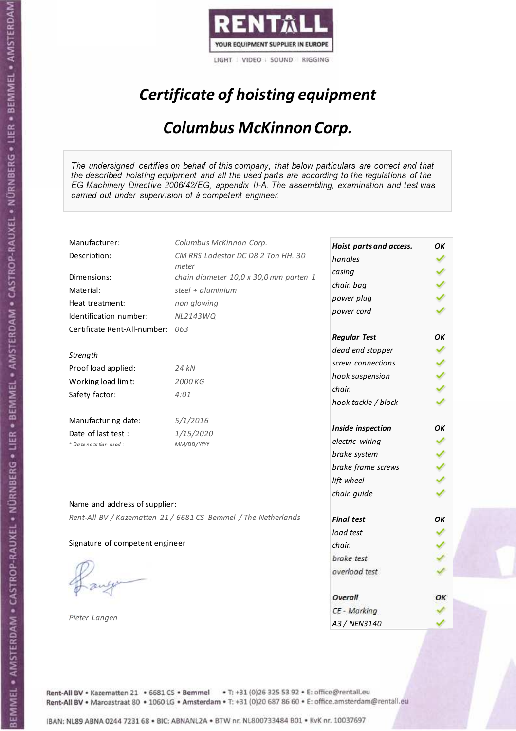RENTALL
YOUR EQUIPMENT SUPPLIER IN EUROPE
LIGHT | VIDEO | SOUND | RIGGING

# *Certificate of hoisting equipment*

## *Columbus McKinnon Corp.*

*The undersigned certifies on behalf of this company, that below particulars are correct and that the described hoisting equipment and all the used parts are according to the regulations of the EG Machinery Directive 2006/42/EG, appendix II-A. The assembling, examination and test was carried out under supervision of à competent engineer.*

| | |
|---|---|
| Manufacturer: | *Columbus McKinnon Corp.* |
| Description: | *CM RRS Lodestar DC D8 2 Ton HH. 30 meter* |
| Dimensions: | *chain diameter 10,0 x 30,0 mm parten 1* |
| Material: | *steel + aluminium* |
| Heat treatment: | *non glowing* |
| Identification number: | *NL2143WQ* |
| Certificate Rent-All-number: | *063* |

*Strength*

| | |
|---|---|
| Proof load applied: | *24 kN* |
| Working load limit: | *2000 KG* |
| Safety factor: | *4:01* |

| | |
|---|---|
| Manufacturing date: | *5/1/2016* |
| Date of last test : | *1/15/2020* |
| *\* Date notation used :* | *MM/DD/YYYY* |

Name and address of supplier:

*Rent-All BV / Kazematten 21 / 6681 CS Bemmel / The Netherlands*

Signature of competent engineer

*Pieter Langen*

| ***Hoist parts and access.*** | ***OK*** |
|---|---|
| *handles* | ✓ |
| *casing* | ✓ |
| *chain bag* | ✓ |
| *power plug* | ✓ |
| *power cord* | ✓ |
| ***Regular Test*** | ***OK*** |
| *dead end stopper* | ✓ |
| *screw connections* | ✓ |
| *hook suspension* | ✓ |
| *chain* | ✓ |
| *hook tackle / block* | ✓ |
| ***Inside inspection*** | ***OK*** |
| *electric wiring* | ✓ |
| *brake system* | ✓ |
| *brake frame screws* | ✓ |
| *lift wheel* | ✓ |
| *chain guide* | ✓ |
| ***Final test*** | ***OK*** |
| *load test* | ✓ |
| *chain* | ✓ |
| *brake test* | ✓ |
| *overload test* | ✓ |
| ***Overall*** | ***OK*** |
| *CE - Marking* | ✓ |
| *A3 / NEN3140* | ✓ |

Rent-All BV • Kazematten 21 • 6681 CS • Bemmel • T: +31 (0)26 325 53 92 • E: office@rentall.eu
Rent-All BV • Maroastraat 80 • 1060 LG • Amsterdam • T: +31 (0)20 687 86 60 • E: office.amsterdam@rentall.eu

IBAN: NL89 ABNA 0244 7231 68 • BIC: ABNANL2A • BTW nr. NL800733484 B01 • KvK nr. 10037697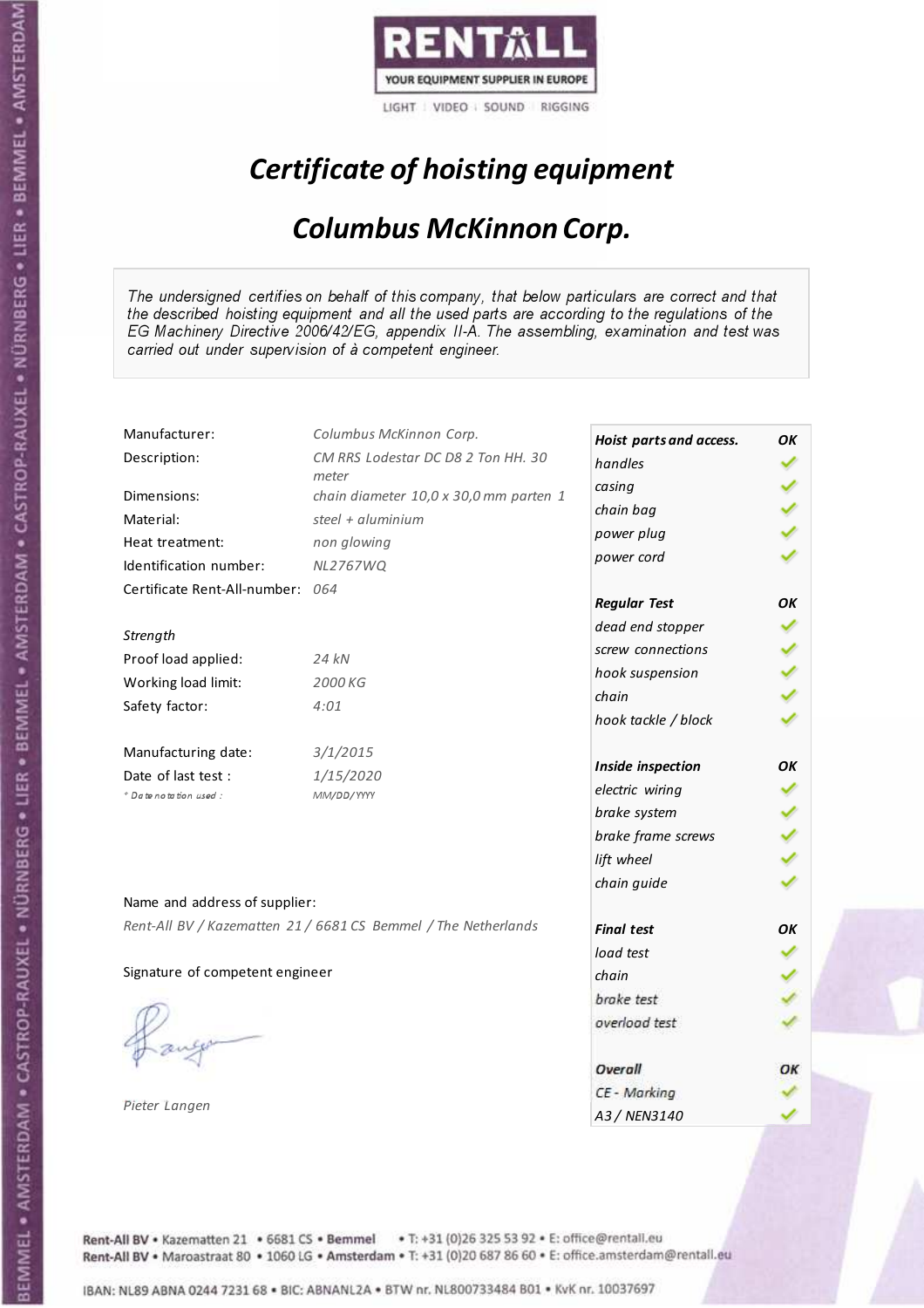RENTALL

YOUR EQUIPMENT SUPPLIER IN EUROPE

LIGHT | VIDEO | SOUND | RIGGING

# *Certificate of hoisting equipment*

## *Columbus McKinnon Corp.*

*The undersigned certifies on behalf of this company, that below particulars are correct and that the described hoisting equipment and all the used parts are according to the regulations of the EG Machinery Directive 2006/42/EG, appendix II-A. The assembling, examination and test was carried out under supervision of à competent engineer.*

| | |
|---|---|
| Manufacturer: | *Columbus McKinnon Corp.* |
| Description: | *CM RRS Lodestar DC D8 2 Ton HH. 30 meter* |
| Dimensions: | *chain diameter 10,0 x 30,0 mm parten 1* |
| Material: | *steel + aluminium* |
| Heat treatment: | *non glowing* |
| Identification number: | *NL2767WQ* |
| Certificate Rent-All-number: | *064* |

*Strength*

| | |
|---|---|
| Proof load applied: | *24 kN* |
| Working load limit: | *2000 KG* |
| Safety factor: | *4:01* |

| | |
|---|---|
| Manufacturing date: | *3/1/2015* |
| Date of last test : | *1/15/2020* |
| *\* Date notation used :* | *MM/DD/YYYY* |

Name and address of supplier:

*Rent-All BV / Kazematten 21 / 6681 CS Bemmel / The Netherlands*

Signature of competent engineer

*Pieter Langen*

| ***Hoist parts and access.*** | ***OK*** |
|---|---|
| *handles* | ✓ |
| *casing* | ✓ |
| *chain bag* | ✓ |
| *power plug* | ✓ |
| *power cord* | ✓ |
| ***Regular Test*** | ***OK*** |
| *dead end stopper* | ✓ |
| *screw connections* | ✓ |
| *hook suspension* | ✓ |
| *chain* | ✓ |
| *hook tackle / block* | ✓ |
| ***Inside inspection*** | ***OK*** |
| *electric wiring* | ✓ |
| *brake system* | ✓ |
| *brake frame screws* | ✓ |
| *lift wheel* | ✓ |
| *chain guide* | ✓ |
| ***Final test*** | ***OK*** |
| *load test* | ✓ |
| *chain* | ✓ |
| *brake test* | ✓ |
| *overload test* | ✓ |
| ***Overall*** | ***OK*** |
| *CE - Marking* | ✓ |
| *A3 / NEN3140* | ✓ |

Rent-All BV • Kazematten 21 • 6681 CS • **Bemmel** • T: +31 (0)26 325 53 92 • E: office@rentall.eu
Rent-All BV • Maroastraat 80 • 1060 LG • **Amsterdam** • T: +31 (0)20 687 86 60 • E: office.amsterdam@rentall.eu

IBAN: NL89 ABNA 0244 7231 68 • BIC: ABNANL2A • BTW nr. NL800733484 B01 • KvK nr. 10037697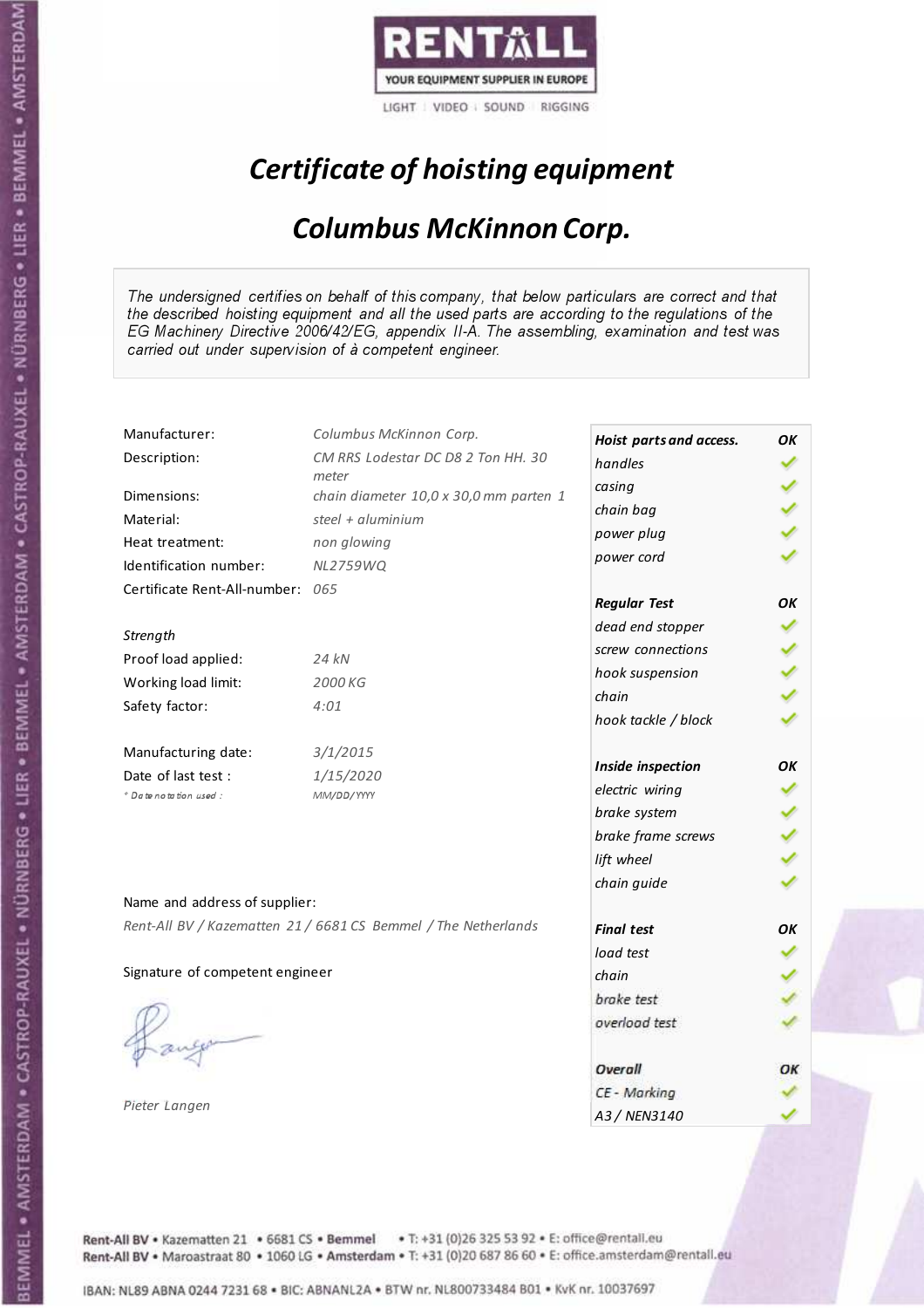RENTALL
YOUR EQUIPMENT SUPPLIER IN EUROPE
LIGHT | VIDEO | SOUND | RIGGING

# *Certificate of hoisting equipment*

## *Columbus McKinnon Corp.*

*The undersigned certifies on behalf of this company, that below particulars are correct and that the described hoisting equipment and all the used parts are according to the regulations of the EG Machinery Directive 2006/42/EG, appendix II-A. The assembling, examination and test was carried out under supervision of à competent engineer.*

| | |
|---|---|
| Manufacturer: | *Columbus McKinnon Corp.* |
| Description: | *CM RRS Lodestar DC D8 2 Ton HH. 30 meter* |
| Dimensions: | *chain diameter 10,0 x 30,0 mm parten 1* |
| Material: | *steel + aluminium* |
| Heat treatment: | *non glowing* |
| Identification number: | *NL2759WQ* |
| Certificate Rent-All-number: | *065* |

*Strength*

| | |
|---|---|
| Proof load applied: | *24 kN* |
| Working load limit: | *2000 KG* |
| Safety factor: | *4:01* |

| | |
|---|---|
| Manufacturing date: | *3/1/2015* |
| Date of last test : | *1/15/2020* |
| *\* Date notation used :* | *MM/DD/YYYY* |

| ***Hoist parts and access.*** | ***OK*** |
|---|---|
| *handles* | ✓ |
| *casing* | ✓ |
| *chain bag* | ✓ |
| *power plug* | ✓ |
| *power cord* | ✓ |
| ***Regular Test*** | ***OK*** |
| *dead end stopper* | ✓ |
| *screw connections* | ✓ |
| *hook suspension* | ✓ |
| *chain* | ✓ |
| *hook tackle / block* | ✓ |
| ***Inside inspection*** | ***OK*** |
| *electric wiring* | ✓ |
| *brake system* | ✓ |
| *brake frame screws* | ✓ |
| *lift wheel* | ✓ |
| *chain guide* | ✓ |
| ***Final test*** | ***OK*** |
| *load test* | ✓ |
| *chain* | ✓ |
| *brake test* | ✓ |
| *overload test* | ✓ |
| ***Overall*** | ***OK*** |
| *CE - Marking* | ✓ |
| *A3 / NEN3140* | ✓ |

Name and address of supplier:

*Rent-All BV / Kazematten 21 / 6681 CS Bemmel / The Netherlands*

Signature of competent engineer

*Pieter Langen*

Rent-All BV • Kazematten 21 • 6681 CS • Bemmel • T: +31 (0)26 325 53 92 • E: office@rentall.eu
Rent-All BV • Maroastraat 80 • 1060 LG • Amsterdam • T: +31 (0)20 687 86 60 • E: office.amsterdam@rentall.eu

IBAN: NL89 ABNA 0244 7231 68 • BIC: ABNANL2A • BTW nr. NL800733484 B01 • KvK nr. 10037697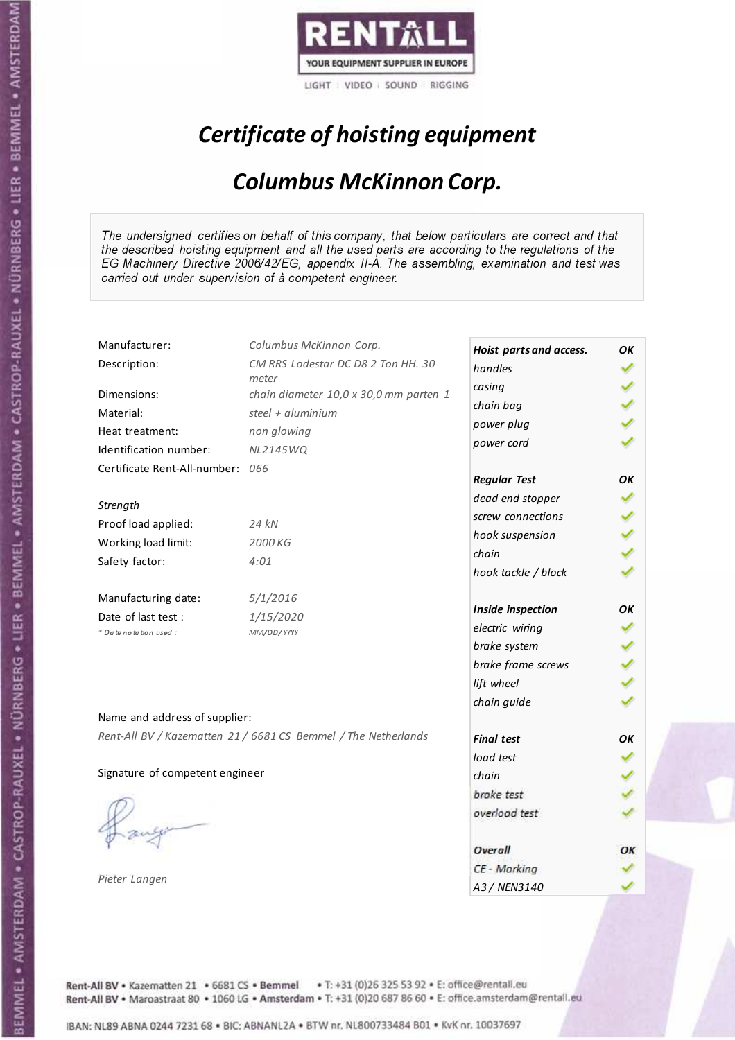RENTALL

YOUR EQUIPMENT SUPPLIER IN EUROPE

LIGHT | VIDEO | SOUND | RIGGING

# *Certificate of hoisting equipment*

## *Columbus McKinnon Corp.*

*The undersigned certifies on behalf of this company, that below particulars are correct and that the described hoisting equipment and all the used parts are according to the regulations of the EG Machinery Directive 2006/42/EG, appendix II-A. The assembling, examination and test was carried out under supervision of à competent engineer.*

| | |
|---|---|
| Manufacturer: | *Columbus McKinnon Corp.* |
| Description: | *CM RRS Lodestar DC D8 2 Ton HH. 30 meter* |
| Dimensions: | *chain diameter 10,0 x 30,0 mm parten 1* |
| Material: | *steel + aluminium* |
| Heat treatment: | *non glowing* |
| Identification number: | *NL2145WQ* |
| Certificate Rent-All-number: | *066* |
| *Strength* | |
| Proof load applied: | *24 kN* |
| Working load limit: | *2000 KG* |
| Safety factor: | *4:01* |
| Manufacturing date: | *5/1/2016* |
| Date of last test : | *1/15/2020* |
| *\* Date notation used :* | *MM/DD/YYYY* |

| **Hoist parts and access.** | **OK** |
|---|---|
| *handles* | ✓ |
| *casing* | ✓ |
| *chain bag* | ✓ |
| *power plug* | ✓ |
| *power cord* | ✓ |
| **Regular Test** | **OK** |
| *dead end stopper* | ✓ |
| *screw connections* | ✓ |
| *hook suspension* | ✓ |
| *chain* | ✓ |
| *hook tackle / block* | ✓ |
| **Inside inspection** | **OK** |
| *electric wiring* | ✓ |
| *brake system* | ✓ |
| *brake frame screws* | ✓ |
| *lift wheel* | ✓ |
| *chain guide* | ✓ |
| **Final test** | **OK** |
| *load test* | ✓ |
| *chain* | ✓ |
| *brake test* | ✓ |
| *overload test* | ✓ |
| **Overall** | **OK** |
| *CE - Marking* | ✓ |
| *A3 / NEN3140* | ✓ |

Name and address of supplier:

*Rent-All BV / Kazematten 21 / 6681 CS Bemmel / The Netherlands*

Signature of competent engineer

*Pieter Langen*

Rent-All BV • Kazematten 21 • 6681 CS • Bemmel • T: +31 (0)26 325 53 92 • E: office@rentall.eu
Rent-All BV • Maroastraat 80 • 1060 LG • Amsterdam • T: +31 (0)20 687 86 60 • E: office.amsterdam@rentall.eu

IBAN: NL89 ABNA 0244 7231 68 • BIC: ABNANL2A • BTW nr. NL800733484 B01 • KvK nr. 10037697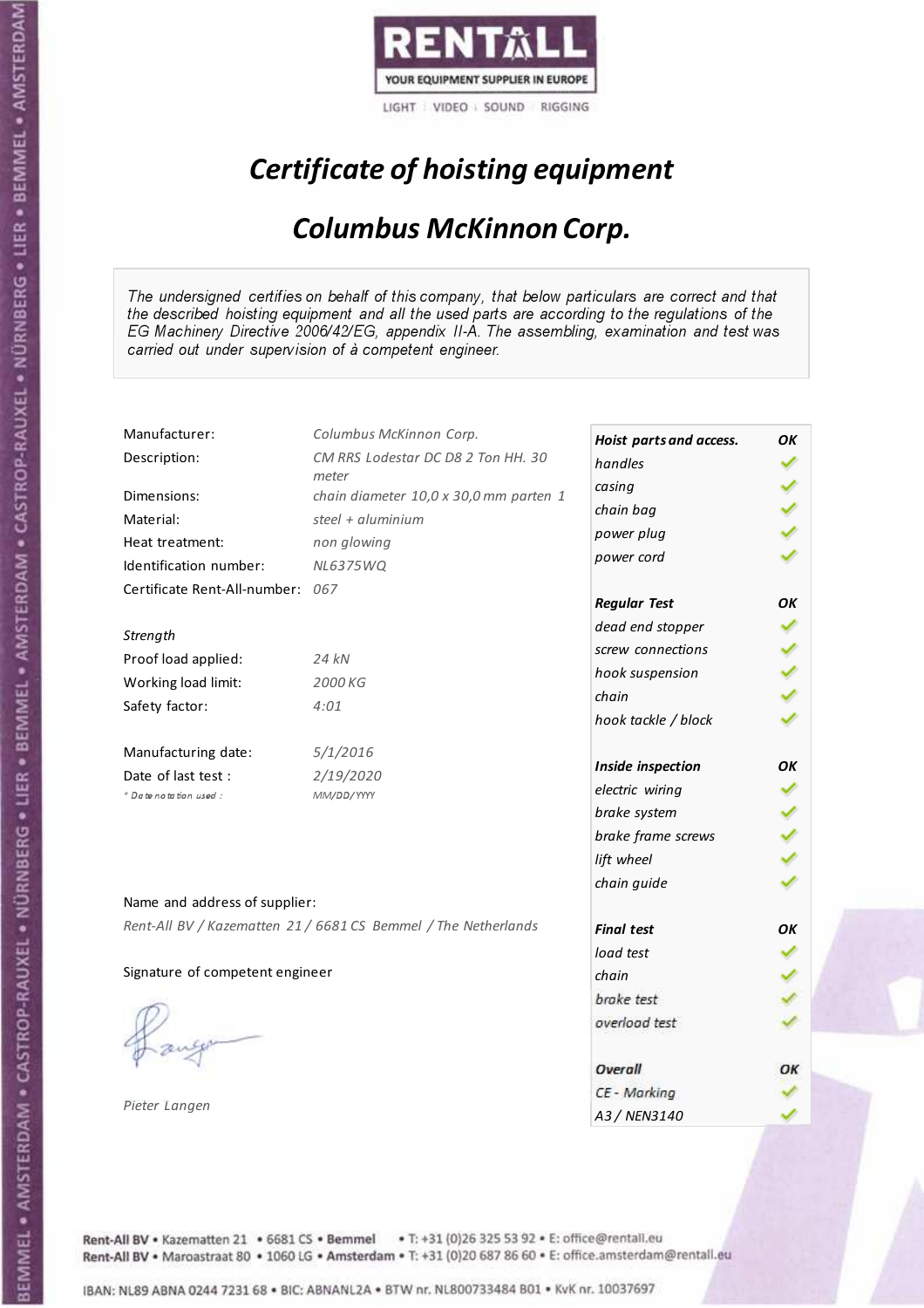RENTALL
YOUR EQUIPMENT SUPPLIER IN EUROPE
LIGHT | VIDEO | SOUND | RIGGING

# *Certificate of hoisting equipment*

## *Columbus McKinnon Corp.*

*The undersigned certifies on behalf of this company, that below particulars are correct and that the described hoisting equipment and all the used parts are according to the regulations of the EG Machinery Directive 2006/42/EG, appendix II-A. The assembling, examination and test was carried out under supervision of à competent engineer.*

| | |
|---|---|
| Manufacturer: | *Columbus McKinnon Corp.* |
| Description: | *CM RRS Lodestar DC D8 2 Ton HH. 30 meter* |
| Dimensions: | *chain diameter 10,0 x 30,0 mm parten 1* |
| Material: | *steel + aluminium* |
| Heat treatment: | *non glowing* |
| Identification number: | *NL6375WQ* |
| Certificate Rent-All-number: | *067* |

*Strength*

| | |
|---|---|
| Proof load applied: | *24 kN* |
| Working load limit: | *2000 KG* |
| Safety factor: | *4:01* |

| | |
|---|---|
| Manufacturing date: | *5/1/2016* |
| Date of last test : | *2/19/2020* |
| *\* Date notation used :* | *MM/DD/YYYY* |

| | |
|---|---|
| ***Hoist parts and access.*** | ***OK*** |
| *handles* | ✓ |
| *casing* | ✓ |
| *chain bag* | ✓ |
| *power plug* | ✓ |
| *power cord* | ✓ |
| ***Regular Test*** | ***OK*** |
| *dead end stopper* | ✓ |
| *screw connections* | ✓ |
| *hook suspension* | ✓ |
| *chain* | ✓ |
| *hook tackle / block* | ✓ |
| ***Inside inspection*** | ***OK*** |
| *electric wiring* | ✓ |
| *brake system* | ✓ |
| *brake frame screws* | ✓ |
| *lift wheel* | ✓ |
| *chain guide* | ✓ |
| ***Final test*** | ***OK*** |
| *load test* | ✓ |
| *chain* | ✓ |
| *brake test* | ✓ |
| *overload test* | ✓ |
| ***Overall*** | ***OK*** |
| *CE - Marking* | ✓ |
| *A3 / NEN3140* | ✓ |

Name and address of supplier:

*Rent-All BV / Kazematten 21 / 6681 CS Bemmel / The Netherlands*

Signature of competent engineer

*Pieter Langen*

Rent-All BV • Kazematten 21 • 6681 CS • Bemmel • T: +31 (0)26 325 53 92 • E: office@rentall.eu
Rent-All BV • Maroastraat 80 • 1060 LG • Amsterdam • T: +31 (0)20 687 86 60 • E: office.amsterdam@rentall.eu

IBAN: NL89 ABNA 0244 7231 68 • BIC: ABNANL2A • BTW nr. NL800733484 B01 • KvK nr. 10037697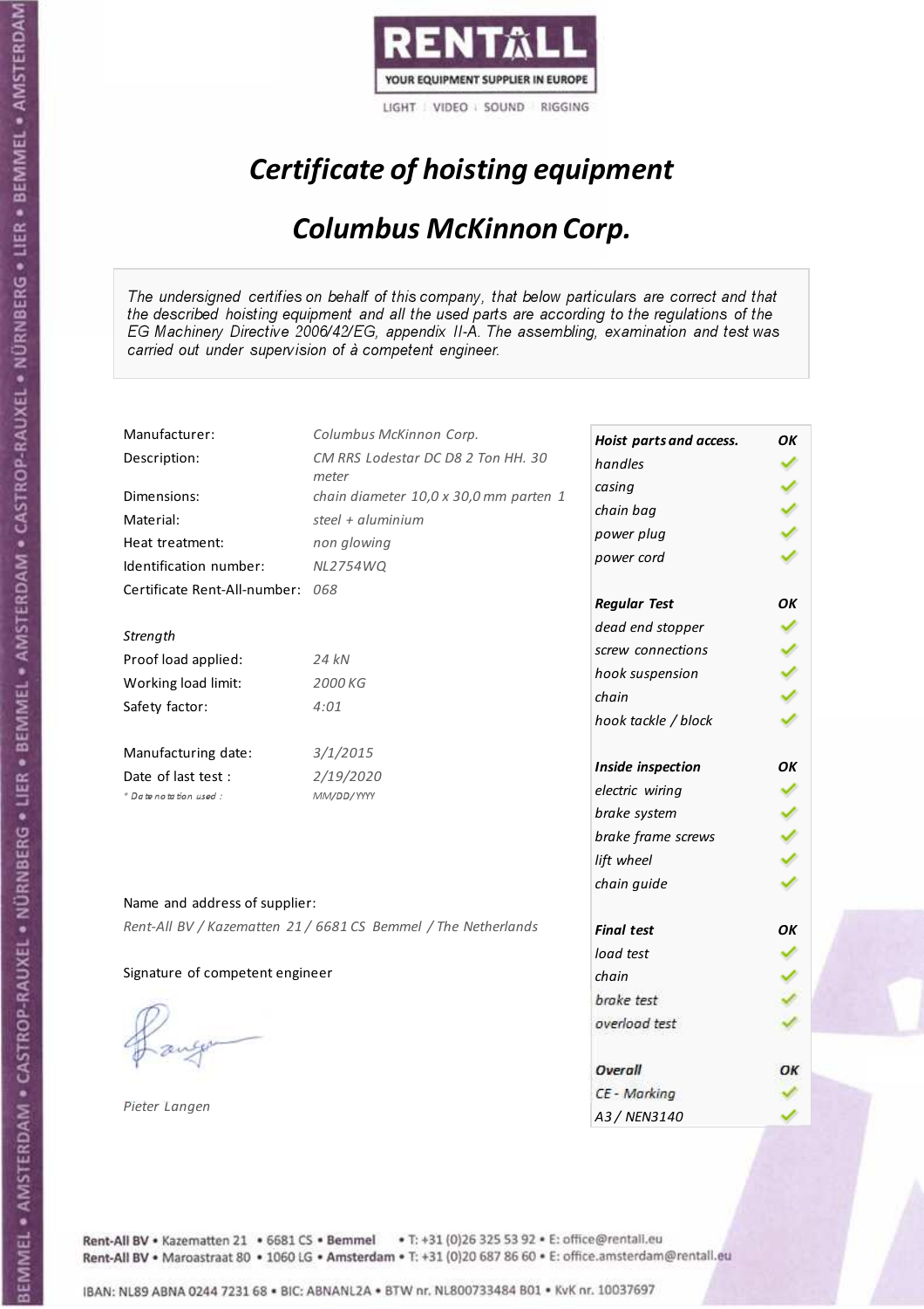RENTALL

YOUR EQUIPMENT SUPPLIER IN EUROPE

LIGHT | VIDEO | SOUND | RIGGING

# *Certificate of hoisting equipment*

## *Columbus McKinnon Corp.*

*The undersigned certifies on behalf of this company, that below particulars are correct and that the described hoisting equipment and all the used parts are according to the regulations of the EG Machinery Directive 2006/42/EG, appendix II-A. The assembling, examination and test was carried out under supervision of à competent engineer.*

| | |
|---|---|
| Manufacturer: | *Columbus McKinnon Corp.* |
| Description: | *CM RRS Lodestar DC D8 2 Ton HH. 30 meter* |
| Dimensions: | *chain diameter 10,0 x 30,0 mm parten 1* |
| Material: | *steel + aluminium* |
| Heat treatment: | *non glowing* |
| Identification number: | *NL2754WQ* |
| Certificate Rent-All-number: | *068* |
| *Strength* | |
| Proof load applied: | *24 kN* |
| Working load limit: | *2000 KG* |
| Safety factor: | *4:01* |
| Manufacturing date: | *3/1/2015* |
| Date of last test : | *2/19/2020* |
| *Date notation used :* | *MM/DD/YYYY* |

| | |
|---|---|
| ***Hoist parts and access.*** | ***OK*** |
| *handles* | ✓ |
| *casing* | ✓ |
| *chain bag* | ✓ |
| *power plug* | ✓ |
| *power cord* | ✓ |
| ***Regular Test*** | ***OK*** |
| *dead end stopper* | ✓ |
| *screw connections* | ✓ |
| *hook suspension* | ✓ |
| *chain* | ✓ |
| *hook tackle / block* | ✓ |
| ***Inside inspection*** | ***OK*** |
| *electric wiring* | ✓ |
| *brake system* | ✓ |
| *brake frame screws* | ✓ |
| *lift wheel* | ✓ |
| *chain guide* | ✓ |
| ***Final test*** | ***OK*** |
| *load test* | ✓ |
| *chain* | ✓ |
| *brake test* | ✓ |
| *overload test* | ✓ |
| ***Overall*** | ***OK*** |
| *CE - Marking* | ✓ |
| *A3 / NEN3140* | ✓ |

Name and address of supplier:

*Rent-All BV / Kazematten 21 / 6681 CS Bemmel / The Netherlands*

Signature of competent engineer

*Pieter Langen*

Rent-All BV • Kazematten 21 • 6681 CS • Bemmel • T: +31 (0)26 325 53 92 • E: office@rentall.eu
Rent-All BV • Maroastraat 80 • 1060 LG • Amsterdam • T: +31 (0)20 687 86 60 • E: office.amsterdam@rentall.eu

IBAN: NL89 ABNA 0244 7231 68 • BIC: ABNANL2A • BTW nr. NL800733484 B01 • KvK nr. 10037697